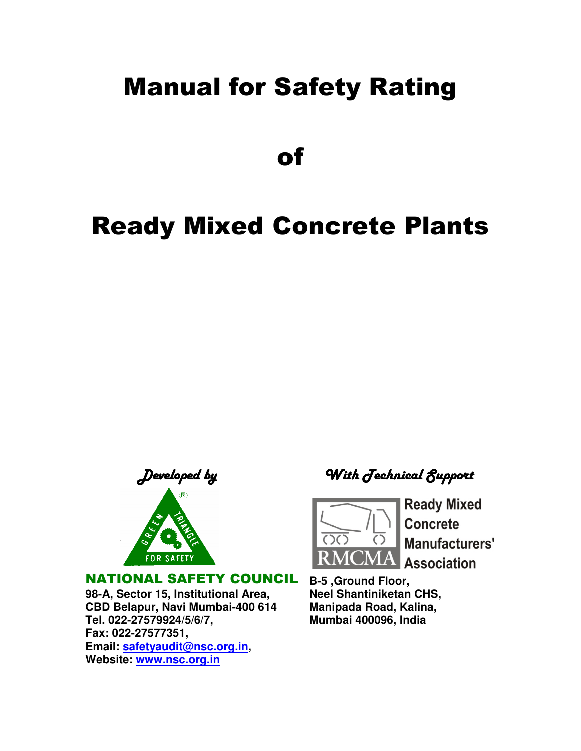# Manual for Safety Rating

# of

# Ready Mixed Concrete Plants

*Developed by*

**NATIONAL SAFETY COUNCIL**

**98-A, Sector 15, Institutional Area,**
**CBD Belapur, Navi Mumbai-400 614**
**Tel. 022-27579924/5/6/7,**
**Fax: 022-27577351,**
**Email: safetyaudit@nsc.org.in,**
**Website: www.nsc.org.in**

*With Technical Support*

**Ready Mixed Concrete Manufacturers' Association**

**B-5 ,Ground Floor,**
**Neel Shantiniketan CHS,**
**Manipada Road, Kalina,**
**Mumbai 400096, India**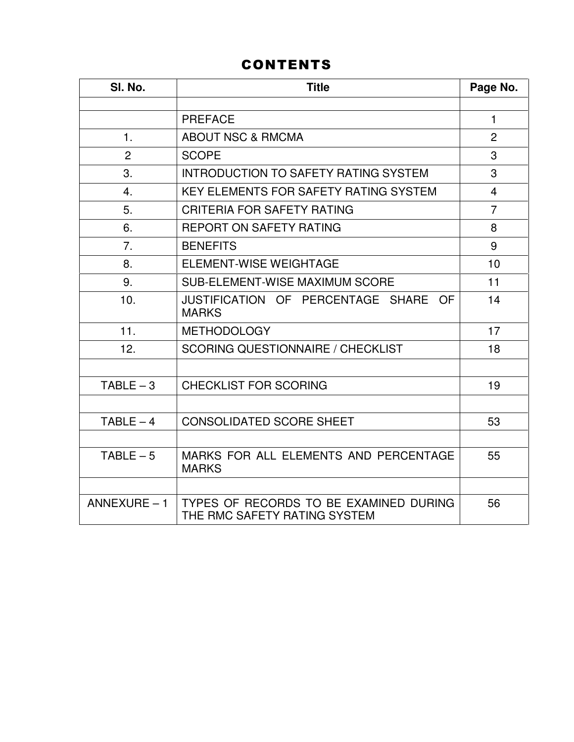# CONTENTS

| Sl. No. | Title | Page No. |
|---|---|---|
| | | |
| | PREFACE | 1 |
| 1. | ABOUT NSC & RMCMA | 2 |
| 2 | SCOPE | 3 |
| 3. | INTRODUCTION TO SAFETY RATING SYSTEM | 3 |
| 4. | KEY ELEMENTS FOR SAFETY RATING SYSTEM | 4 |
| 5. | CRITERIA FOR SAFETY RATING | 7 |
| 6. | REPORT ON SAFETY RATING | 8 |
| 7. | BENEFITS | 9 |
| 8. | ELEMENT-WISE WEIGHTAGE | 10 |
| 9. | SUB-ELEMENT-WISE MAXIMUM SCORE | 11 |
| 10. | JUSTIFICATION OF PERCENTAGE SHARE OF MARKS | 14 |
| 11. | METHODOLOGY | 17 |
| 12. | SCORING QUESTIONNAIRE / CHECKLIST | 18 |
| | | |
| TABLE – 3 | CHECKLIST FOR SCORING | 19 |
| | | |
| TABLE – 4 | CONSOLIDATED SCORE SHEET | 53 |
| | | |
| TABLE – 5 | MARKS FOR ALL ELEMENTS AND PERCENTAGE MARKS | 55 |
| | | |
| ANNEXURE – 1 | TYPES OF RECORDS TO BE EXAMINED DURING THE RMC SAFETY RATING SYSTEM | 56 |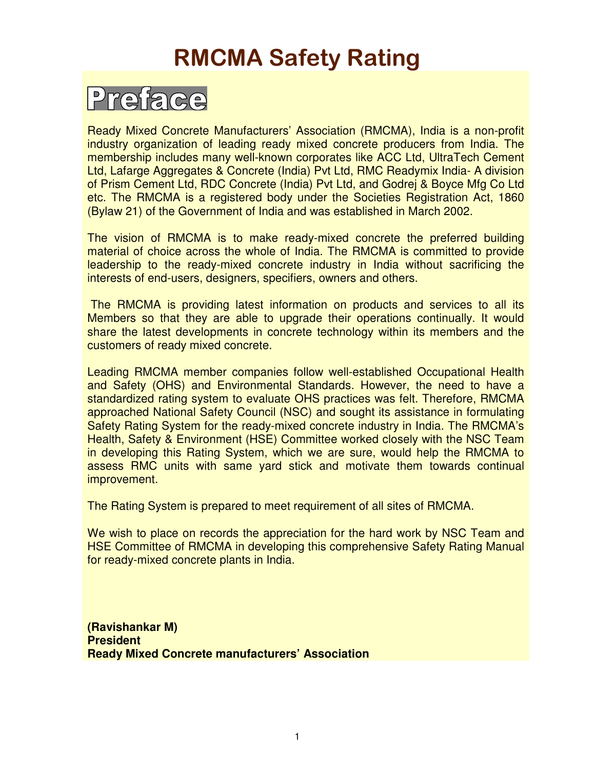# RMCMA Safety Rating

## Preface

Ready Mixed Concrete Manufacturers' Association (RMCMA), India is a non-profit industry organization of leading ready mixed concrete producers from India. The membership includes many well-known corporates like ACC Ltd, UltraTech Cement Ltd, Lafarge Aggregates & Concrete (India) Pvt Ltd, RMC Readymix India- A division of Prism Cement Ltd, RDC Concrete (India) Pvt Ltd, and Godrej & Boyce Mfg Co Ltd etc. The RMCMA is a registered body under the Societies Registration Act, 1860 (Bylaw 21) of the Government of India and was established in March 2002.

The vision of RMCMA is to make ready-mixed concrete the preferred building material of choice across the whole of India. The RMCMA is committed to provide leadership to the ready-mixed concrete industry in India without sacrificing the interests of end-users, designers, specifiers, owners and others.

The RMCMA is providing latest information on products and services to all its Members so that they are able to upgrade their operations continually. It would share the latest developments in concrete technology within its members and the customers of ready mixed concrete.

Leading RMCMA member companies follow well-established Occupational Health and Safety (OHS) and Environmental Standards. However, the need to have a standardized rating system to evaluate OHS practices was felt. Therefore, RMCMA approached National Safety Council (NSC) and sought its assistance in formulating Safety Rating System for the ready-mixed concrete industry in India. The RMCMA's Health, Safety & Environment (HSE) Committee worked closely with the NSC Team in developing this Rating System, which we are sure, would help the RMCMA to assess RMC units with same yard stick and motivate them towards continual improvement.

The Rating System is prepared to meet requirement of all sites of RMCMA.

We wish to place on records the appreciation for the hard work by NSC Team and HSE Committee of RMCMA in developing this comprehensive Safety Rating Manual for ready-mixed concrete plants in India.

**(Ravishankar M)**
**President**
**Ready Mixed Concrete manufacturers' Association**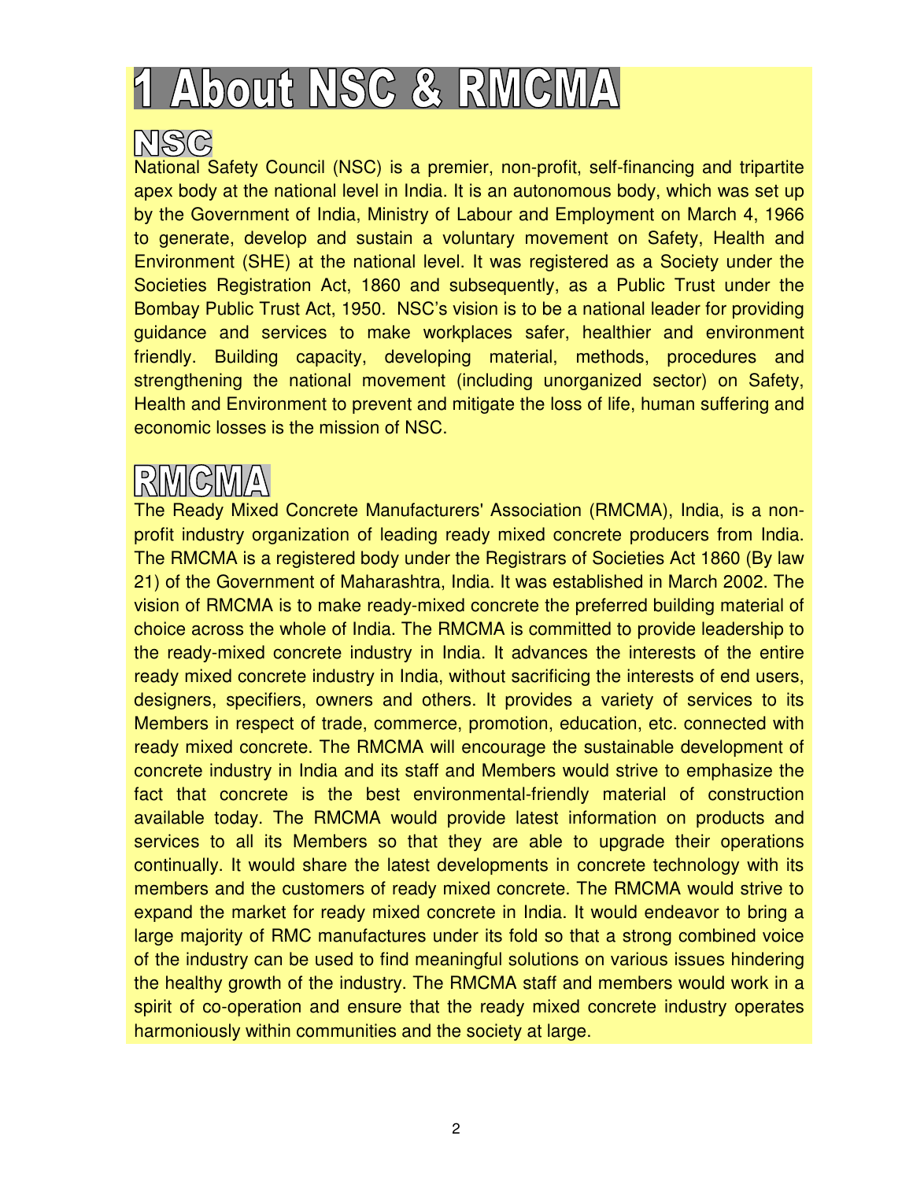# 1 About NSC & RMCMA

## NSC

National Safety Council (NSC) is a premier, non-profit, self-financing and tripartite apex body at the national level in India. It is an autonomous body, which was set up by the Government of India, Ministry of Labour and Employment on March 4, 1966 to generate, develop and sustain a voluntary movement on Safety, Health and Environment (SHE) at the national level. It was registered as a Society under the Societies Registration Act, 1860 and subsequently, as a Public Trust under the Bombay Public Trust Act, 1950. NSC's vision is to be a national leader for providing guidance and services to make workplaces safer, healthier and environment friendly. Building capacity, developing material, methods, procedures and strengthening the national movement (including unorganized sector) on Safety, Health and Environment to prevent and mitigate the loss of life, human suffering and economic losses is the mission of NSC.

## RMCMA

The Ready Mixed Concrete Manufacturers' Association (RMCMA), India, is a non-profit industry organization of leading ready mixed concrete producers from India. The RMCMA is a registered body under the Registrars of Societies Act 1860 (By law 21) of the Government of Maharashtra, India. It was established in March 2002. The vision of RMCMA is to make ready-mixed concrete the preferred building material of choice across the whole of India. The RMCMA is committed to provide leadership to the ready-mixed concrete industry in India. It advances the interests of the entire ready mixed concrete industry in India, without sacrificing the interests of end users, designers, specifiers, owners and others. It provides a variety of services to its Members in respect of trade, commerce, promotion, education, etc. connected with ready mixed concrete. The RMCMA will encourage the sustainable development of concrete industry in India and its staff and Members would strive to emphasize the fact that concrete is the best environmental-friendly material of construction available today. The RMCMA would provide latest information on products and services to all its Members so that they are able to upgrade their operations continually. It would share the latest developments in concrete technology with its members and the customers of ready mixed concrete. The RMCMA would strive to expand the market for ready mixed concrete in India. It would endeavor to bring a large majority of RMC manufactures under its fold so that a strong combined voice of the industry can be used to find meaningful solutions on various issues hindering the healthy growth of the industry. The RMCMA staff and members would work in a spirit of co-operation and ensure that the ready mixed concrete industry operates harmoniously within communities and the society at large.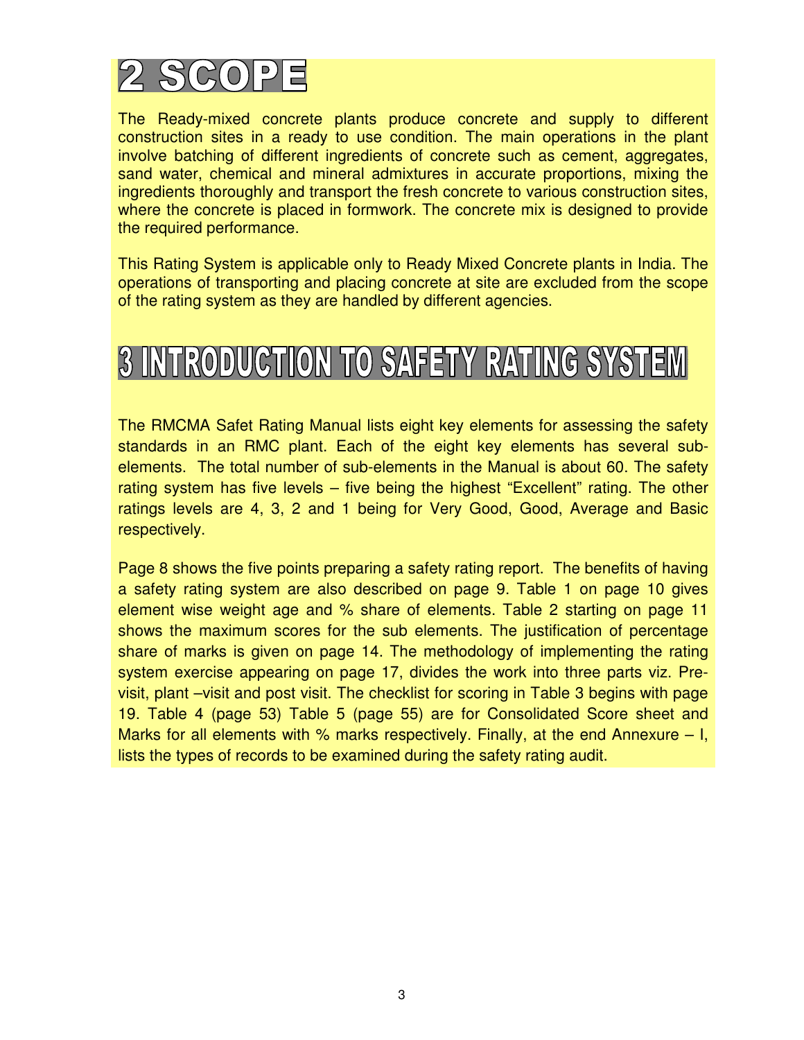# 2 SCOPE

The Ready-mixed concrete plants produce concrete and supply to different construction sites in a ready to use condition. The main operations in the plant involve batching of different ingredients of concrete such as cement, aggregates, sand water, chemical and mineral admixtures in accurate proportions, mixing the ingredients thoroughly and transport the fresh concrete to various construction sites, where the concrete is placed in formwork. The concrete mix is designed to provide the required performance.

This Rating System is applicable only to Ready Mixed Concrete plants in India. The operations of transporting and placing concrete at site are excluded from the scope of the rating system as they are handled by different agencies.

# 3 INTRODUCTION TO SAFETY RATING SYSTEM

The RMCMA Safet Rating Manual lists eight key elements for assessing the safety standards in an RMC plant. Each of the eight key elements has several sub-elements. The total number of sub-elements in the Manual is about 60. The safety rating system has five levels – five being the highest "Excellent" rating. The other ratings levels are 4, 3, 2 and 1 being for Very Good, Good, Average and Basic respectively.

Page 8 shows the five points preparing a safety rating report. The benefits of having a safety rating system are also described on page 9. Table 1 on page 10 gives element wise weight age and % share of elements. Table 2 starting on page 11 shows the maximum scores for the sub elements. The justification of percentage share of marks is given on page 14. The methodology of implementing the rating system exercise appearing on page 17, divides the work into three parts viz. Pre-visit, plant –visit and post visit. The checklist for scoring in Table 3 begins with page 19. Table 4 (page 53) Table 5 (page 55) are for Consolidated Score sheet and Marks for all elements with % marks respectively. Finally, at the end Annexure – I, lists the types of records to be examined during the safety rating audit.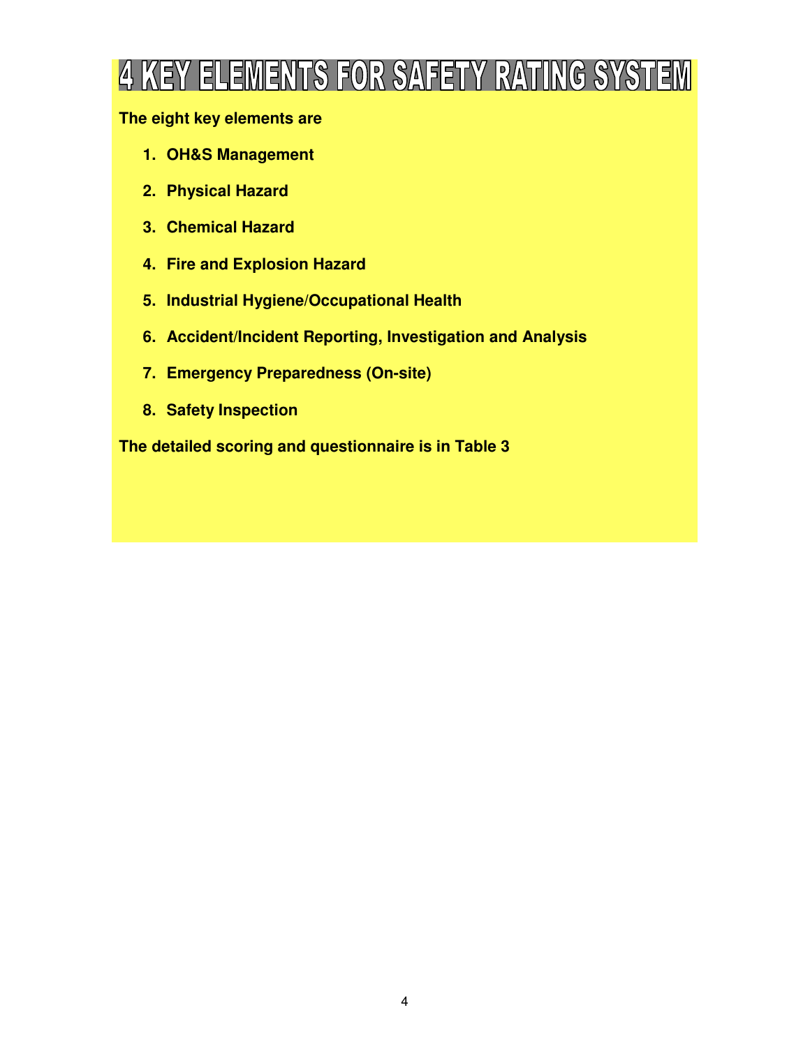# 4 KEY ELEMENTS FOR SAFETY RATING SYSTEM

**The eight key elements are**

1. **OH&S Management**
2. **Physical Hazard**
3. **Chemical Hazard**
4. **Fire and Explosion Hazard**
5. **Industrial Hygiene/Occupational Health**
6. **Accident/Incident Reporting, Investigation and Analysis**
7. **Emergency Preparedness (On-site)**
8. **Safety Inspection**

**The detailed scoring and questionnaire is in Table 3**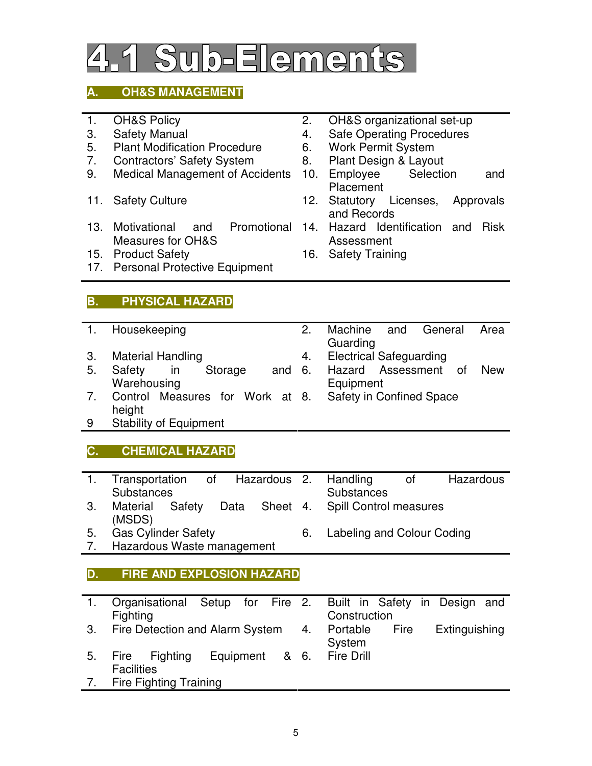# 4.1 Sub-Elements

## A. OH&S MANAGEMENT

1. OH&S Policy
2. OH&S organizational set-up
3. Safety Manual
4. Safe Operating Procedures
5. Plant Modification Procedure
6. Work Permit System
7. Contractors' Safety System
8. Plant Design & Layout
9. Medical Management of Accidents
10. Employee Selection and Placement
11. Safety Culture
12. Statutory Licenses, Approvals and Records
13. Motivational and Promotional Measures for OH&S
14. Hazard Identification and Risk Assessment
15. Product Safety
16. Safety Training
17. Personal Protective Equipment

## B. PHYSICAL HAZARD

1. Housekeeping
2. Machine and General Area Guarding
3. Material Handling
4. Electrical Safeguarding
5. Safety in Storage and Warehousing
6. Hazard Assessment of New Equipment
7. Control Measures for Work at height
8. Safety in Confined Space
9. Stability of Equipment

## C. CHEMICAL HAZARD

1. Transportation of Hazardous Substances
2. Handling of Hazardous Substances
3. Material Safety Data Sheet (MSDS)
4. Spill Control measures
5. Gas Cylinder Safety
6. Labeling and Colour Coding
7. Hazardous Waste management

## D. FIRE AND EXPLOSION HAZARD

1. Organisational Setup for Fire Fighting
2. Built in Safety in Design and Construction
3. Fire Detection and Alarm System
4. Portable Fire Extinguishing System
5. Fire Fighting Equipment & Facilities
6. Fire Drill
7. Fire Fighting Training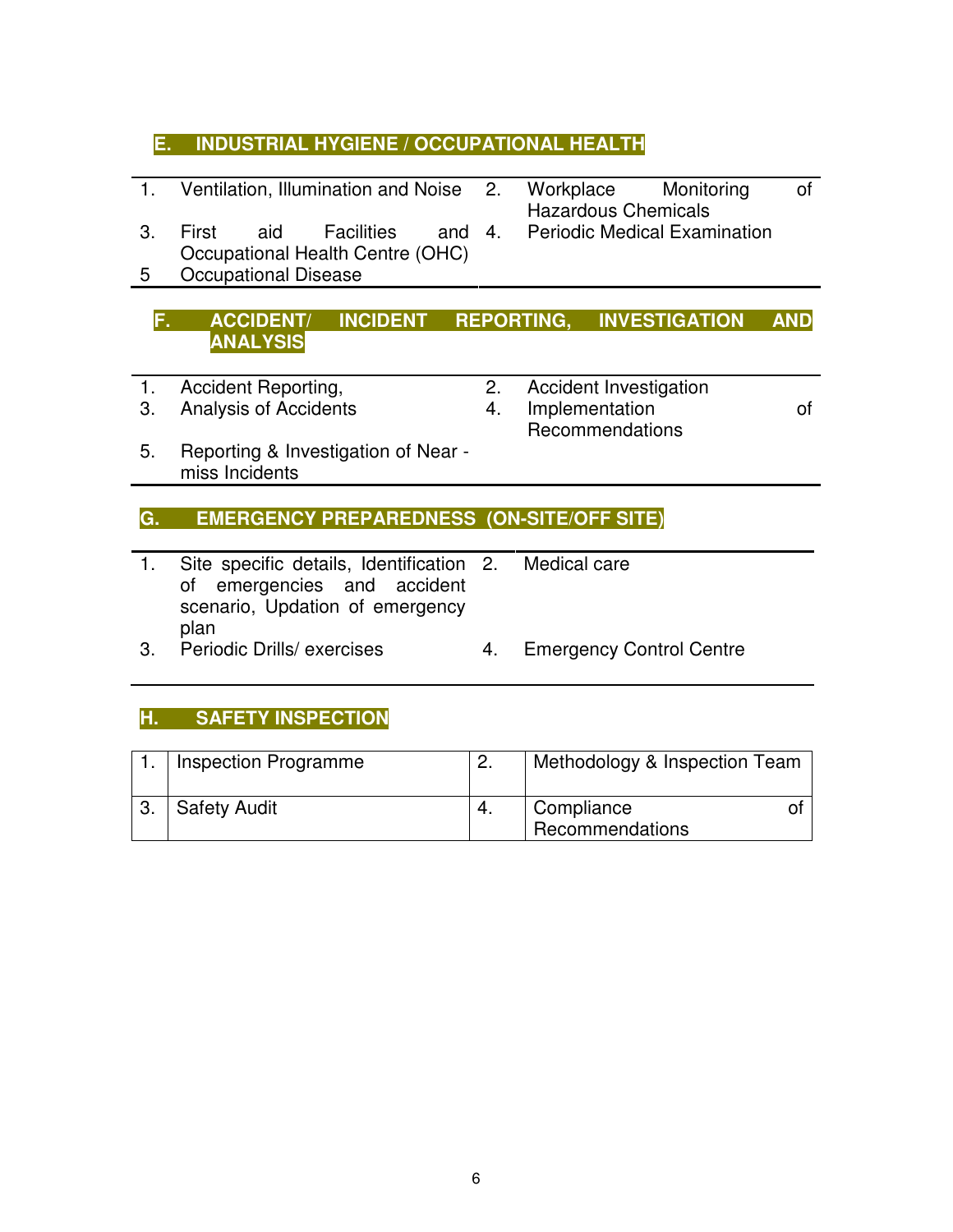## E. INDUSTRIAL HYGIENE / OCCUPATIONAL HEALTH

| | | | |
|---|---|---|---|
| 1. | Ventilation, Illumination and Noise | 2. | Workplace Monitoring of Hazardous Chemicals |
| 3. | First aid Facilities and Occupational Health Centre (OHC) | 4. | Periodic Medical Examination |
| 5 | Occupational Disease | | |

## F. ACCIDENT/ INCIDENT REPORTING, INVESTIGATION AND ANALYSIS

| | | | |
|---|---|---|---|
| 1. | Accident Reporting, | 2. | Accident Investigation |
| 3. | Analysis of Accidents | 4. | Implementation of Recommendations |
| 5. | Reporting & Investigation of Near - miss Incidents | | |

## G. EMERGENCY PREPAREDNESS (ON-SITE/OFF SITE)

| | | | |
|---|---|---|---|
| 1. | Site specific details, Identification of emergencies and accident scenario, Updation of emergency plan | 2. | Medical care |
| 3. | Periodic Drills/ exercises | 4. | Emergency Control Centre |

## H. SAFETY INSPECTION

| | | | |
|---|---|---|---|
| 1. | Inspection Programme | 2. | Methodology & Inspection Team |
| 3. | Safety Audit | 4. | Compliance of Recommendations |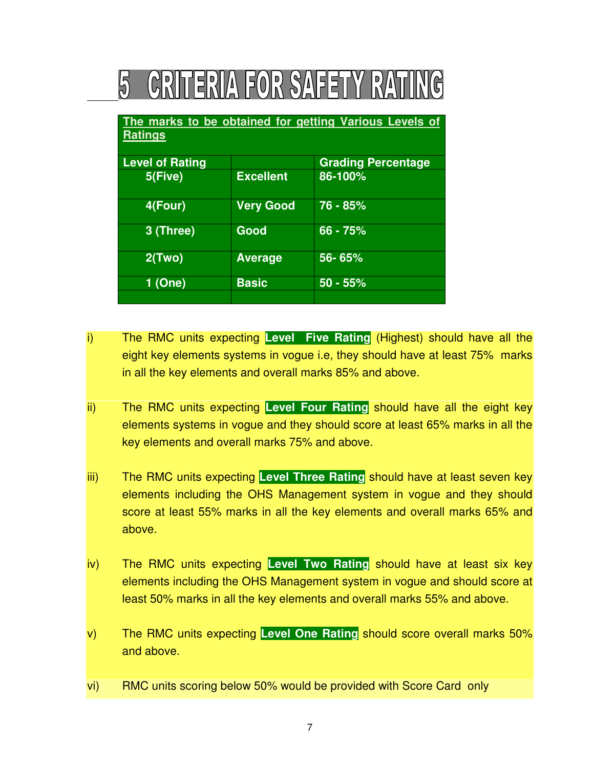# 5 CRITERIA FOR SAFETY RATING

| The marks to be obtained for getting Various Levels of Ratings | | |
|---|---|---|
| **Level of Rating** | | **Grading Percentage** |
| 5(Five) | Excellent | 86-100% |
| 4(Four) | Very Good | 76 - 85% |
| 3 (Three) | Good | 66 - 75% |
| 2(Two) | Average | 56- 65% |
| 1 (One) | Basic | 50 - 55% |
| | | |

i) The RMC units expecting **Level Five Rating** (Highest) should have all the eight key elements systems in vogue i.e, they should have at least 75% marks in all the key elements and overall marks 85% and above.

ii) The RMC units expecting **Level Four Rating** should have all the eight key elements systems in vogue and they should score at least 65% marks in all the key elements and overall marks 75% and above.

iii) The RMC units expecting **Level Three Rating** should have at least seven key elements including the OHS Management system in vogue and they should score at least 55% marks in all the key elements and overall marks 65% and above.

iv) The RMC units expecting **Level Two Rating** should have at least six key elements including the OHS Management system in vogue and should score at least 50% marks in all the key elements and overall marks 55% and above.

v) The RMC units expecting **Level One Rating** should score overall marks 50% and above.

vi) RMC units scoring below 50% would be provided with Score Card only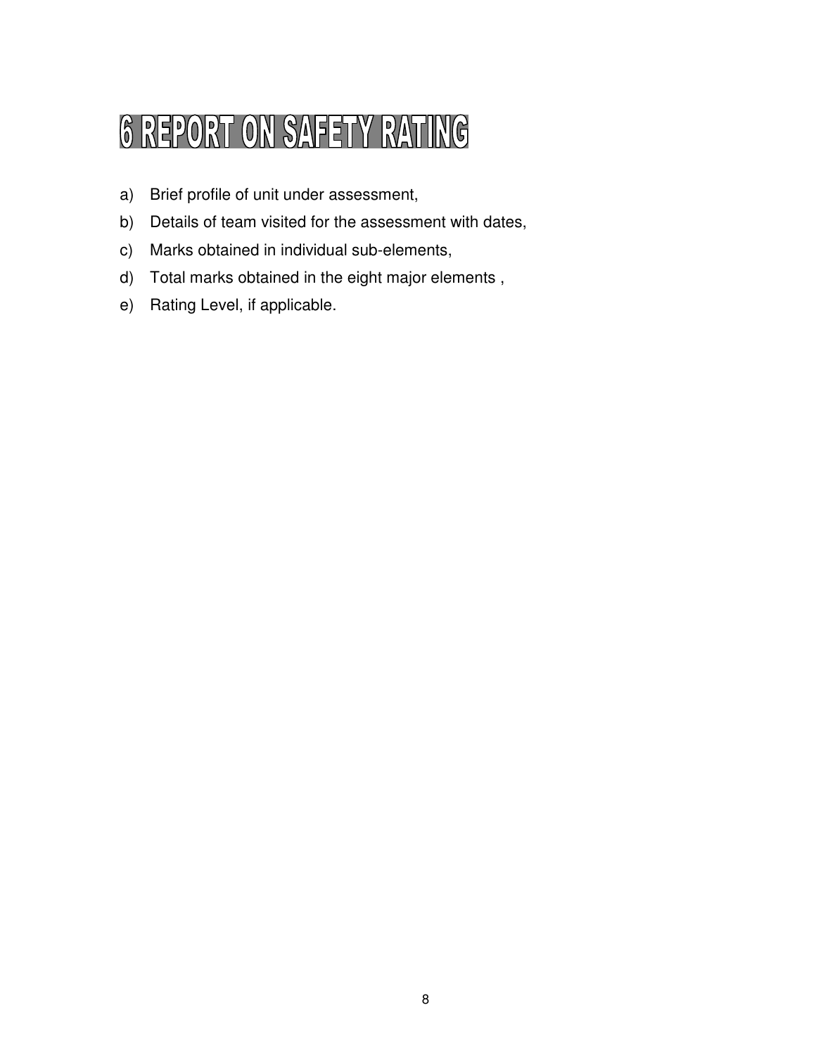# 6 REPORT ON SAFETY RATING

a) Brief profile of unit under assessment,

b) Details of team visited for the assessment with dates,

c) Marks obtained in individual sub-elements,

d) Total marks obtained in the eight major elements ,

e) Rating Level, if applicable.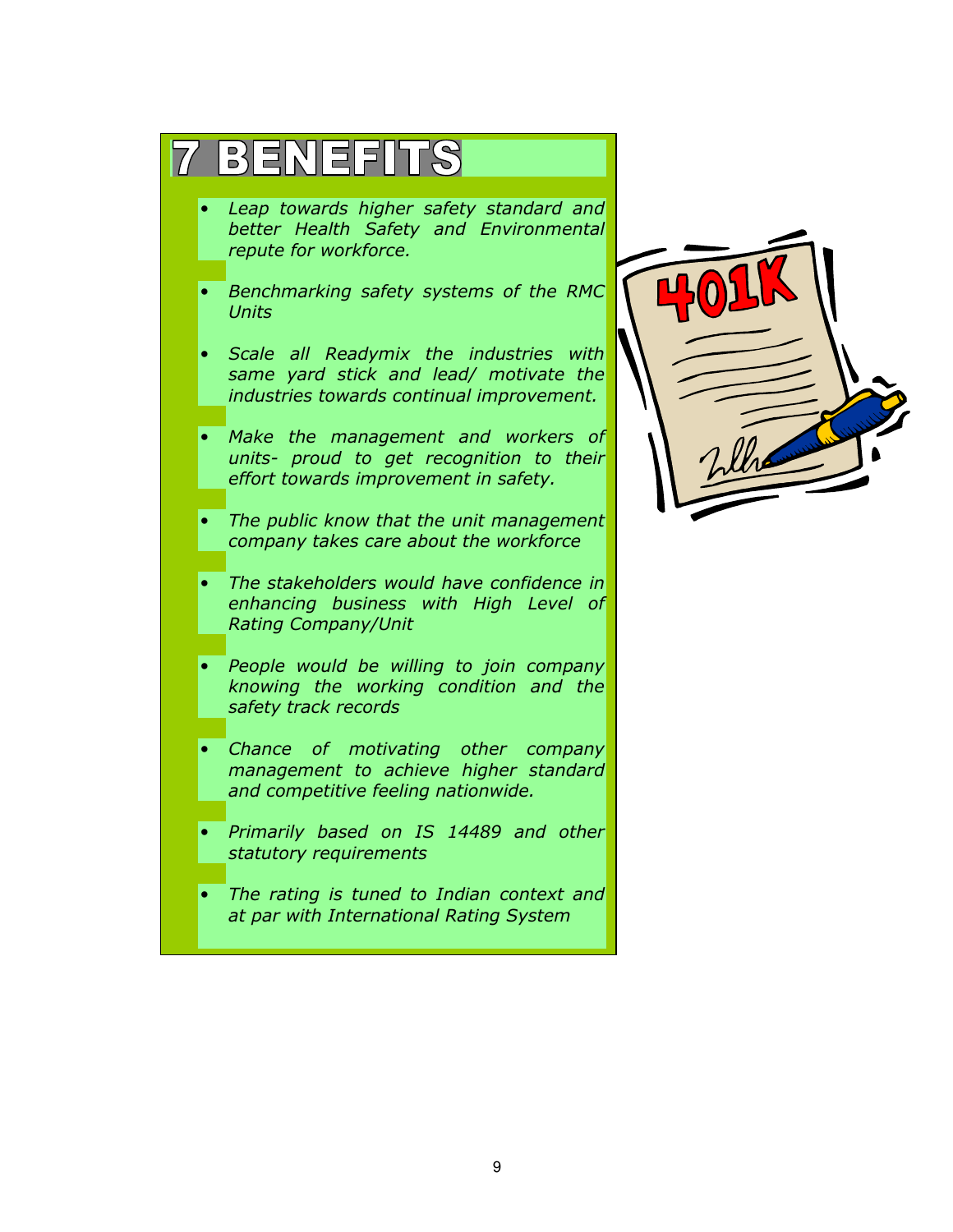# 7 BENEFITS

- *Leap towards higher safety standard and better Health Safety and Environmental repute for workforce.*
- *Benchmarking safety systems of the RMC Units*
- *Scale all Readymix the industries with same yard stick and lead/ motivate the industries towards continual improvement.*
- *Make the management and workers of units- proud to get recognition to their effort towards improvement in safety.*
- *The public know that the unit management company takes care about the workforce*
- *The stakeholders would have confidence in enhancing business with High Level of Rating Company/Unit*
- *People would be willing to join company knowing the working condition and the safety track records*
- *Chance of motivating other company management to achieve higher standard and competitive feeling nationwide.*
- *Primarily based on IS 14489 and other statutory requirements*
- *The rating is tuned to Indian context and at par with International Rating System*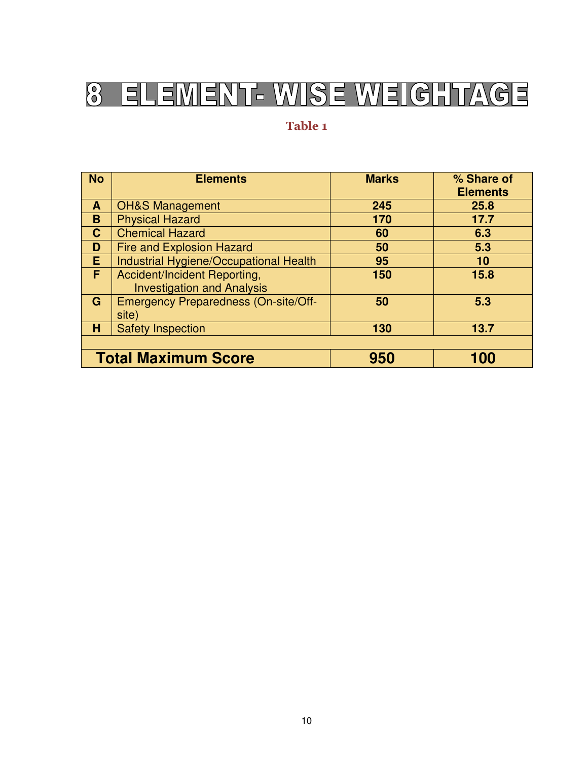# 8 ELEMENT- WISE WEIGHTAGE

**Table 1**

| No | Elements | Marks | % Share of Elements |
|---|---|---|---|
| **A** | OH&S Management | **245** | **25.8** |
| **B** | Physical Hazard | **170** | **17.7** |
| **C** | Chemical Hazard | **60** | **6.3** |
| **D** | Fire and Explosion Hazard | **50** | **5.3** |
| **E** | Industrial Hygiene/Occupational Health | **95** | **10** |
| **F** | Accident/Incident Reporting, Investigation and Analysis | **150** | **15.8** |
| **G** | Emergency Preparedness (On-site/Off-site) | **50** | **5.3** |
| **H** | Safety Inspection | **130** | **13.7** |
| | | | |
| **Total Maximum Score** | | **950** | **100** |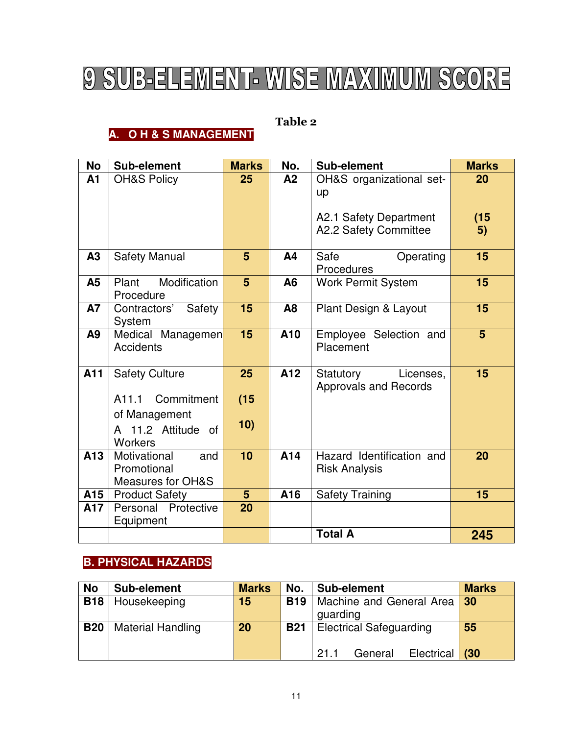# 9 SUB-ELEMENT- WISE MAXIMUM SCORE

**Table 2**

## A. O H & S MANAGEMENT

| No | Sub-element | Marks | No. | Sub-element | Marks |
|---|---|---|---|---|---|
| A1 | OH&S Policy | 25 | A2 | OH&S organizational set-up<br><br>A2.1 Safety Department<br>A2.2 Safety Committee | 20<br><br>(15<br>5) |
| A3 | Safety Manual | 5 | A4 | Safe Operating Procedures | 15 |
| A5 | Plant Modification Procedure | 5 | A6 | Work Permit System | 15 |
| A7 | Contractors' Safety System | 15 | A8 | Plant Design & Layout | 15 |
| A9 | Medical Managemen Accidents | 15 | A10 | Employee Selection and Placement | 5 |
| A11 | Safety Culture<br><br>A11.1 Commitment of Management<br>A 11.2 Attitude of Workers | 25<br><br>(15<br><br>10) | A12 | Statutory Licenses, Approvals and Records | 15 |
| A13 | Motivational and Promotional Measures for OH&S | 10 | A14 | Hazard Identification and Risk Analysis | 20 |
| A15 | Product Safety | 5 | A16 | Safety Training | 15 |
| A17 | Personal Protective Equipment | 20 | | | |
| | | | | **Total A** | **245** |

## B. PHYSICAL HAZARDS

| No | Sub-element | Marks | No. | Sub-element | Marks |
|---|---|---|---|---|---|
| B18 | Housekeeping | 15 | B19 | Machine and General Area guarding | 30 |
| B20 | Material Handling | 20 | B21 | Electrical Safeguarding<br><br>21.1 General Electrical | 55<br><br>(30 |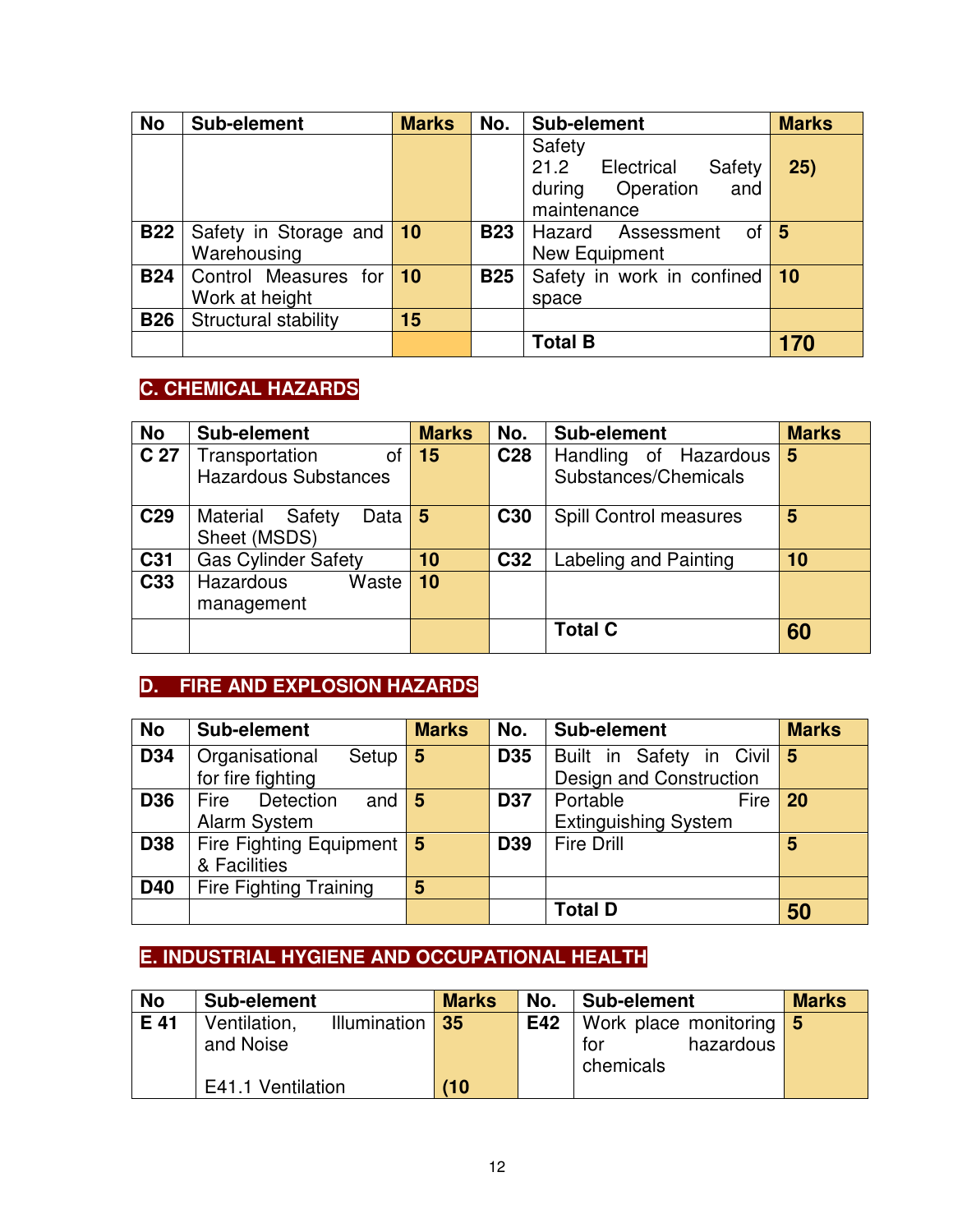| No | Sub-element | Marks | No. | Sub-element | Marks |
|---|---|---|---|---|---|
| | | | | Safety 21.2 Electrical Safety during Operation and maintenance | 25) |
| **B22** | Safety in Storage and Warehousing | **10** | **B23** | Hazard Assessment of New Equipment | **5** |
| **B24** | Control Measures for Work at height | **10** | **B25** | Safety in work in confined space | **10** |
| **B26** | Structural stability | **15** | | | |
| | | | | **Total B** | **170** |

## C. CHEMICAL HAZARDS

| No | Sub-element | Marks | No. | Sub-element | Marks |
|---|---|---|---|---|---|
| **C 27** | Transportation of Hazardous Substances | **15** | **C28** | Handling of Hazardous Substances/Chemicals | **5** |
| **C29** | Material Safety Data Sheet (MSDS) | **5** | **C30** | Spill Control measures | **5** |
| **C31** | Gas Cylinder Safety | **10** | **C32** | Labeling and Painting | **10** |
| **C33** | Hazardous Waste management | **10** | | | |
| | | | | **Total C** | **60** |

## D. FIRE AND EXPLOSION HAZARDS

| No | Sub-element | Marks | No. | Sub-element | Marks |
|---|---|---|---|---|---|
| **D34** | Organisational Setup for fire fighting | **5** | **D35** | Built in Safety in Civil Design and Construction | **5** |
| **D36** | Fire Detection and Alarm System | **5** | **D37** | Portable Fire Extinguishing System | **20** |
| **D38** | Fire Fighting Equipment & Facilities | **5** | **D39** | Fire Drill | **5** |
| **D40** | Fire Fighting Training | **5** | | | |
| | | | | **Total D** | **50** |

## E. INDUSTRIAL HYGIENE AND OCCUPATIONAL HEALTH

| No | Sub-element | Marks | No. | Sub-element | Marks |
|---|---|---|---|---|---|
| **E 41** | Ventilation, Illumination and Noise<br><br>E41.1 Ventilation | **35**<br><br>**(10** | **E42** | Work place monitoring for hazardous chemicals | **5** |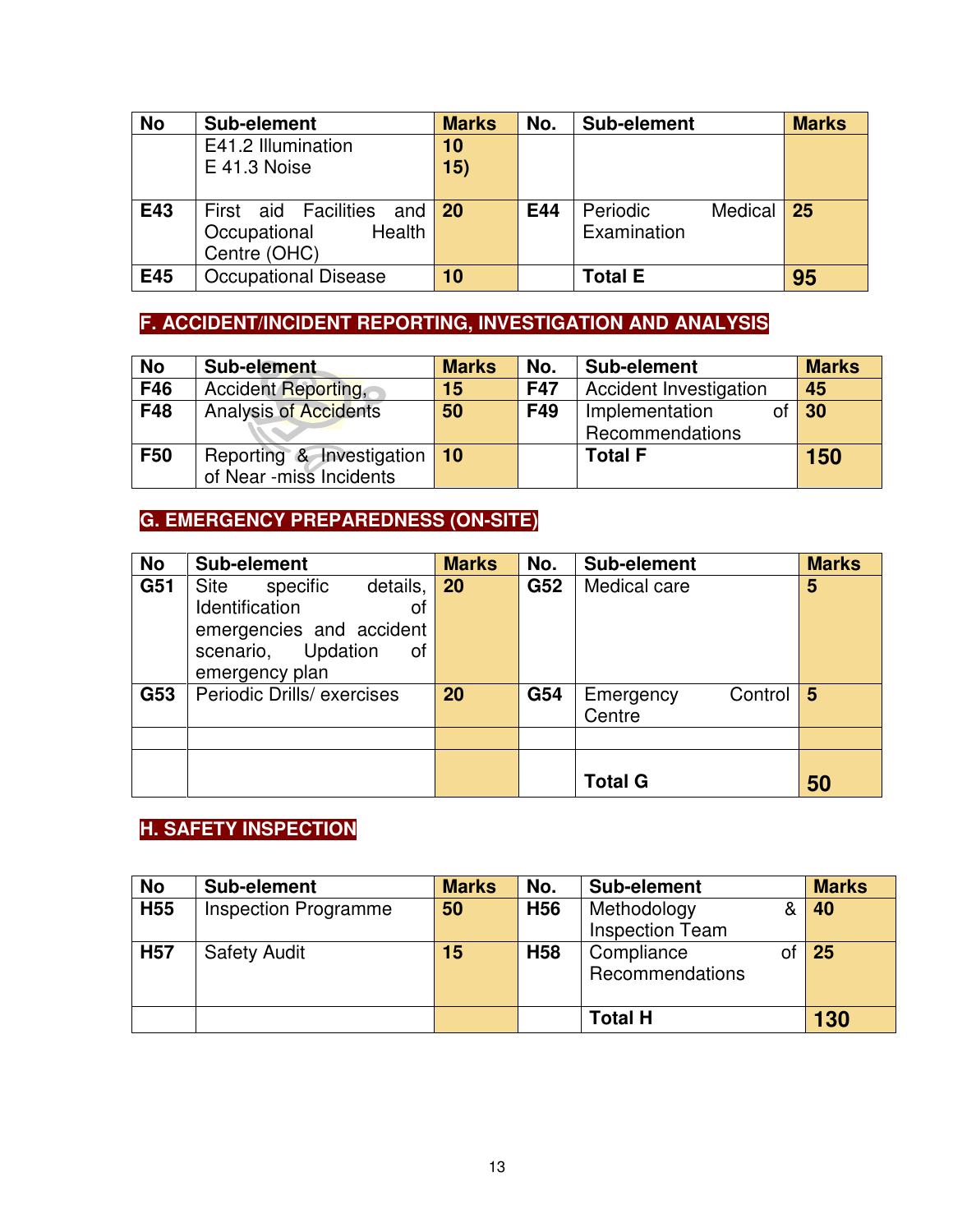| No | Sub-element | Marks | No. | Sub-element | Marks |
|---|---|---|---|---|---|
| | E41.2 Illumination<br>E 41.3 Noise | 10<br>15) | | | |
| E43 | First aid Facilities and Occupational Health Centre (OHC) | 20 | E44 | Periodic Medical Examination | 25 |
| E45 | Occupational Disease | 10 | | Total E | 95 |

## F. ACCIDENT/INCIDENT REPORTING, INVESTIGATION AND ANALYSIS

| No | Sub-element | Marks | No. | Sub-element | Marks |
|---|---|---|---|---|---|
| F46 | Accident Reporting, | 15 | F47 | Accident Investigation | 45 |
| F48 | Analysis of Accidents | 50 | F49 | Implementation of Recommendations | 30 |
| F50 | Reporting & Investigation of Near -miss Incidents | 10 | | Total F | 150 |

## G. EMERGENCY PREPAREDNESS (ON-SITE)

| No | Sub-element | Marks | No. | Sub-element | Marks |
|---|---|---|---|---|---|
| G51 | Site specific details, Identification of emergencies and accident scenario, Updation of emergency plan | 20 | G52 | Medical care | 5 |
| G53 | Periodic Drills/ exercises | 20 | G54 | Emergency Control Centre | 5 |
| | | | | | |
| | | | | Total G | 50 |

## H. SAFETY INSPECTION

| No | Sub-element | Marks | No. | Sub-element | Marks |
|---|---|---|---|---|---|
| H55 | Inspection Programme | 50 | H56 | Methodology & Inspection Team | 40 |
| H57 | Safety Audit | 15 | H58 | Compliance of Recommendations | 25 |
| | | | | Total H | 130 |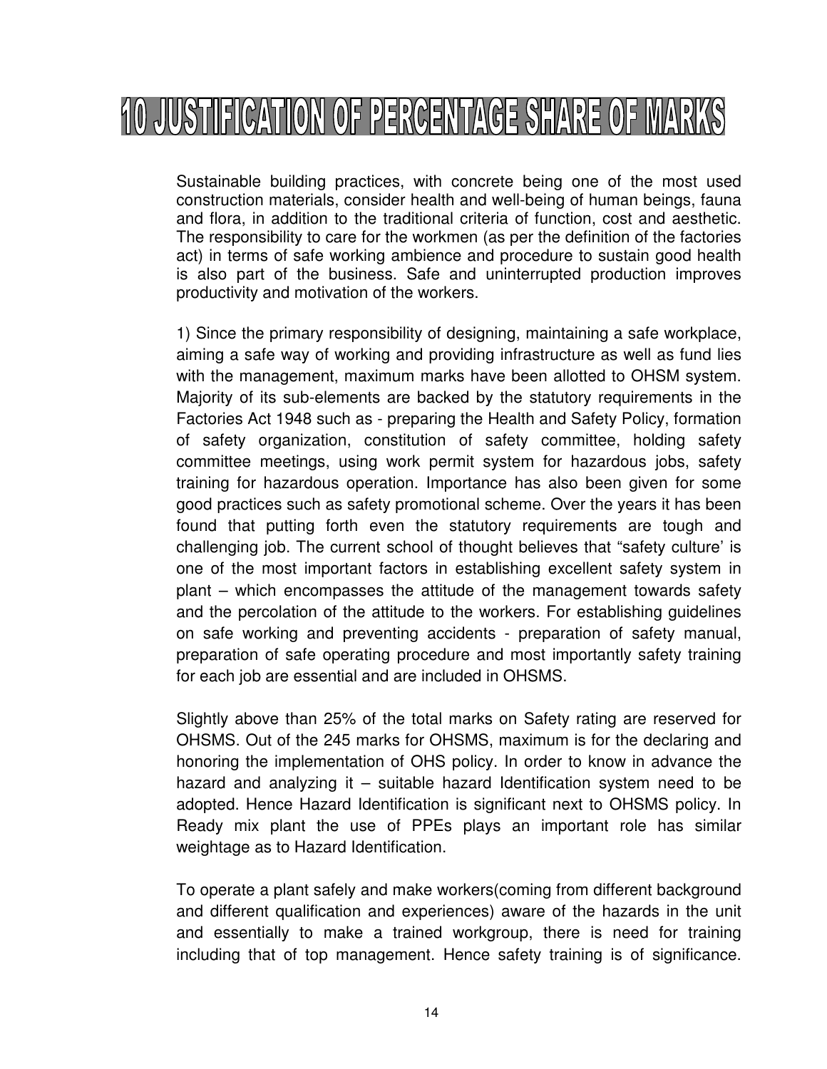# 10 JUSTIFICATION OF PERCENTAGE SHARE OF MARKS

Sustainable building practices, with concrete being one of the most used construction materials, consider health and well-being of human beings, fauna and flora, in addition to the traditional criteria of function, cost and aesthetic. The responsibility to care for the workmen (as per the definition of the factories act) in terms of safe working ambience and procedure to sustain good health is also part of the business. Safe and uninterrupted production improves productivity and motivation of the workers.

1) Since the primary responsibility of designing, maintaining a safe workplace, aiming a safe way of working and providing infrastructure as well as fund lies with the management, maximum marks have been allotted to OHSM system. Majority of its sub-elements are backed by the statutory requirements in the Factories Act 1948 such as - preparing the Health and Safety Policy, formation of safety organization, constitution of safety committee, holding safety committee meetings, using work permit system for hazardous jobs, safety training for hazardous operation. Importance has also been given for some good practices such as safety promotional scheme. Over the years it has been found that putting forth even the statutory requirements are tough and challenging job. The current school of thought believes that "safety culture' is one of the most important factors in establishing excellent safety system in plant – which encompasses the attitude of the management towards safety and the percolation of the attitude to the workers. For establishing guidelines on safe working and preventing accidents - preparation of safety manual, preparation of safe operating procedure and most importantly safety training for each job are essential and are included in OHSMS.

Slightly above than 25% of the total marks on Safety rating are reserved for OHSMS. Out of the 245 marks for OHSMS, maximum is for the declaring and honoring the implementation of OHS policy. In order to know in advance the hazard and analyzing it – suitable hazard Identification system need to be adopted. Hence Hazard Identification is significant next to OHSMS policy. In Ready mix plant the use of PPEs plays an important role has similar weightage as to Hazard Identification.

To operate a plant safely and make workers(coming from different background and different qualification and experiences) aware of the hazards in the unit and essentially to make a trained workgroup, there is need for training including that of top management. Hence safety training is of significance.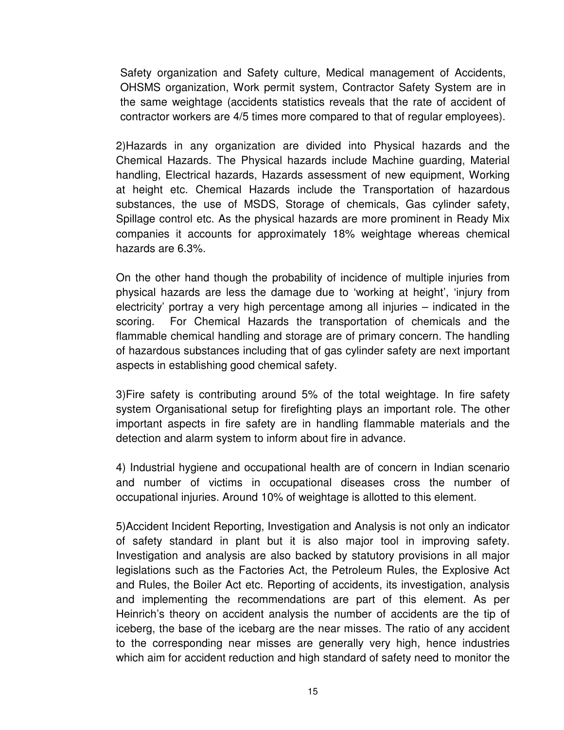Safety organization and Safety culture, Medical management of Accidents, OHSMS organization, Work permit system, Contractor Safety System are in the same weightage (accidents statistics reveals that the rate of accident of contractor workers are 4/5 times more compared to that of regular employees).

2)Hazards in any organization are divided into Physical hazards and the Chemical Hazards. The Physical hazards include Machine guarding, Material handling, Electrical hazards, Hazards assessment of new equipment, Working at height etc. Chemical Hazards include the Transportation of hazardous substances, the use of MSDS, Storage of chemicals, Gas cylinder safety, Spillage control etc. As the physical hazards are more prominent in Ready Mix companies it accounts for approximately 18% weightage whereas chemical hazards are 6.3%.

On the other hand though the probability of incidence of multiple injuries from physical hazards are less the damage due to 'working at height', 'injury from electricity' portray a very high percentage among all injuries – indicated in the scoring. For Chemical Hazards the transportation of chemicals and the flammable chemical handling and storage are of primary concern. The handling of hazardous substances including that of gas cylinder safety are next important aspects in establishing good chemical safety.

3)Fire safety is contributing around 5% of the total weightage. In fire safety system Organisational setup for firefighting plays an important role. The other important aspects in fire safety are in handling flammable materials and the detection and alarm system to inform about fire in advance.

4) Industrial hygiene and occupational health are of concern in Indian scenario and number of victims in occupational diseases cross the number of occupational injuries. Around 10% of weightage is allotted to this element.

5)Accident Incident Reporting, Investigation and Analysis is not only an indicator of safety standard in plant but it is also major tool in improving safety. Investigation and analysis are also backed by statutory provisions in all major legislations such as the Factories Act, the Petroleum Rules, the Explosive Act and Rules, the Boiler Act etc. Reporting of accidents, its investigation, analysis and implementing the recommendations are part of this element. As per Heinrich's theory on accident analysis the number of accidents are the tip of iceberg, the base of the icebarg are the near misses. The ratio of any accident to the corresponding near misses are generally very high, hence industries which aim for accident reduction and high standard of safety need to monitor the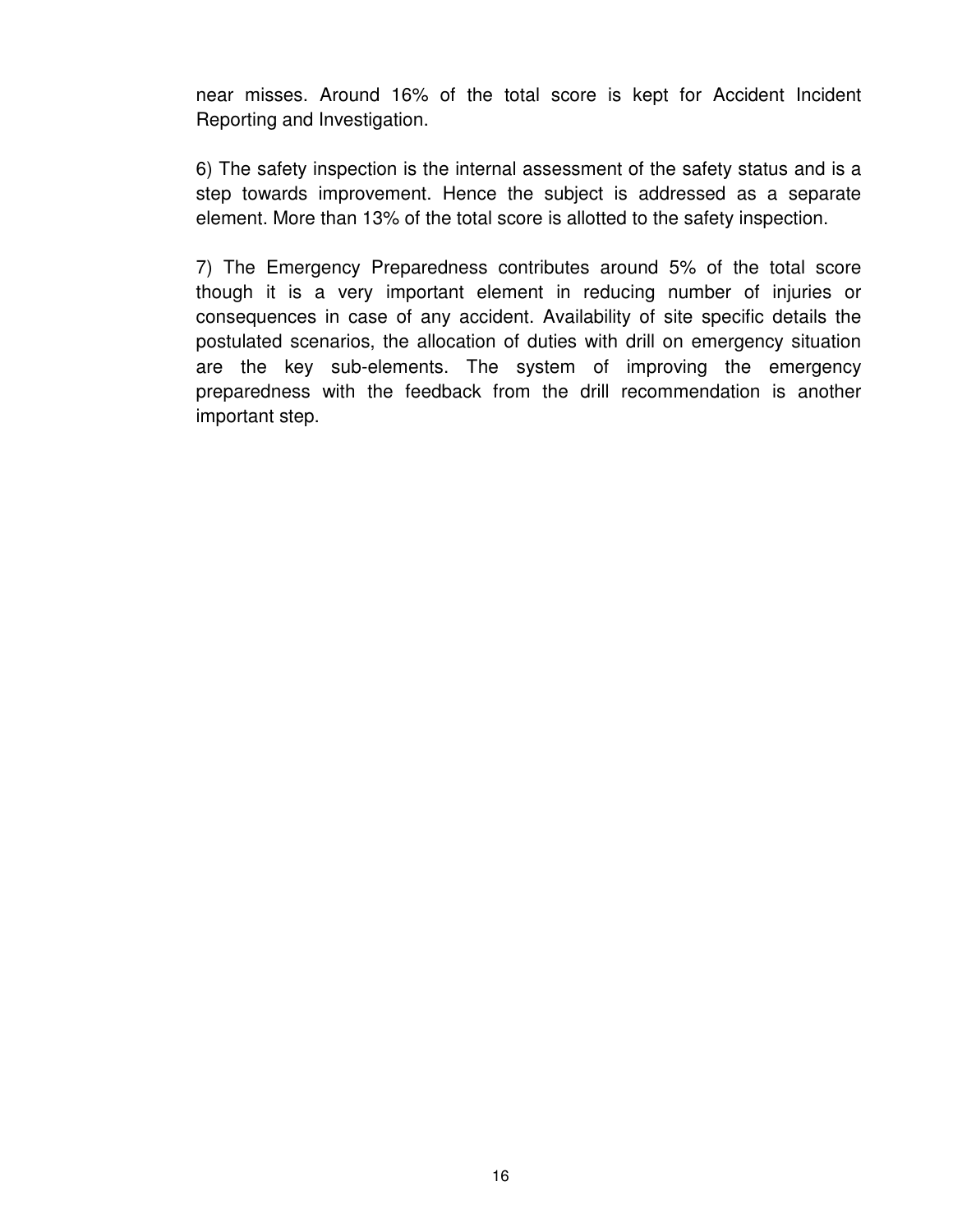near misses. Around 16% of the total score is kept for Accident Incident Reporting and Investigation.

6) The safety inspection is the internal assessment of the safety status and is a step towards improvement. Hence the subject is addressed as a separate element. More than 13% of the total score is allotted to the safety inspection.

7) The Emergency Preparedness contributes around 5% of the total score though it is a very important element in reducing number of injuries or consequences in case of any accident. Availability of site specific details the postulated scenarios, the allocation of duties with drill on emergency situation are the key sub-elements. The system of improving the emergency preparedness with the feedback from the drill recommendation is another important step.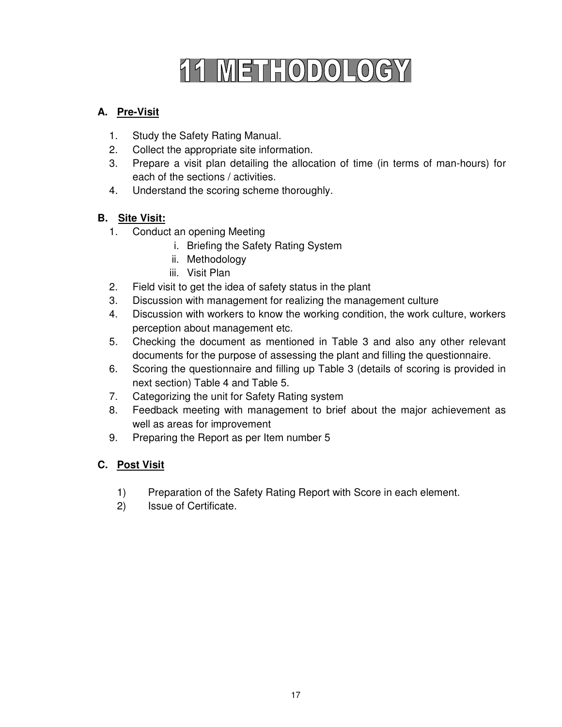# 11 METHODOLOGY

**A. Pre-Visit**

1. Study the Safety Rating Manual.
2. Collect the appropriate site information.
3. Prepare a visit plan detailing the allocation of time (in terms of man-hours) for each of the sections / activities.
4. Understand the scoring scheme thoroughly.

**B. Site Visit:**

1. Conduct an opening Meeting
   - i. Briefing the Safety Rating System
   - ii. Methodology
   - iii. Visit Plan
2. Field visit to get the idea of safety status in the plant
3. Discussion with management for realizing the management culture
4. Discussion with workers to know the working condition, the work culture, workers perception about management etc.
5. Checking the document as mentioned in Table 3 and also any other relevant documents for the purpose of assessing the plant and filling the questionnaire.
6. Scoring the questionnaire and filling up Table 3 (details of scoring is provided in next section) Table 4 and Table 5.
7. Categorizing the unit for Safety Rating system
8. Feedback meeting with management to brief about the major achievement as well as areas for improvement
9. Preparing the Report as per Item number 5

**C. Post Visit**

1) Preparation of the Safety Rating Report with Score in each element.
2) Issue of Certificate.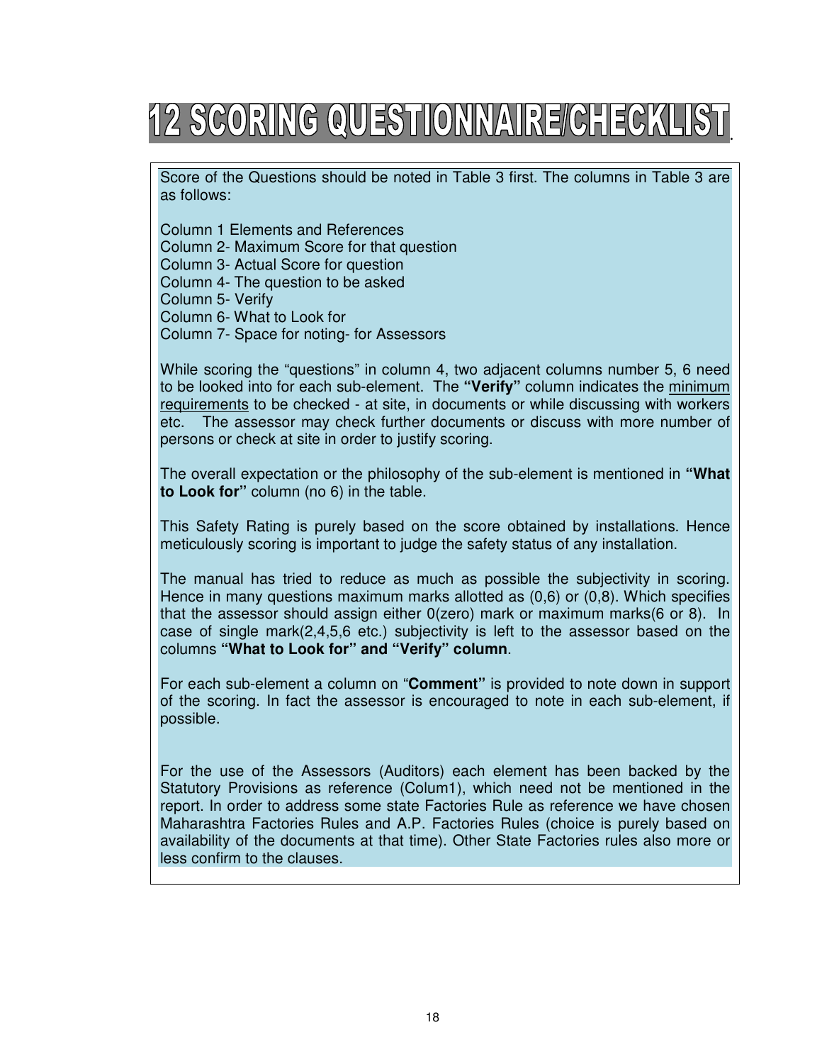# 12 SCORING QUESTIONNAIRE/CHECKLIST

Score of the Questions should be noted in Table 3 first. The columns in Table 3 are as follows:

Column 1 Elements and References
Column 2- Maximum Score for that question
Column 3- Actual Score for question
Column 4- The question to be asked
Column 5- Verify
Column 6- What to Look for
Column 7- Space for noting- for Assessors

While scoring the "questions" in column 4, two adjacent columns number 5, 6 need to be looked into for each sub-element. The **"Verify"** column indicates the minimum requirements to be checked - at site, in documents or while discussing with workers etc. The assessor may check further documents or discuss with more number of persons or check at site in order to justify scoring.

The overall expectation or the philosophy of the sub-element is mentioned in **"What to Look for"** column (no 6) in the table.

This Safety Rating is purely based on the score obtained by installations. Hence meticulously scoring is important to judge the safety status of any installation.

The manual has tried to reduce as much as possible the subjectivity in scoring. Hence in many questions maximum marks allotted as (0,6) or (0,8). Which specifies that the assessor should assign either 0(zero) mark or maximum marks(6 or 8). In case of single mark(2,4,5,6 etc.) subjectivity is left to the assessor based on the columns **"What to Look for" and "Verify" column**.

For each sub-element a column on "**Comment"** is provided to note down in support of the scoring. In fact the assessor is encouraged to note in each sub-element, if possible.

For the use of the Assessors (Auditors) each element has been backed by the Statutory Provisions as reference (Colum1), which need not be mentioned in the report. In order to address some state Factories Rule as reference we have chosen Maharashtra Factories Rules and A.P. Factories Rules (choice is purely based on availability of the documents at that time). Other State Factories rules also more or less confirm to the clauses.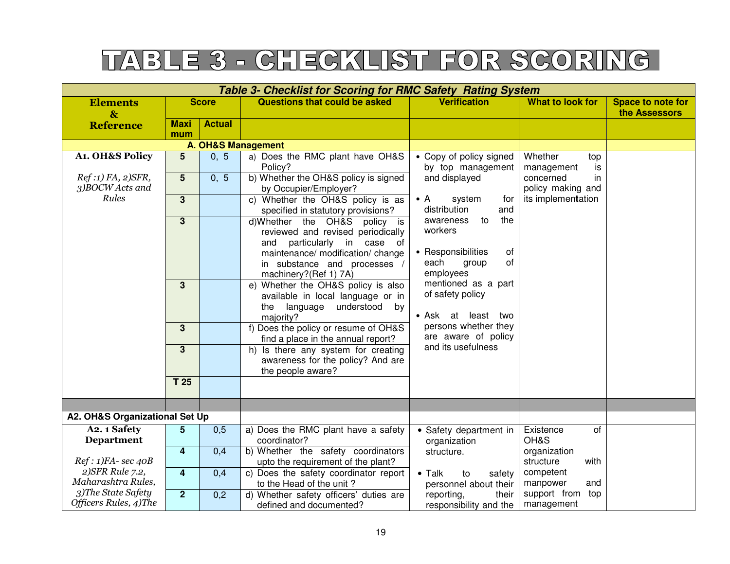# TABLE 3 - CHECKLIST FOR SCORING

| Table 3- Checklist for Scoring for RMC Safety Rating System | | | | | | |
|---|---|---|---|---|---|---|
| **Elements & Reference** | **Score** | | **Questions that could be asked** | **Verification** | **What to look for** | **Space to note for the Assessors** |
| | **Maximum** | **Actual** | | | | |
| **A. OH&S Management** | | | | | | |
| **A1. OH&S Policy**<br><br>*Ref :1) FA, 2)SFR, 3)BOCW Acts and Rules* | **5** | 0, 5 | a) Does the RMC plant have OH&S Policy? | • Copy of policy signed by top management and displayed<br>• A system for distribution and awareness to the workers<br>• Responsibilities of each group of employees mentioned as a part of safety policy<br>• Ask at least two persons whether they are aware of policy and its usefulness | Whether top management is concerned in policy making and its implementation | |
| | **5** | 0, 5 | b) Whether the OH&S policy is signed by Occupier/Employer? | | | |
| | **3** | | c) Whether the OH&S policy is as specified in statutory provisions? | | | |
| | **3** | | d)Whether the OH&S policy is reviewed and revised periodically and particularly in case of maintenance/ modification/ change in substance and processes / machinery?(Ref 1) 7A) | | | |
| | **3** | | e) Whether the OH&S policy is also available in local language or in the language understood by majority? | | | |
| | **3** | | f) Does the policy or resume of OH&S find a place in the annual report? | | | |
| | **3** | | h) Is there any system for creating awareness for the policy? And are the people aware? | | | |
| | **T 25** | | | | | |
| | | | | | | |
| **A2. OH&S Organizational Set Up** | | | | | | |
| **A2. 1 Safety Department**<br><br>*Ref : 1)FA- sec 40B 2)SFR Rule 7.2, Maharashtra Rules, 3)The State Safety Officers Rules, 4)The* | **5** | 0,5 | a) Does the RMC plant have a safety coordinator? | • Safety department in organization structure.<br>• Talk to safety personnel about their reporting, their responsibility and the | Existence of OH&S organization structure with competent manpower and support from top management | |
| | **4** | 0,4 | b) Whether the safety coordinators upto the requirement of the plant? | | | |
| | **4** | 0,4 | c) Does the safety coordinator report to the Head of the unit ? | | | |
| | **2** | 0,2 | d) Whether safety officers' duties are defined and documented? | | | |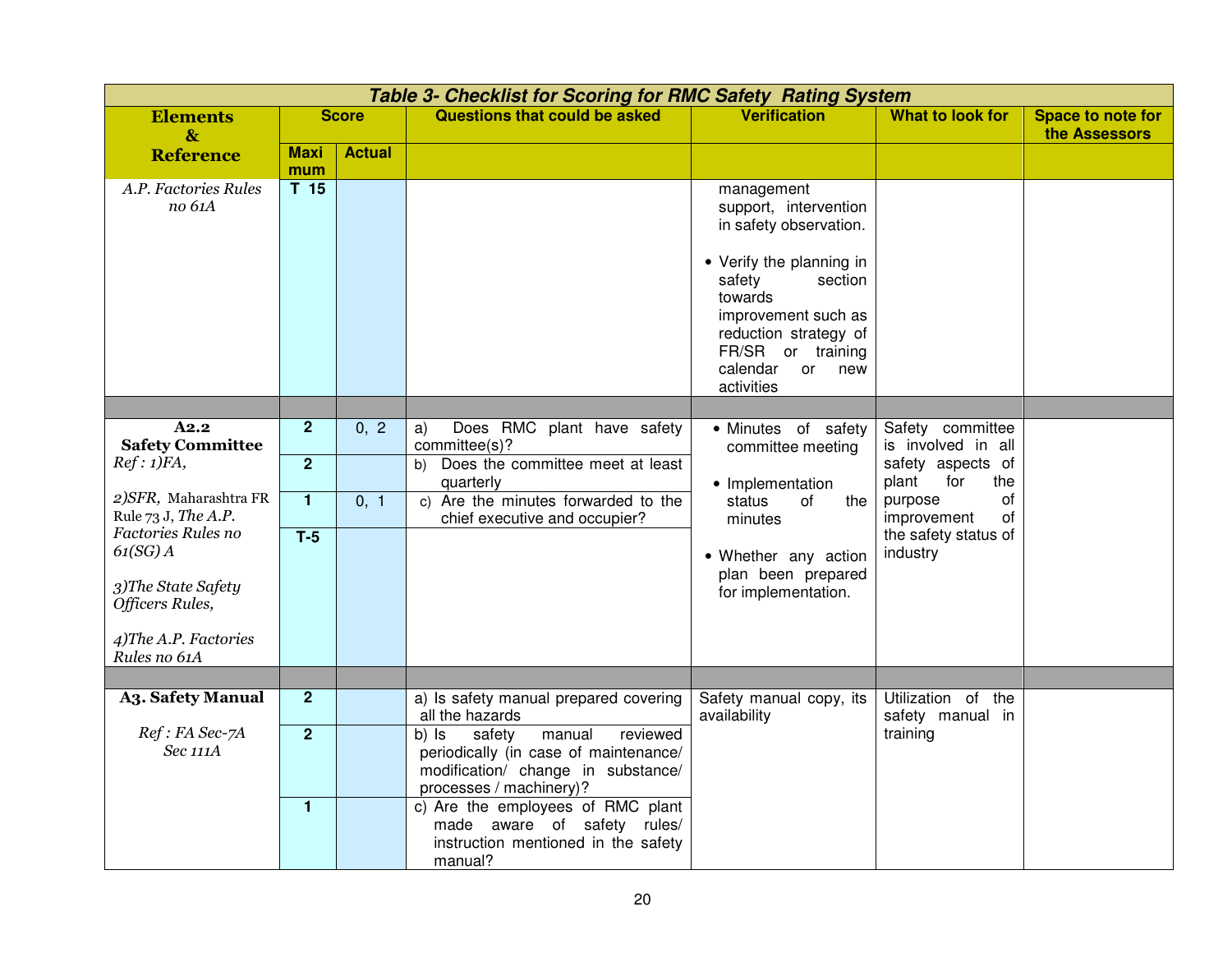**Table 3- Checklist for Scoring for RMC Safety Rating System**

| Elements & Reference | Score | | Questions that could be asked | Verification | What to look for | Space to note for the Assessors |
|---|---|---|---|---|---|---|
| | Maximum | Actual | | | | |
| *A.P. Factories Rules no 61A* | T 15 | | | management support, intervention in safety observation.<br><br>• Verify the planning in safety section towards improvement such as reduction strategy of FR/SR or training calendar or new activities | | |
| | | | | | | |
| **A2.2 Safety Committee**<br>*Ref : 1)FA,*<br><br>*2)SFR,* Maharashtra FR Rule 73 J, *The A.P. Factories Rules no 61(SG) A*<br><br>*3)The State Safety Officers Rules,*<br><br>*4)The A.P. Factories Rules no 61A* | 2 | 0, 2 | a) Does RMC plant have safety committee(s)? | • Minutes of safety committee meeting<br><br>• Implementation status of the minutes<br><br>• Whether any action plan been prepared for implementation. | Safety committee is involved in all safety aspects of plant for the purpose of improvement of the safety status of industry | |
| | 2 | | b) Does the committee meet at least quarterly | | | |
| | 1 | 0, 1 | c) Are the minutes forwarded to the chief executive and occupier? | | | |
| | T-5 | | | | | |
| | | | | | | |
| **A3. Safety Manual**<br><br>*Ref : FA Sec-7A Sec 111A* | 2 | | a) Is safety manual prepared covering all the hazards | Safety manual copy, its availability | Utilization of the safety manual in training | |
| | 2 | | b) Is safety manual reviewed periodically (in case of maintenance/ modification/ change in substance/ processes / machinery)? | | | |
| | 1 | | c) Are the employees of RMC plant made aware of safety rules/ instruction mentioned in the safety manual? | | | |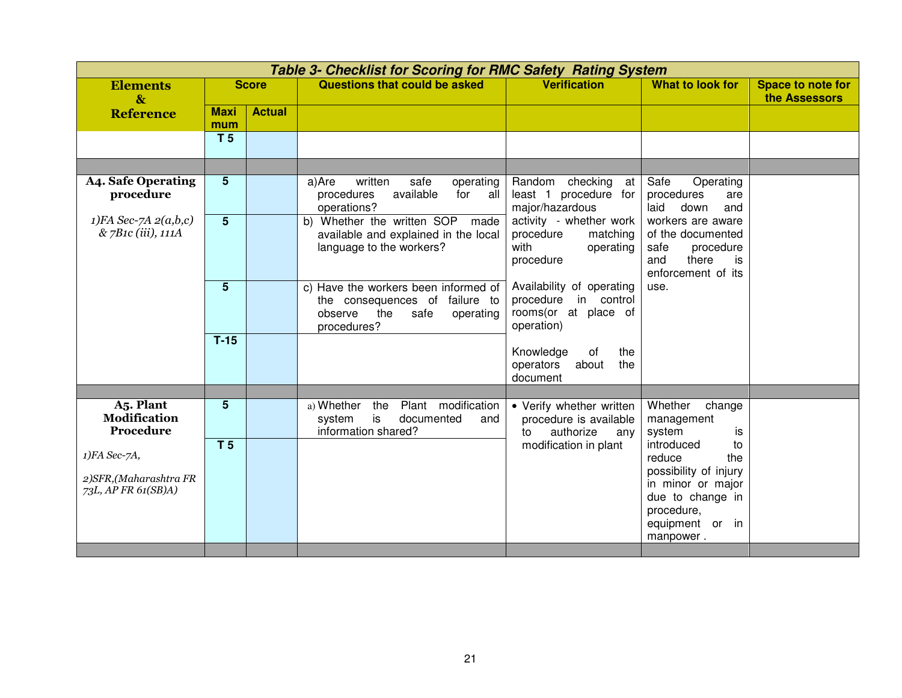| Table 3- Checklist for Scoring for RMC Safety Rating System | | | | | | |
|---|---|---|---|---|---|---|
| **Elements & Reference** | **Score** | | **Questions that could be asked** | **Verification** | **What to look for** | **Space to note for the Assessors** |
| | **Maximum** | **Actual** | | | | |
| | **T 5** | | | | | |
| | | | | | | |
| **A4. Safe Operating procedure**<br><br>*1)FA Sec-7A 2(a,b,c) & 7B1c (iii), 111A* | **5** | | a)Are written safe operating procedures available for all operations? | Random checking at least 1 procedure for major/hazardous activity - whether work procedure matching with operating procedure<br><br>Availability of operating procedure in control rooms(or at place of operation)<br><br>Knowledge of the operators about the document | Safe Operating procedures are laid down and workers are aware of the documented safe procedure and there is enforcement of its use. | |
| | **5** | | b) Whether the written SOP made available and explained in the local language to the workers? | | | |
| | **5** | | c) Have the workers been informed of the consequences of failure to observe the safe operating procedures? | | | |
| | **T-15** | | | | | |
| | | | | | | |
| **A5. Plant Modification Procedure**<br><br>*1)FA Sec-7A,*<br><br>*2)SFR,(Maharashtra FR 73L, AP FR 61(SB)A)* | **5** | | a) Whether the Plant modification system is documented and information shared? | • Verify whether written procedure is available to authorize any modification in plant | Whether change management system is introduced to reduce the possibility of injury in minor or major due to change in procedure, equipment or in manpower . | |
| | **T 5** | | | | | |
| | | | | | | |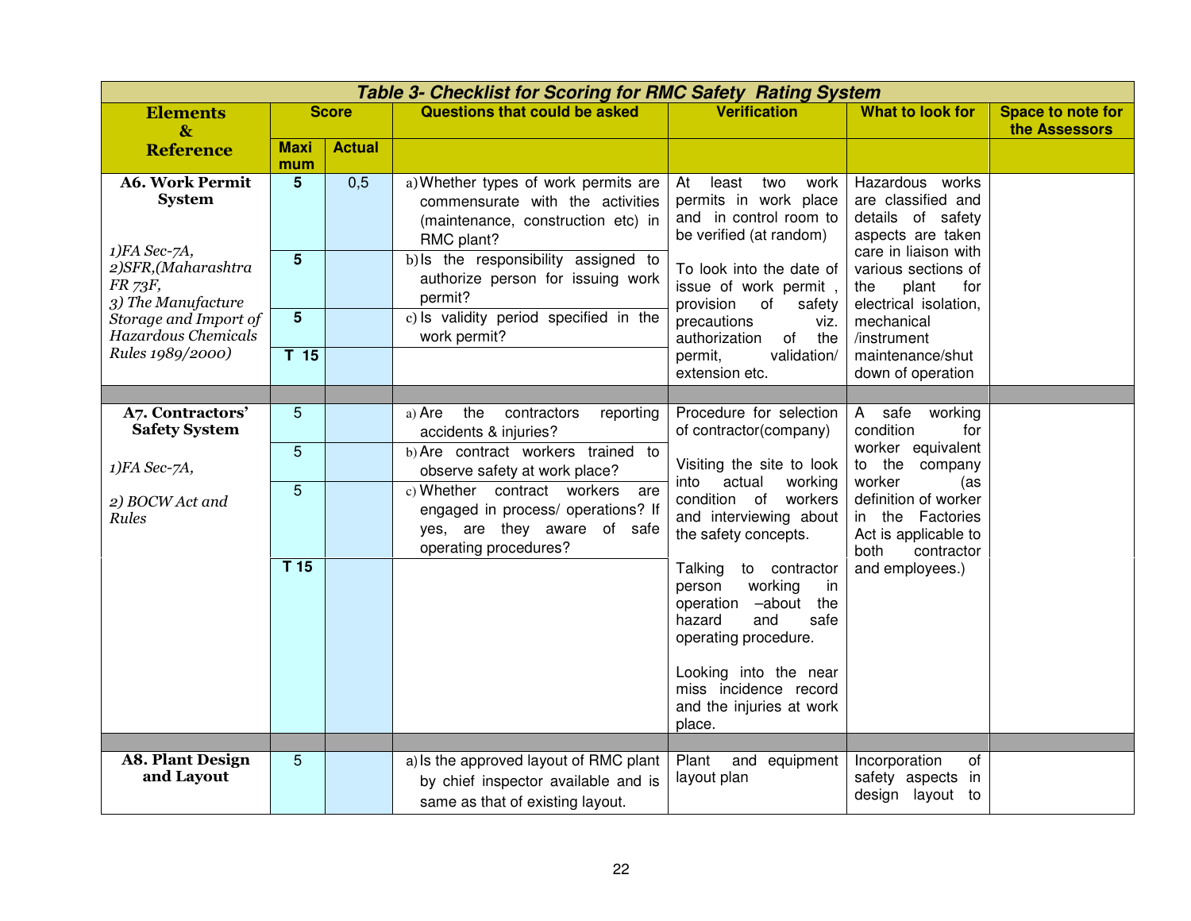| ***Table 3- Checklist for Scoring for RMC Safety Rating System*** | | | | | | |
|---|---|---|---|---|---|---|
| **Elements & Reference** | **Score** | | **Questions that could be asked** | **Verification** | **What to look for** | **Space to note for the Assessors** |
| | **Maxi mum** | **Actual** | | | | |
| **A6. Work Permit System**<br><br>*1)FA Sec-7A,*<br>*2)SFR,(Maharashtra FR 73F,*<br>*3) The Manufacture Storage and Import of Hazardous Chemicals Rules 1989/2000)* | **5** | 0,5 | a) Whether types of work permits are commensurate with the activities (maintenance, construction etc) in RMC plant? | At least two work permits in work place and in control room to be verified (at random)<br><br>To look into the date of issue of work permit , provision of safety precautions viz. authorization of the permit, validation/ extension etc. | Hazardous works are classified and details of safety aspects are taken care in liaison with various sections of the plant for electrical isolation, mechanical /instrument maintenance/shut down of operation | |
| | **5** | | b) Is the responsibility assigned to authorize person for issuing work permit? | | | |
| | **5** | | c) Is validity period specified in the work permit? | | | |
| | **T 15** | | | | | |
| | | | | | | |
| **A7. Contractors' Safety System**<br><br>*1)FA Sec-7A,*<br><br>*2) BOCW Act and Rules* | 5 | | a) Are the contractors reporting accidents & injuries? | Procedure for selection of contractor(company)<br><br>Visiting the site to look into actual working condition of workers and interviewing about the safety concepts.<br><br>Talking to contractor person working in operation –about the hazard and safe operating procedure.<br><br>Looking into the near miss incidence record and the injuries at work place. | A safe working condition for worker equivalent to the company worker (as definition of worker in the Factories Act is applicable to both contractor and employees.) | |
| | 5 | | b) Are contract workers trained to observe safety at work place? | | | |
| | 5 | | c) Whether contract workers are engaged in process/ operations? If yes, are they aware of safe operating procedures? | | | |
| | **T 15** | | | | | |
| | | | | | | |
| **A8. Plant Design and Layout** | 5 | | a) Is the approved layout of RMC plant by chief inspector available and is same as that of existing layout. | Plant and equipment layout plan | Incorporation of safety aspects in design layout to | |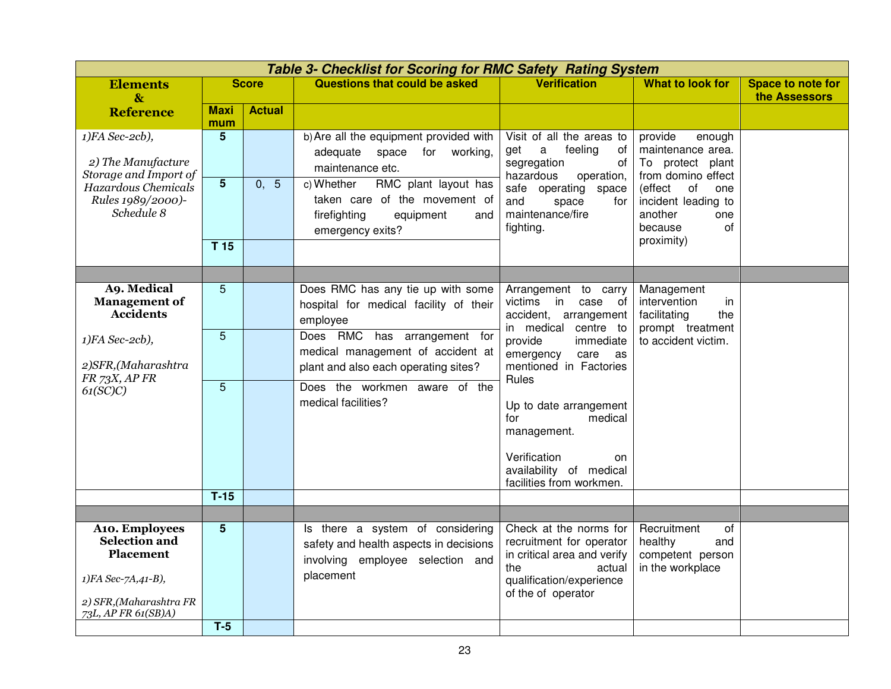| Table 3- Checklist for Scoring for RMC Safety Rating System | | | | | | |
|---|---|---|---|---|---|---|
| **Elements & Reference** | **Score** | | **Questions that could be asked** | **Verification** | **What to look for** | **Space to note for the Assessors** |
| | **Maximum** | **Actual** | | | | |
| *1)FA Sec-2cb),* *2) The Manufacture Storage and Import of Hazardous Chemicals Rules 1989/2000)- Schedule 8* | **5** | | b) Are all the equipment provided with adequate space for working, maintenance etc. | Visit of all the areas to get a feeling of segregation of hazardous operation, safe operating space and space for maintenance/fire fighting. | provide enough maintenance area. To protect plant from domino effect (effect of one incident leading to another one because of proximity) | |
| | **5** | 0, 5 | c) Whether RMC plant layout has taken care of the movement of firefighting equipment and emergency exits? | | | |
| | **T 15** | | | | | |
| | | | | | | |
| **A9. Medical Management of Accidents** *1)FA Sec-2cb),* *2)SFR,(Maharashtra FR 73X, AP FR 61(SC)C)* | 5 | | Does RMC has any tie up with some hospital for medical facility of their employee | Arrangement to carry victims in case of accident, arrangement in medical centre to provide immediate emergency care as mentioned in Factories Rules | Management intervention in facilitating the prompt treatment to accident victim. | |
| | 5 | | Does RMC has arrangement for medical management of accident at plant and also each operating sites? | Up to date arrangement for medical management. | | |
| | 5 | | Does the workmen aware of the medical facilities? | Verification on availability of medical facilities from workmen. | | |
| | **T-15** | | | | | |
| | | | | | | |
| **A10. Employees Selection and Placement** *1)FA Sec-7A,41-B),* *2) SFR,(Maharashtra FR 73L, AP FR 61(SB)A)* | **5** | | Is there a system of considering safety and health aspects in decisions involving employee selection and placement | Check at the norms for recruitment for operator in critical area and verify the actual qualification/experience of the of operator | Recruitment of healthy and competent person in the workplace | |
| | **T-5** | | | | | |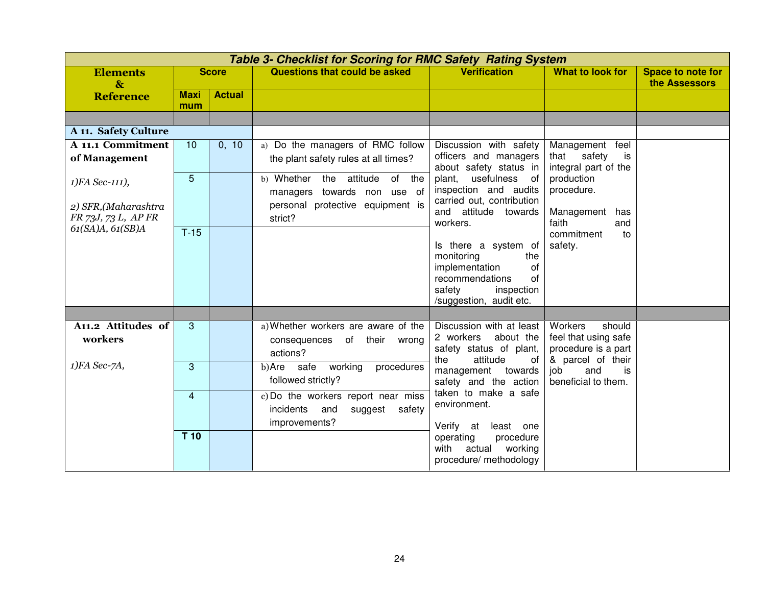| Table 3- Checklist for Scoring for RMC Safety Rating System | | | | | | |
|---|---|---|---|---|---|---|
| **Elements & Reference** | **Score** | | **Questions that could be asked** | **Verification** | **What to look for** | **Space to note for the Assessors** |
| | **Maximum** | **Actual** | | | | |
| | | | | | | |
| **A 11. Safety Culture** | | | | | | |
| **A 11.1 Commitment of Management**<br><br>*1)FA Sec-111),*<br><br>*2) SFR,(Maharashtra FR 73J, 73 L, AP FR 61(SA)A, 61(SB)A* | 10 | 0, 10 | a) Do the managers of RMC follow the plant safety rules at all times? | Discussion with safety officers and managers about safety status in plant, usefulness of inspection and audits carried out, contribution and attitude towards workers.<br><br>Is there a system of monitoring the implementation of recommendations of safety inspection /suggestion, audit etc. | Management feel that safety is integral part of the production procedure.<br><br>Management has faith and commitment to safety. | |
| | 5 | | b) Whether the attitude of the managers towards non use of personal protective equipment is strict? | | | |
| | T-15 | | | | | |
| | | | | | | |
| **A11.2 Attitudes of workers**<br><br>*1)FA Sec-7A,* | 3 | | a) Whether workers are aware of the consequences of their wrong actions? | Discussion with at least 2 workers about the safety status of plant, the attitude of management towards safety and the action taken to make a safe environment.<br><br>Verify at least one operating procedure with actual working procedure/ methodology | Workers should feel that using safe procedure is a part & parcel of their job and is beneficial to them. | |
| | 3 | | b) Are safe working procedures followed strictly? | | | |
| | 4 | | c) Do the workers report near miss incidents and suggest safety improvements? | | | |
| | **T 10** | | | | | |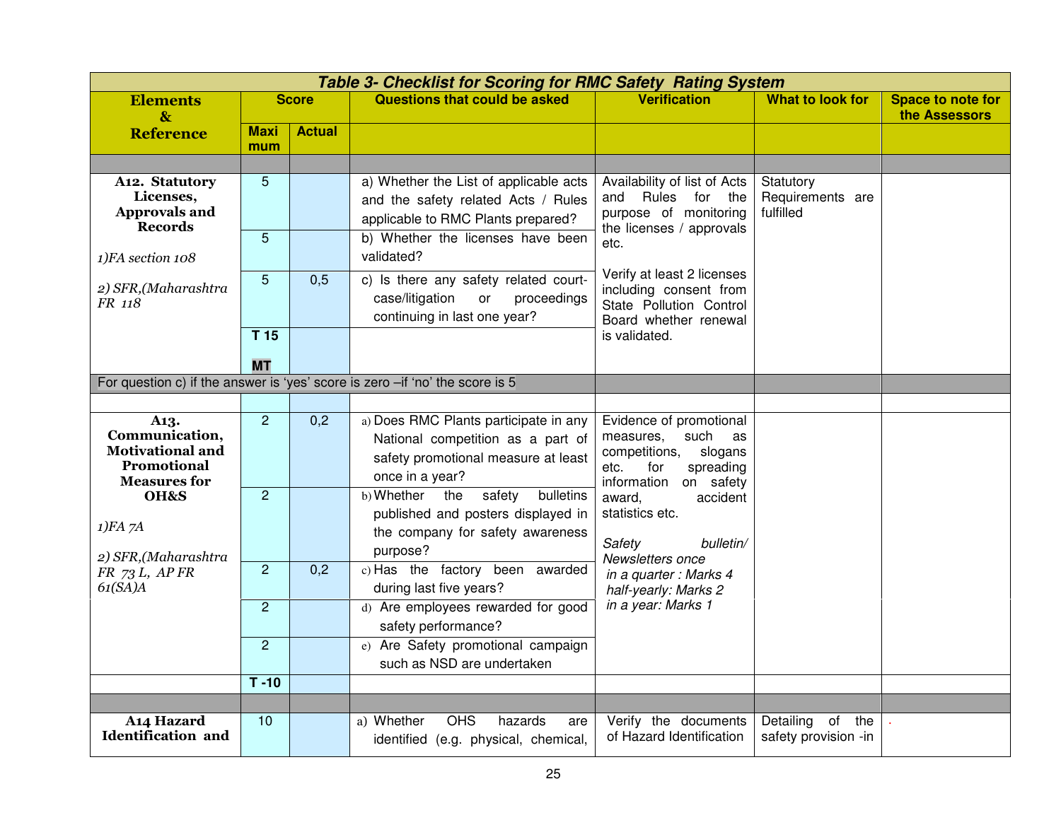| ***Table 3- Checklist for Scoring for RMC Safety Rating System*** | | | | | | |
|---|---|---|---|---|---|---|
| **Elements & Reference** | **Score** | | **Questions that could be asked** | **Verification** | **What to look for** | **Space to note for the Assessors** |
| | **Maximum** | **Actual** | | | | |
| | | | | | | |
| **A12. Statutory Licenses, Approvals and Records** 1)FA section 108 2) SFR,(Maharashtra FR 118 | 5 | | a) Whether the List of applicable acts and the safety related Acts / Rules applicable to RMC Plants prepared? | Availability of list of Acts and Rules for the purpose of monitoring the licenses / approvals etc. Verify at least 2 licenses including consent from State Pollution Control Board whether renewal is validated. | Statutory Requirements are fulfilled | |
| | 5 | | b) Whether the licenses have been validated? | | | |
| | 5 | 0,5 | c) Is there any safety related court-case/litigation or proceedings continuing in last one year? | | | |
| | **T 15** **MT** | | | | | |
| For question c) if the answer is 'yes' score is zero –if 'no' the score is 5 | | | | | | |
| | | | | | | |
| **A13. Communication, Motivational and Promotional Measures for OH&S** 1)FA 7A 2) SFR,(Maharashtra FR 73 L, AP FR 61(SA)A | 2 | 0,2 | a) Does RMC Plants participate in any National competition as a part of safety promotional measure at least once in a year? | Evidence of promotional measures, such as competitions, slogans etc. for spreading information on safety award, accident statistics etc. *Safety bulletin/ Newsletters once in a quarter : Marks 4 half-yearly: Marks 2 in a year: Marks 1* | | |
| | 2 | | b) Whether the safety bulletins published and posters displayed in the company for safety awareness purpose? | | | |
| | 2 | 0,2 | c) Has the factory been awarded during last five years? | | | |
| | 2 | | d) Are employees rewarded for good safety performance? | | | |
| | 2 | | e) Are Safety promotional campaign such as NSD are undertaken | | | |
| | **T -10** | | | | | |
| | | | | | | |
| **A14 Hazard Identification and** | 10 | | a) Whether OHS hazards are identified (e.g. physical, chemical, | Verify the documents of Hazard Identification | Detailing of the safety provision -in | |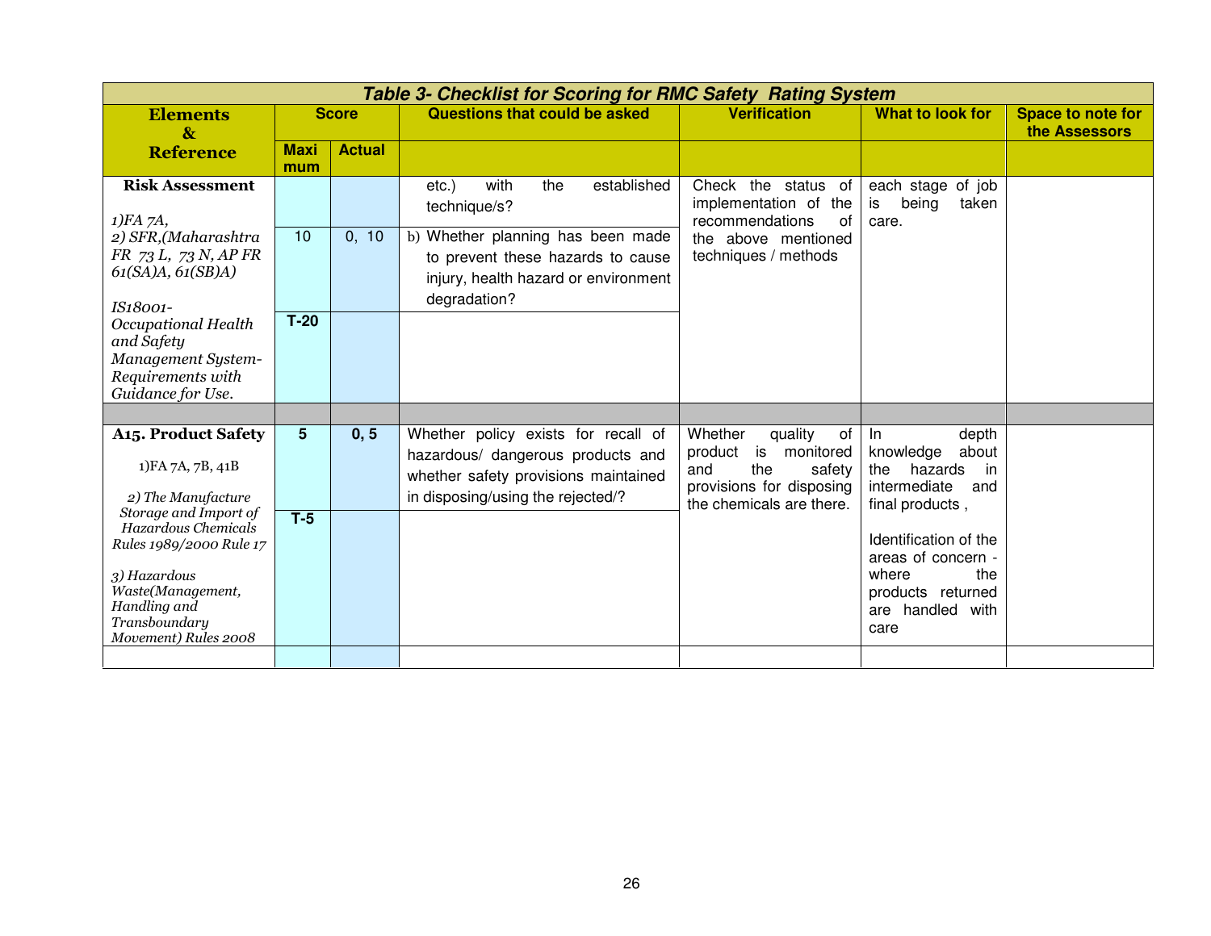| *Table 3- Checklist for Scoring for RMC Safety Rating System* | | | | | | |
|---|---|---|---|---|---|---|
| **Elements & Reference** | **Score** | | **Questions that could be asked** | **Verification** | **What to look for** | **Space to note for the Assessors** |
| | **Maximum** | **Actual** | | | | |
| **Risk Assessment**<br><br>*1)FA 7A,*<br>*2) SFR,(Maharashtra FR 73 L, 73 N, AP FR 61(SA)A, 61(SB)A)*<br><br>*IS18001- Occupational Health and Safety Management System- Requirements with Guidance for Use.* | | | etc.) with the established technique/s? | Check the status of implementation of the recommendations of the above mentioned techniques / methods | each stage of job is being taken care. | |
| | 10 | 0, 10 | b) Whether planning has been made to prevent these hazards to cause injury, health hazard or environment degradation? | | | |
| | **T-20** | | | | | |
| | | | | | | |
| **A15. Product Safety**<br><br>1)FA 7A, 7B, 41B<br><br>*2) The Manufacture Storage and Import of Hazardous Chemicals Rules 1989/2000 Rule 17*<br><br>*3) Hazardous Waste(Management, Handling and Transboundary Movement) Rules 2008* | **5** | **0, 5** | Whether policy exists for recall of hazardous/ dangerous products and whether safety provisions maintained in disposing/using the rejected/? | Whether quality of product is monitored and the safety provisions for disposing the chemicals are there. | In depth knowledge about the hazards in intermediate and final products ,<br><br>Identification of the areas of concern - where the products returned are handled with care | |
| | **T-5** | | | | | |
| | | | | | | |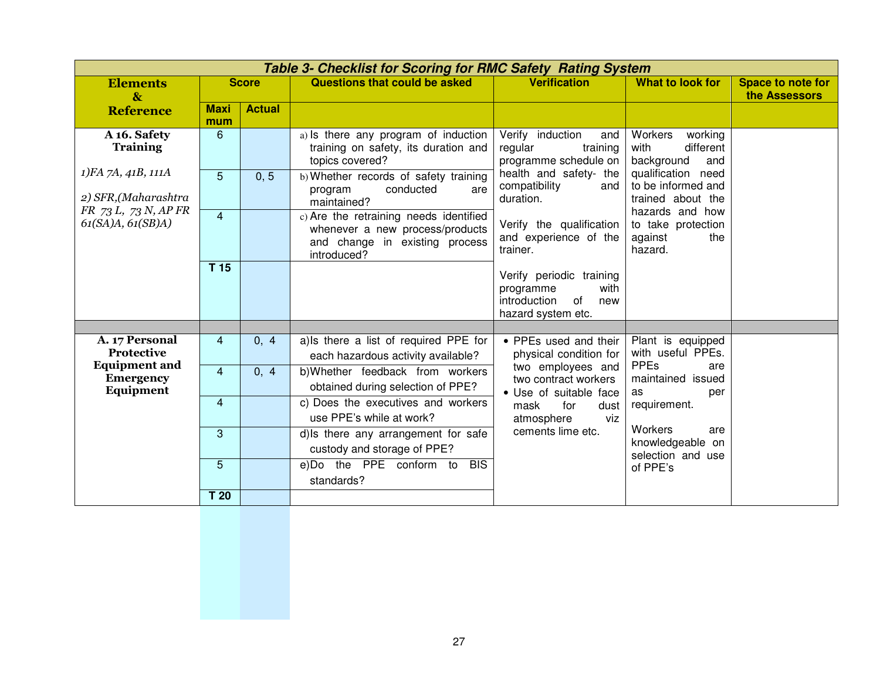| Table 3- Checklist for Scoring for RMC Safety Rating System | | | | | | |
|---|---|---|---|---|---|---|
| **Elements & Reference** | **Score** | | **Questions that could be asked** | **Verification** | **What to look for** | **Space to note for the Assessors** |
| | **Maximum** | **Actual** | | | | |
| **A 16. Safety Training**<br><br>*1)FA 7A, 41B, 111A*<br><br>*2) SFR,(Maharashtra FR 73 L, 73 N, AP FR 61(SA)A, 61(SB)A)* | 6 | | a) Is there any program of induction training on safety, its duration and topics covered? | Verify induction and regular training programme schedule on health and safety- the compatibility and duration.<br><br>Verify the qualification and experience of the trainer.<br><br>Verify periodic training programme with introduction of new hazard system etc. | Workers working with different background and qualification need to be informed and trained about the hazards and how to take protection against the hazard. | |
| | 5 | 0, 5 | b) Whether records of safety training program conducted are maintained? | | | |
| | 4 | | c) Are the retraining needs identified whenever a new process/products and change in existing process introduced? | | | |
| | **T 15** | | | | | |
| | | | | | | |
| **A. 17 Personal Protective Equipment and Emergency Equipment** | 4 | 0, 4 | a)Is there a list of required PPE for each hazardous activity available? | • PPEs used and their physical condition for two employees and two contract workers<br>• Use of suitable face mask for dust atmosphere viz cements lime etc. | Plant is equipped with useful PPEs. PPEs are maintained issued as per requirement.<br><br>Workers are knowledgeable on selection and use of PPE's | |
| | 4 | 0, 4 | b)Whether feedback from workers obtained during selection of PPE? | | | |
| | 4 | | c) Does the executives and workers use PPE's while at work? | | | |
| | 3 | | d)Is there any arrangement for safe custody and storage of PPE? | | | |
| | 5 | | e)Do the PPE conform to BIS standards? | | | |
| | **T 20** | | | | | |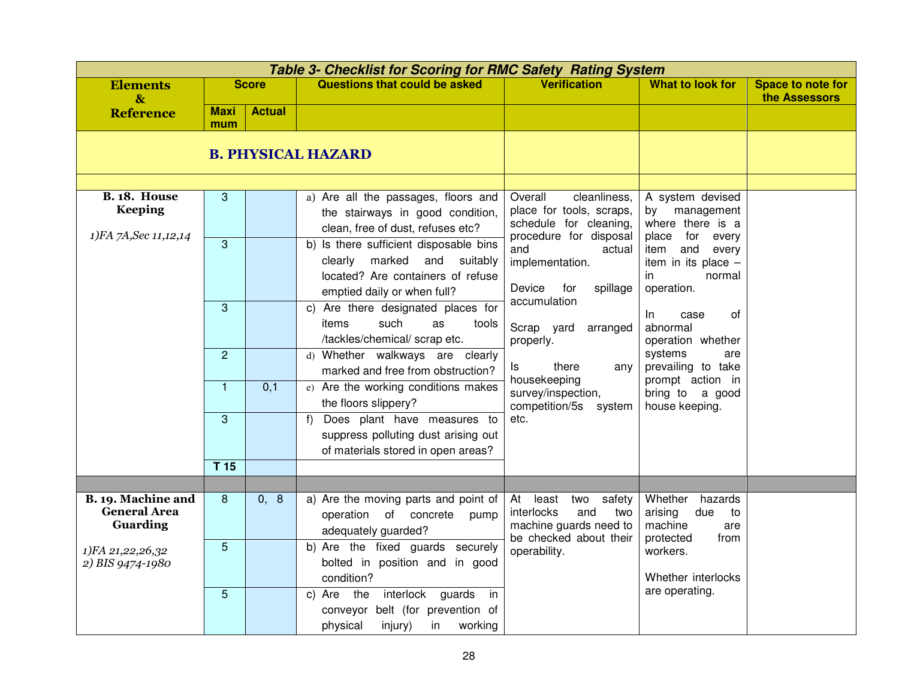| *Table 3- Checklist for Scoring for RMC Safety Rating System* | | | | | | |
|---|---|---|---|---|---|---|
| **Elements & Reference** | **Score** | | **Questions that could be asked** | **Verification** | **What to look for** | **Space to note for the Assessors** |
| | **Maximum** | **Actual** | | | | |
| | **B. PHYSICAL HAZARD** | | | | | |
| **B. 18. House Keeping** *1)FA 7A,Sec 11,12,14* | 3 | | a) Are all the passages, floors and the stairways in good condition, clean, free of dust, refuses etc? | Overall cleanliness, place for tools, scraps, schedule for cleaning, procedure for disposal and actual implementation. Device for spillage accumulation Scrap yard arranged properly. Is there any housekeeping survey/inspection, competition/5s system etc. | A system devised by management where there is a place for every item and every item in its place – in normal operation. In case of abnormal operation whether systems are prevailing to take prompt action in bring to a good house keeping. | |
| | 3 | | b) Is there sufficient disposable bins clearly marked and suitably located? Are containers of refuse emptied daily or when full? | | | |
| | 3 | | c) Are there designated places for items such as tools /tackles/chemical/ scrap etc. | | | |
| | 2 | | d) Whether walkways are clearly marked and free from obstruction? | | | |
| | 1 | 0,1 | e) Are the working conditions makes the floors slippery? | | | |
| | 3 | | f) Does plant have measures to suppress polluting dust arising out of materials stored in open areas? | | | |
| | **T 15** | | | | | |
| | | | | | | |
| **B. 19. Machine and General Area Guarding** *1)FA 21,22,26,32* *2) BIS 9474-1980* | 8 | 0, 8 | a) Are the moving parts and point of operation of concrete pump adequately guarded? | At least two safety interlocks and two machine guards need to be checked about their operability. | Whether hazards arising due to machine are protected from workers. Whether interlocks are operating. | |
| | 5 | | b) Are the fixed guards securely bolted in position and in good condition? | | | |
| | 5 | | c) Are the interlock guards in conveyor belt (for prevention of physical injury) in working | | | |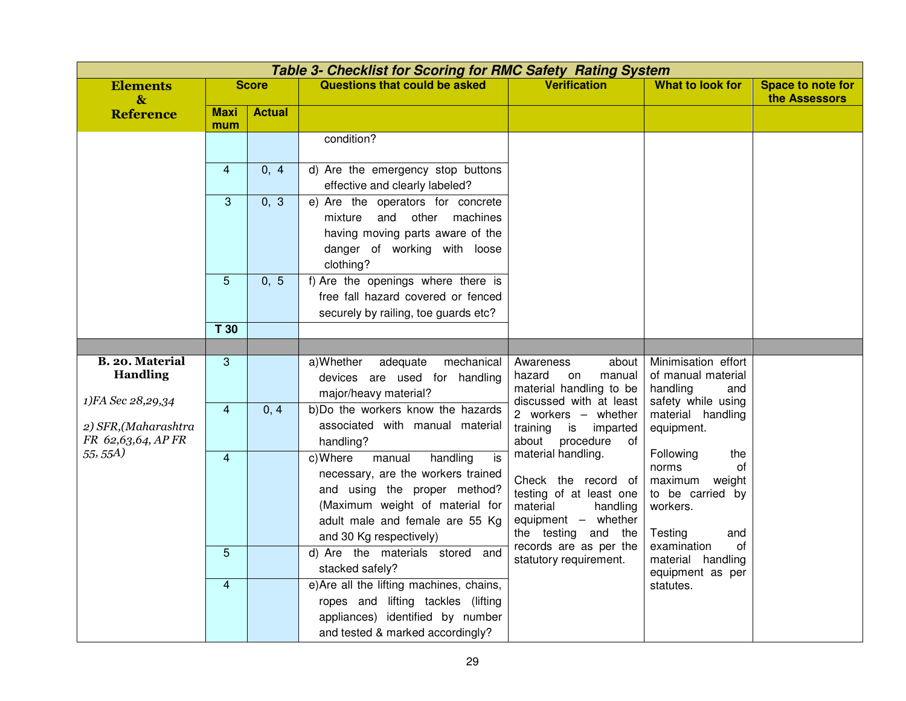| *Table 3- Checklist for Scoring for RMC Safety Rating System* | | | | | | |
|---|---|---|---|---|---|---|
| **Elements & Reference** | **Score** | | **Questions that could be asked** | **Verification** | **What to look for** | **Space to note for the Assessors** |
| | **Maximum** | **Actual** | | | | |
| | | | condition? | | | |
| | 4 | 0, 4 | d) Are the emergency stop buttons effective and clearly labeled? | | | |
| | 3 | 0, 3 | e) Are the operators for concrete mixture and other machines having moving parts aware of the danger of working with loose clothing? | | | |
| | 5 | 0, 5 | f) Are the openings where there is free fall hazard covered or fenced securely by railing, toe guards etc? | | | |
| | **T 30** | | | | | |
| | | | | | | |
| **B. 20. Material Handling** *1)FA Sec 28,29,34* *2) SFR,(Maharashtra FR 62,63,64, AP FR 55, 55A)* | 3 | | a)Whether adequate mechanical devices are used for handling major/heavy material? | Awareness about hazard on manual material handling to be discussed with at least 2 workers – whether training is imparted about procedure of material handling. Check the record of testing of at least one material handling equipment – whether the testing and the records are as per the statutory requirement. | Minimisation effort of manual material handling and safety while using material handling equipment. Following the norms of maximum weight to be carried by workers. Testing and examination of material handling equipment as per statutes. | |
| | 4 | 0, 4 | b)Do the workers know the hazards associated with manual material handling? | | | |
| | 4 | | c)Where manual handling is necessary, are the workers trained and using the proper method? (Maximum weight of material for adult male and female are 55 Kg and 30 Kg respectively) | | | |
| | 5 | | d) Are the materials stored and stacked safely? | | | |
| | 4 | | e)Are all the lifting machines, chains, ropes and lifting tackles (lifting appliances) identified by number and tested & marked accordingly? | | | |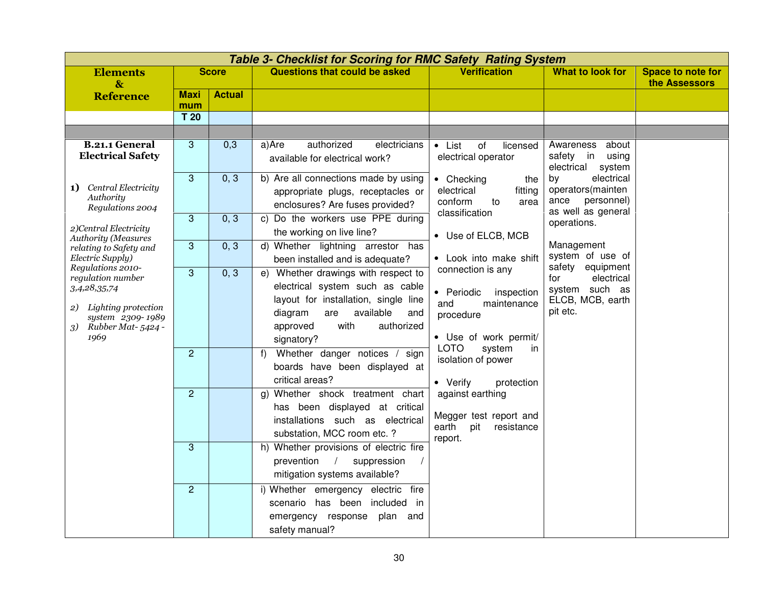| Table 3- Checklist for Scoring for RMC Safety Rating System | | | | | | |
|---|---|---|---|---|---|---|
| **Elements & Reference** | **Score** | | **Questions that could be asked** | **Verification** | **What to look for** | **Space to note for the Assessors** |
| | **Maxi mum** | **Actual** | | | | |
| | **T 20** | | | | | |
| | | | | | | |
| **B.21.1 General Electrical Safety**<br><br>**1)** *Central Electricity Authority Regulations 2004*<br><br>*2)Central Electricity Authority (Measures relating to Safety and Electric Supply) Regulations 2010- regulation number 3,4,28,35,74*<br><br>*2) Lighting protection system 2309- 1989*<br>*3) Rubber Mat- 5424 - 1969* | 3 | 0,3 | a)Are authorized electricians available for electrical work? | • List of licensed electrical operator<br><br>• Checking the electrical fitting conform to area classification<br><br>• Use of ELCB, MCB<br><br>• Look into make shift connection is any<br><br>• Periodic inspection and maintenance procedure<br><br>• Use of work permit/ LOTO system in isolation of power<br><br>• Verify protection against earthing<br><br>Megger test report and earth pit resistance report. | Awareness about safety in using electrical system by electrical operators(maintenance personnel) as well as general operations.<br><br>Management system of use of safety equipment for electrical system such as ELCB, MCB, earth pit etc. | |
| | 3 | 0, 3 | b) Are all connections made by using appropriate plugs, receptacles or enclosures? Are fuses provided? | | | |
| | 3 | 0, 3 | c) Do the workers use PPE during the working on live line? | | | |
| | 3 | 0, 3 | d) Whether lightning arrestor has been installed and is adequate? | | | |
| | 3 | 0, 3 | e) Whether drawings with respect to electrical system such as cable layout for installation, single line diagram are available and approved with authorized signatory? | | | |
| | 2 | | f) Whether danger notices / sign boards have been displayed at critical areas? | | | |
| | 2 | | g) Whether shock treatment chart has been displayed at critical installations such as electrical substation, MCC room etc. ? | | | |
| | 3 | | h) Whether provisions of electric fire prevention / suppression / mitigation systems available? | | | |
| | 2 | | i) Whether emergency electric fire scenario has been included in emergency response plan and safety manual? | | | |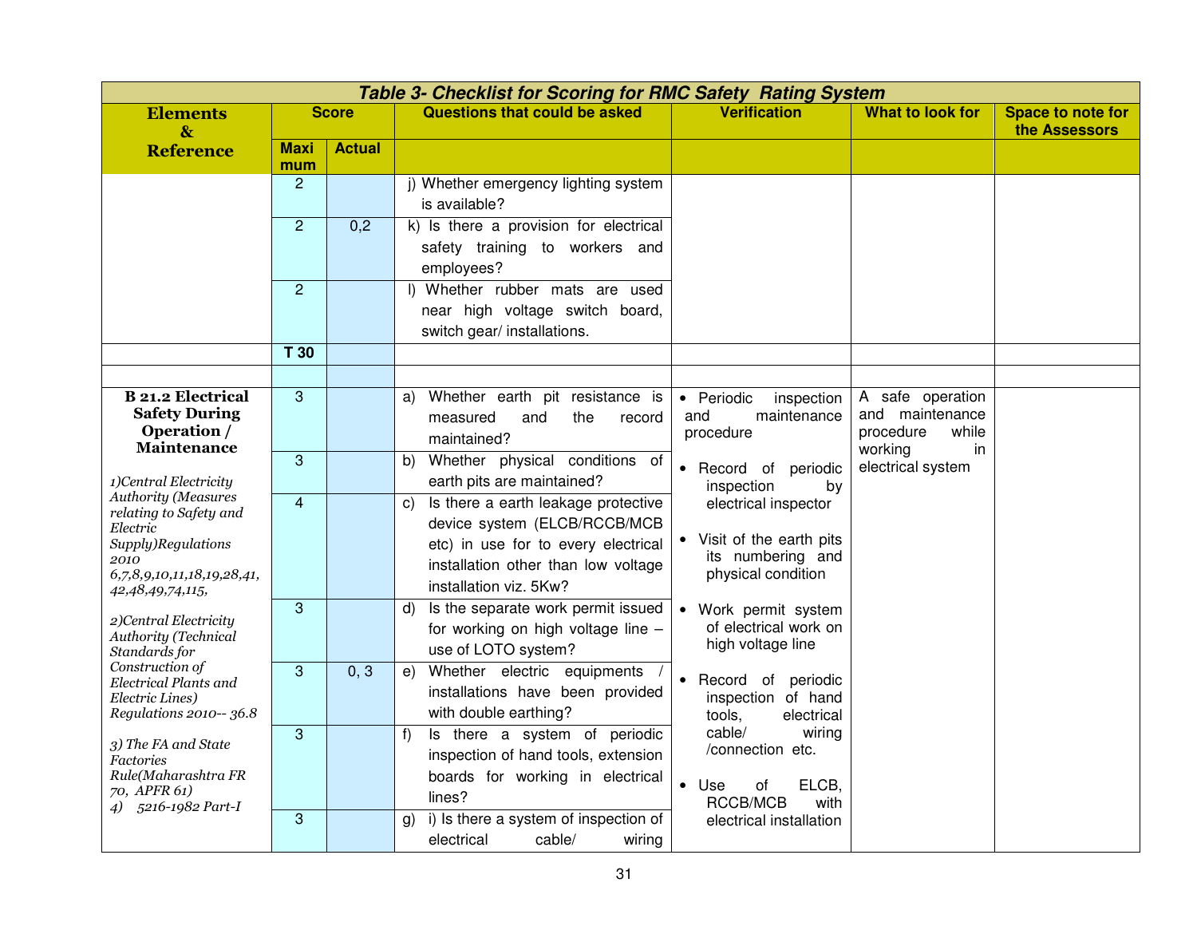| Table 3- Checklist for Scoring for RMC Safety Rating System | | | | | | |
|---|---|---|---|---|---|---|
| **Elements & Reference** | **Score** | | **Questions that could be asked** | **Verification** | **What to look for** | **Space to note for the Assessors** |
| | **Maximum** | **Actual** | | | | |
| | 2 | | j) Whether emergency lighting system is available? | | | |
| | 2 | 0,2 | k) Is there a provision for electrical safety training to workers and employees? | | | |
| | 2 | | l) Whether rubber mats are used near high voltage switch board, switch gear/ installations. | | | |
| | **T 30** | | | | | |
| | | | | | | |
| **B 21.2 Electrical Safety During Operation / Maintenance**<br><br>*1)Central Electricity Authority (Measures relating to Safety and Electric Supply)Regulations 2010 6,7,8,9,10,11,18,19,28,41, 42,48,49,74,115,*<br><br>*2)Central Electricity Authority (Technical Standards for Construction of Electrical Plants and Electric Lines) Regulations 2010-- 36.8*<br><br>*3) The FA and State Factories Rule(Maharashtra FR 70, APFR 61)*<br>*4) 5216-1982 Part-I* | 3 | | a) Whether earth pit resistance is measured and the record maintained? | • Periodic inspection and maintenance procedure<br><br>• Record of periodic inspection by electrical inspector<br><br>• Visit of the earth pits its numbering and physical condition<br><br>• Work permit system of electrical work on high voltage line<br><br>• Record of periodic inspection of hand tools, electrical cable/ wiring /connection etc.<br><br>• Use of ELCB, RCCB/MCB with electrical installation | A safe operation and maintenance procedure while working in electrical system | |
| | 3 | | b) Whether physical conditions of earth pits are maintained? | | | |
| | 4 | | c) Is there a earth leakage protective device system (ELCB/RCCB/MCB etc) in use for to every electrical installation other than low voltage installation viz. 5Kw? | | | |
| | 3 | | d) Is the separate work permit issued for working on high voltage line – use of LOTO system? | | | |
| | 3 | 0, 3 | e) Whether electric equipments / installations have been provided with double earthing? | | | |
| | 3 | | f) Is there a system of periodic inspection of hand tools, extension boards for working in electrical lines? | | | |
| | 3 | | g) i) Is there a system of inspection of electrical cable/ wiring | | | |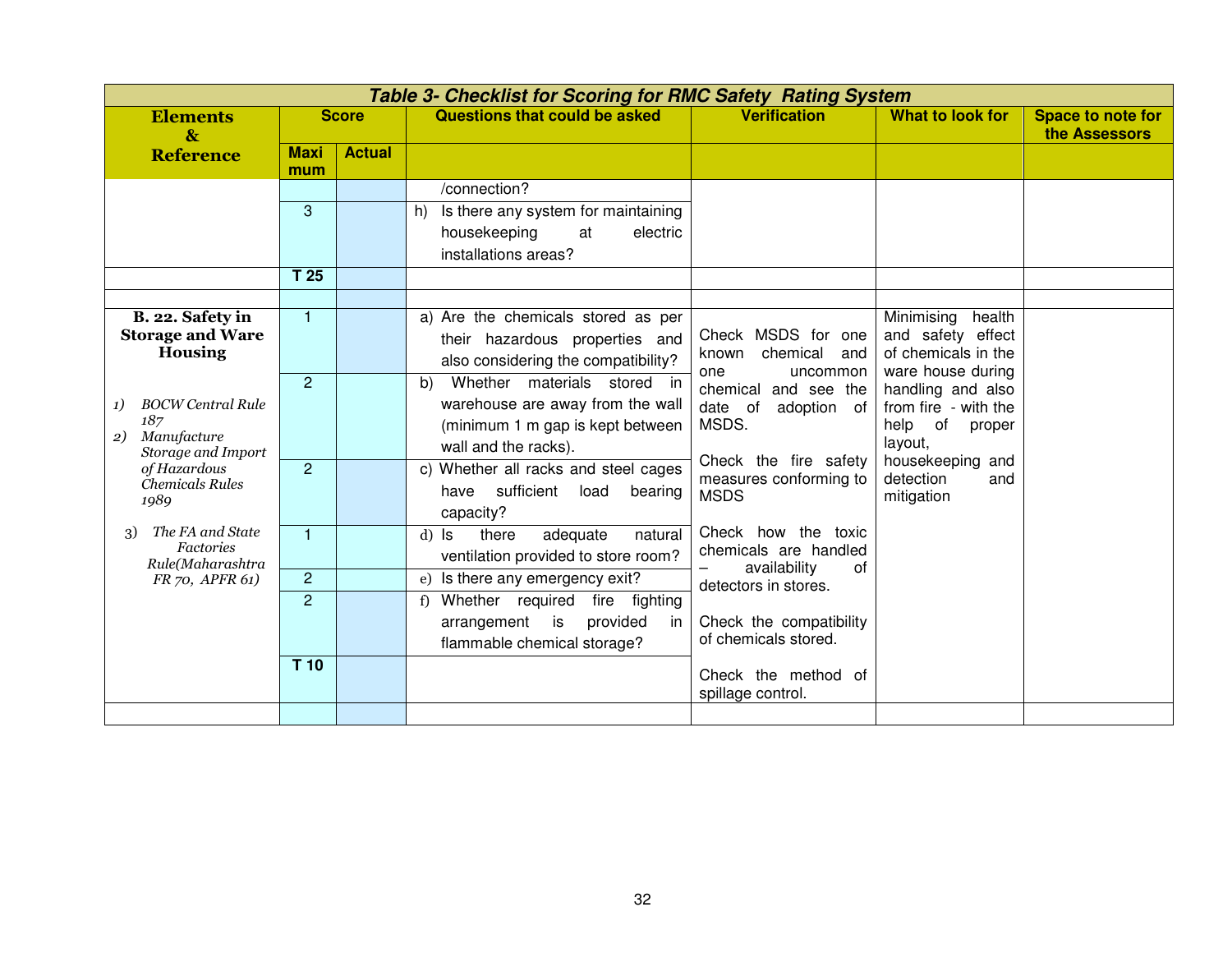| Table 3- Checklist for Scoring for RMC Safety Rating System | | | | | | |
|---|---|---|---|---|---|---|
| **Elements & Reference** | **Score** | | **Questions that could be asked** | **Verification** | **What to look for** | **Space to note for the Assessors** |
| | **Maximum** | **Actual** | | | | |
| | | | /connection? | | | |
| | 3 | | h) Is there any system for maintaining housekeeping at electric installations areas? | | | |
| | **T 25** | | | | | |
| | | | | | | |
| **B. 22. Safety in Storage and Ware Housing**<br><br>1) *BOCW Central Rule 187*<br>2) *Manufacture Storage and Import of Hazardous Chemicals Rules 1989*<br>3) *The FA and State Factories Rule(Maharashtra FR 70, APFR 61)* | 1 | | a) Are the chemicals stored as per their hazardous properties and also considering the compatibility? | Check MSDS for one known chemical and one uncommon chemical and see the date of adoption of MSDS.<br><br>Check the fire safety measures conforming to MSDS<br><br>Check how the toxic chemicals are handled – availability of detectors in stores.<br><br>Check the compatibility of chemicals stored.<br><br>Check the method of spillage control. | Minimising health and safety effect of chemicals in the ware house during handling and also from fire - with the help of proper layout, housekeeping and detection and mitigation | |
| | 2 | | b) Whether materials stored in warehouse are away from the wall (minimum 1 m gap is kept between wall and the racks). | | | |
| | 2 | | c) Whether all racks and steel cages have sufficient load bearing capacity? | | | |
| | 1 | | d) Is there adequate natural ventilation provided to store room? | | | |
| | 2 | | e) Is there any emergency exit? | | | |
| | 2 | | f) Whether required fire fighting arrangement is provided in flammable chemical storage? | | | |
| | **T 10** | | | | | |
| | | | | | | |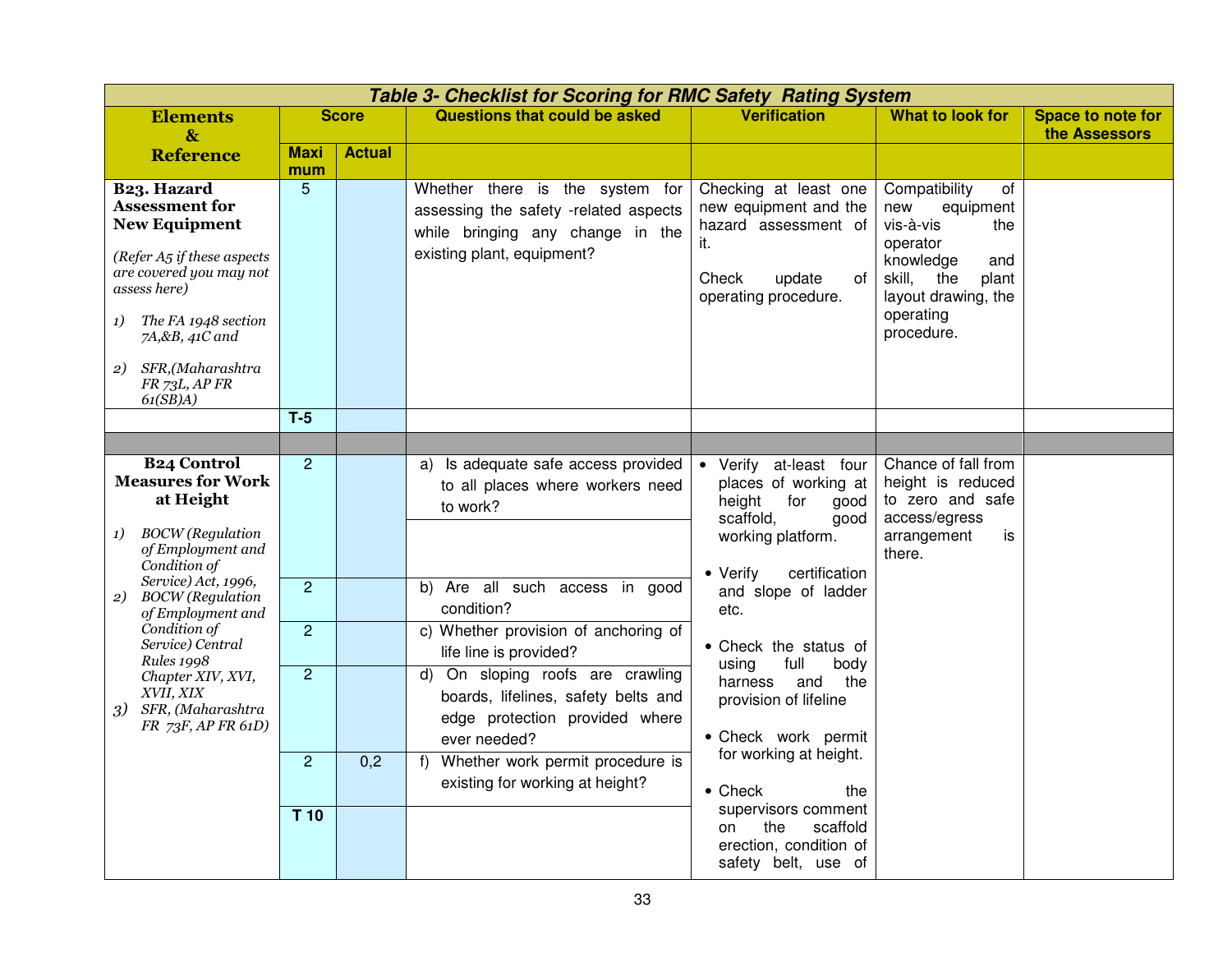**Table 3- Checklist for Scoring for RMC Safety Rating System**

| Elements & Reference | Score | | Questions that could be asked | Verification | What to look for | Space to note for the Assessors |
|---|---|---|---|---|---|---|
| | Maximum | Actual | | | | |
| **B23. Hazard Assessment for New Equipment**<br>*(Refer A5 if these aspects are covered you may not assess here)*<br>1) *The FA 1948 section 7A,&B, 41C and*<br>2) *SFR,(Maharashtra FR 73L, AP FR 61(SB)A)* | 5 | | Whether there is the system for assessing the safety -related aspects while bringing any change in the existing plant, equipment? | Checking at least one new equipment and the hazard assessment of it.<br>Check update of operating procedure. | Compatibility of new equipment vis-à-vis the operator knowledge and skill, the plant layout drawing, the operating procedure. | |
| | T-5 | | | | | |
| | | | | | | |
| **B24 Control Measures for Work at Height**<br>1) *BOCW (Regulation of Employment and Condition of Service) Act, 1996,*<br>2) *BOCW (Regulation of Employment and Condition of Service) Central Rules 1998 Chapter XIV, XVI, XVII, XIX*<br>3) *SFR, (Maharashtra FR 73F, AP FR 61D)* | 2 | | a) Is adequate safe access provided to all places where workers need to work? | • Verify at-least four places of working at height for good scaffold, good working platform.<br>• Verify certification and slope of ladder etc.<br>• Check the status of using full body harness and the provision of lifeline<br>• Check work permit for working at height.<br>• Check the supervisors comment on the scaffold erection, condition of safety belt, use of | Chance of fall from height is reduced to zero and safe access/egress arrangement is there. | |
| | 2 | | b) Are all such access in good condition? | | | |
| | 2 | | c) Whether provision of anchoring of life line is provided? | | | |
| | 2 | | d) On sloping roofs are crawling boards, lifelines, safety belts and edge protection provided where ever needed? | | | |
| | 2 | 0,2 | f) Whether work permit procedure is existing for working at height? | | | |
| | T 10 | | | | | |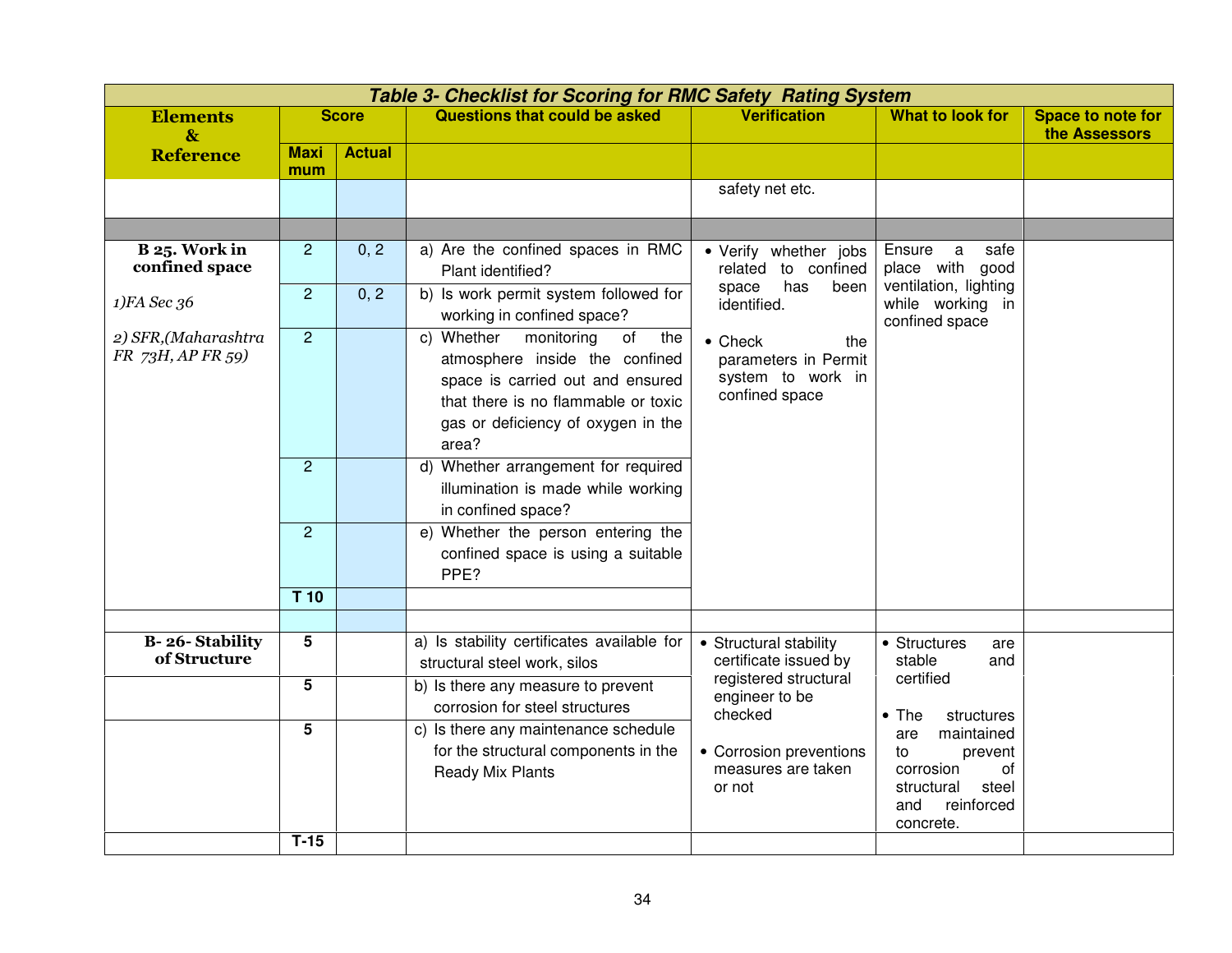| Table 3- Checklist for Scoring for RMC Safety Rating System | | | | | | |
|---|---|---|---|---|---|---|
| **Elements & Reference** | **Score** | | **Questions that could be asked** | **Verification** | **What to look for** | **Space to note for the Assessors** |
| | **Maximum** | **Actual** | | | | |
| | | | | safety net etc. | | |
| | | | | | | |
| **B 25. Work in confined space**<br><br>*1)FA Sec 36*<br><br>*2) SFR,(Maharashtra FR 73H, AP FR 59)* | 2 | 0, 2 | a) Are the confined spaces in RMC Plant identified? | • Verify whether jobs related to confined space has been identified.<br><br>• Check the parameters in Permit system to work in confined space | Ensure a safe place with good ventilation, lighting while working in confined space | |
| | 2 | 0, 2 | b) Is work permit system followed for working in confined space? | | | |
| | 2 | | c) Whether monitoring of the atmosphere inside the confined space is carried out and ensured that there is no flammable or toxic gas or deficiency of oxygen in the area? | | | |
| | 2 | | d) Whether arrangement for required illumination is made while working in confined space? | | | |
| | 2 | | e) Whether the person entering the confined space is using a suitable PPE? | | | |
| | **T 10** | | | | | |
| | | | | | | |
| **B- 26- Stability of Structure** | **5** | | a) Is stability certificates available for structural steel work, silos | • Structural stability certificate issued by registered structural engineer to be checked<br><br>• Corrosion preventions measures are taken or not | • Structures are stable and certified<br><br>• The structures are maintained to prevent corrosion of structural steel and reinforced concrete. | |
| | **5** | | b) Is there any measure to prevent corrosion for steel structures | | | |
| | **5** | | c) Is there any maintenance schedule for the structural components in the Ready Mix Plants | | | |
| | **T-15** | | | | | |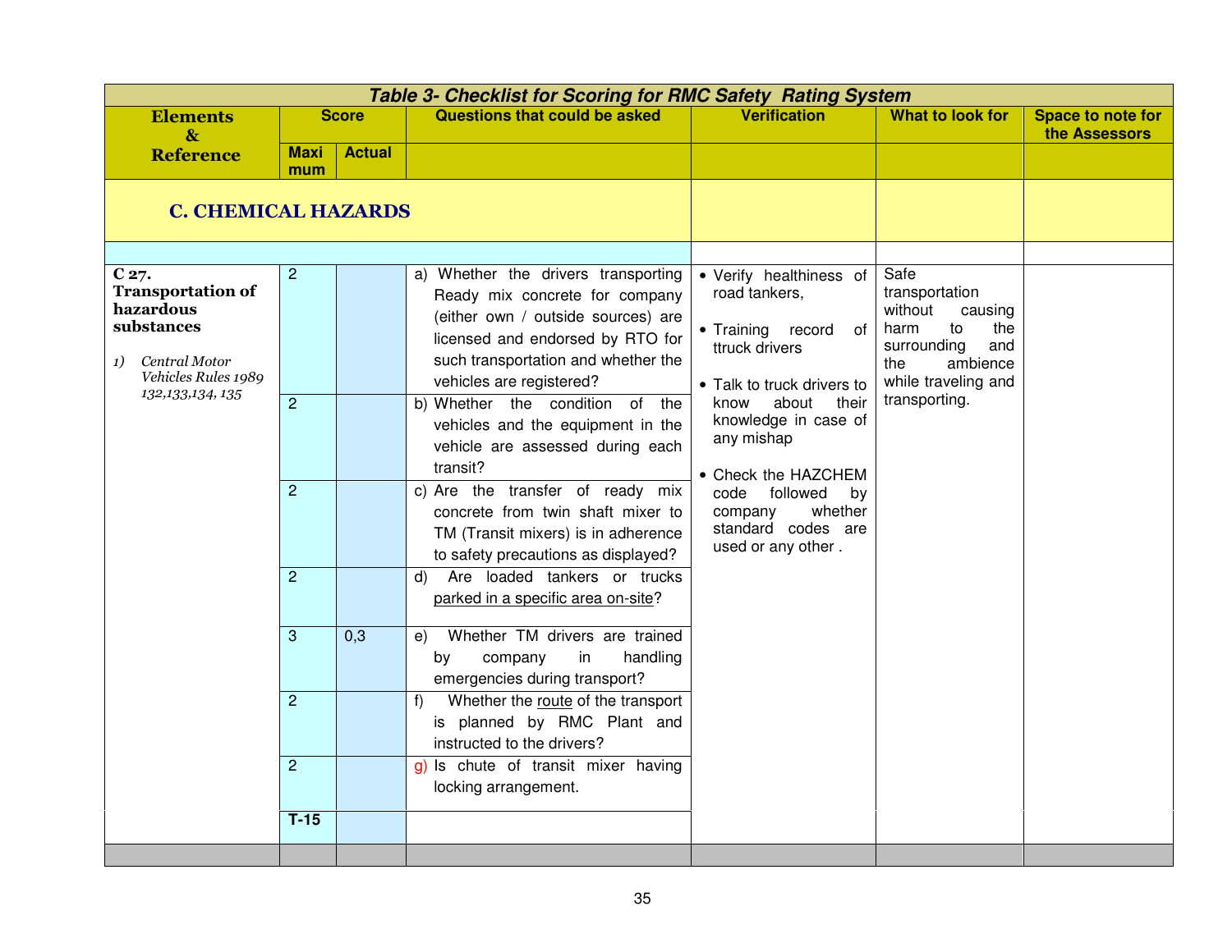| *Table 3- Checklist for Scoring for RMC Safety Rating System* | | | | | | |
|---|---|---|---|---|---|---|
| **Elements & Reference** | **Score** | | **Questions that could be asked** | **Verification** | **What to look for** | **Space to note for the Assessors** |
| | **Maximum** | **Actual** | | | | |
| **C. CHEMICAL HAZARDS** | | | | | | |
| **C 27. Transportation of hazardous substances**<br>1) *Central Motor Vehicles Rules 1989 132,133,134, 135* | 2 | | a) Whether the drivers transporting Ready mix concrete for company (either own / outside sources) are licensed and endorsed by RTO for such transportation and whether the vehicles are registered? | • Verify healthiness of road tankers,<br>• Training record of ttruck drivers<br>• Talk to truck drivers to know about their knowledge in case of any mishap<br>• Check the HAZCHEM code followed by company whether standard codes are used or any other . | Safe transportation without causing harm to the surrounding and the ambience while traveling and transporting. | |
| | 2 | | b) Whether the condition of the vehicles and the equipment in the vehicle are assessed during each transit? | | | |
| | 2 | | c) Are the transfer of ready mix concrete from twin shaft mixer to TM (Transit mixers) is in adherence to safety precautions as displayed? | | | |
| | 2 | | d) Are loaded tankers or trucks parked in a specific area on-site? | | | |
| | 3 | 0,3 | e) Whether TM drivers are trained by company in handling emergencies during transport? | | | |
| | 2 | | f) Whether the route of the transport is planned by RMC Plant and instructed to the drivers? | | | |
| | 2 | | g) Is chute of transit mixer having locking arrangement. | | | |
| | **T-15** | | | | | |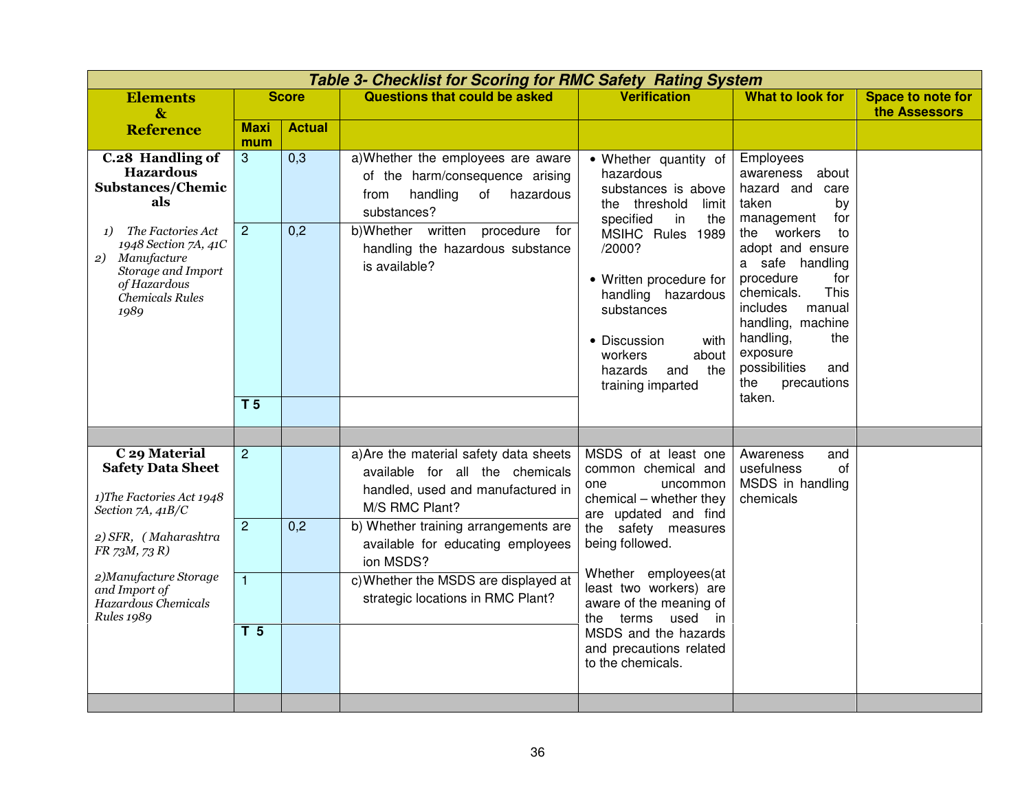| Table 3- Checklist for Scoring for RMC Safety Rating System | | | | | | |
|---|---|---|---|---|---|---|
| **Elements & Reference** | **Score** | | **Questions that could be asked** | **Verification** | **What to look for** | **Space to note for the Assessors** |
| | **Maximum** | **Actual** | | | | |
| **C.28 Handling of Hazardous Substances/Chemicals**<br>1) *The Factories Act 1948 Section 7A, 41C*<br>2) *Manufacture Storage and Import of Hazardous Chemicals Rules 1989* | 3 | 0,3 | a) Whether the employees are aware of the harm/consequence arising from handling of hazardous substances? | • Whether quantity of hazardous substances is above the threshold limit specified in the MSIHC Rules 1989 /2000?<br>• Written procedure for handling hazardous substances<br>• Discussion with workers about hazards and the training imparted | Employees awareness about hazard and care taken by management for the workers to adopt and ensure a safe handling procedure for chemicals. This includes manual handling, machine handling, the exposure possibilities and the precautions taken. | |
| | 2 | 0,2 | b) Whether written procedure for handling the hazardous substance is available? | | | |
| | **T 5** | | | | | |
| | | | | | | |
| **C 29 Material Safety Data Sheet**<br>*1)The Factories Act 1948 Section 7A, 41B/C*<br>*2) SFR, ( Maharashtra FR 73M, 73 R)*<br>*2)Manufacture Storage and Import of Hazardous Chemicals Rules 1989* | 2 | | a) Are the material safety data sheets available for all the chemicals handled, used and manufactured in M/S RMC Plant? | MSDS of at least one common chemical and one uncommon chemical – whether they are updated and find the safety measures being followed.<br>Whether employees(at least two workers) are aware of the meaning of the terms used in MSDS and the hazards and precautions related to the chemicals. | Awareness and usefulness of MSDS in handling chemicals | |
| | 2 | 0,2 | b) Whether training arrangements are available for educating employees ion MSDS? | | | |
| | 1 | | c) Whether the MSDS are displayed at strategic locations in RMC Plant? | | | |
| | **T 5** | | | | | |
| | | | | | | |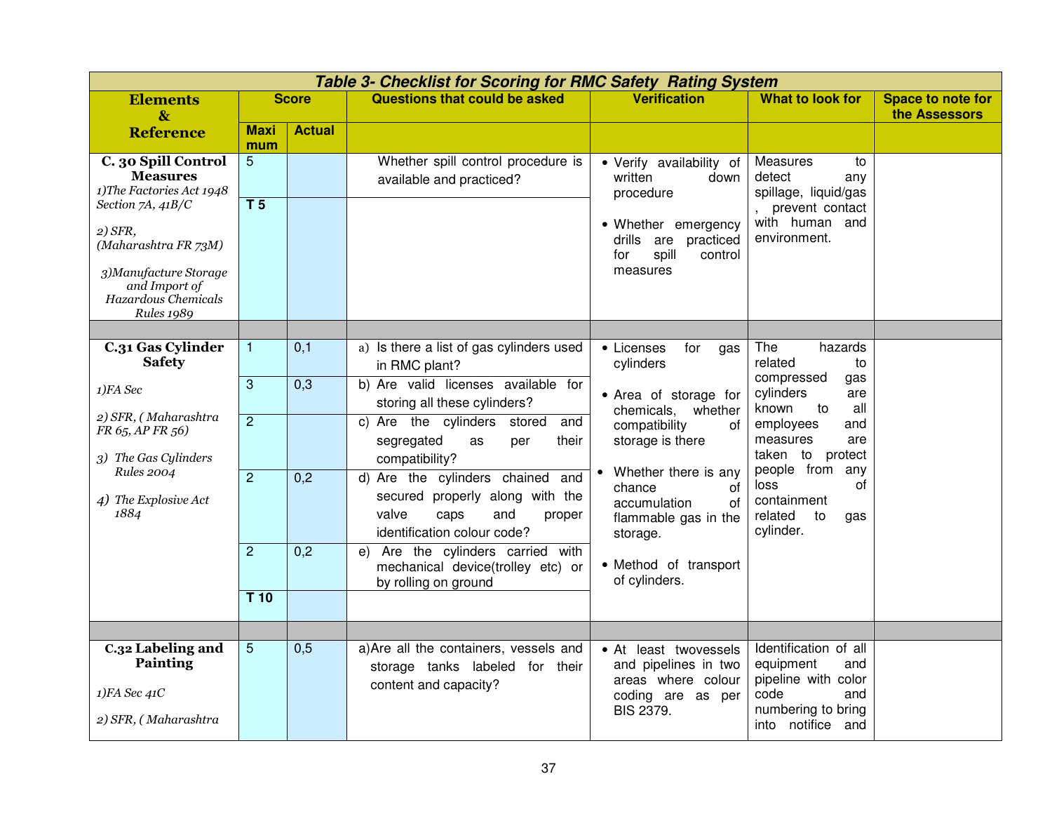| Table 3- Checklist for Scoring for RMC Safety Rating System | | | | | | |
|---|---|---|---|---|---|---|
| **Elements & Reference** | **Score** | | **Questions that could be asked** | **Verification** | **What to look for** | **Space to note for the Assessors** |
| | **Maximum** | **Actual** | | | | |
| **C. 30 Spill Control Measures**<br>*1)The Factories Act 1948 Section 7A, 41B/C*<br>*2) SFR, (Maharashtra FR 73M)*<br>*3)Manufacture Storage and Import of Hazardous Chemicals Rules 1989* | 5 | | Whether spill control procedure is available and practiced? | • Verify availability of written down procedure<br>• Whether emergency drills are practiced for spill control measures | Measures to detect any spillage, liquid/gas, prevent contact with human and environment. | |
| | **T 5** | | | | | |
| | | | | | | |
| **C.31 Gas Cylinder Safety**<br>*1)FA Sec*<br>*2) SFR, ( Maharashtra FR 65, AP FR 56)*<br>*3) The Gas Cylinders Rules 2004*<br>*4) The Explosive Act 1884* | 1 | 0,1 | a) Is there a list of gas cylinders used in RMC plant? | • Licenses for gas cylinders<br>• Area of storage for chemicals, whether compatibility of storage is there<br>• Whether there is any chance of accumulation of flammable gas in the storage.<br>• Method of transport of cylinders. | The hazards related to compressed gas cylinders are known to all employees and measures are taken to protect people from any loss of containment related to gas cylinder. | |
| | 3 | 0,3 | b) Are valid licenses available for storing all these cylinders? | | | |
| | 2 | | c) Are the cylinders stored and segregated as per their compatibility? | | | |
| | 2 | 0,2 | d) Are the cylinders chained and secured properly along with the valve caps and proper identification colour code? | | | |
| | 2 | 0,2 | e) Are the cylinders carried with mechanical device(trolley etc) or by rolling on ground | | | |
| | **T 10** | | | | | |
| | | | | | | |
| **C.32 Labeling and Painting**<br>*1)FA Sec 41C*<br>*2) SFR, ( Maharashtra* | 5 | 0,5 | a)Are all the containers, vessels and storage tanks labeled for their content and capacity? | • At least twovessels and pipelines in two areas where colour coding are as per BIS 2379. | Identification of all equipment and pipeline with color code and numbering to bring into notifice and | |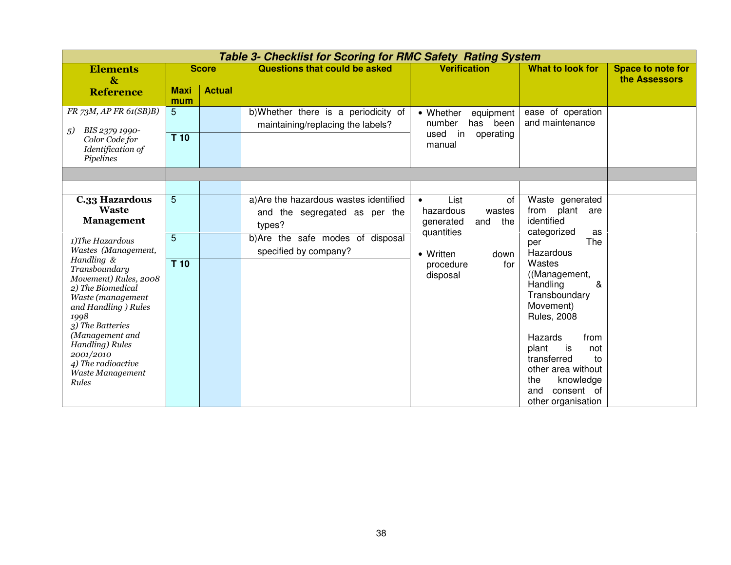| Table 3- Checklist for Scoring for RMC Safety Rating System | | | | | | |
|---|---|---|---|---|---|---|
| **Elements & Reference** | **Score** | | **Questions that could be asked** | **Verification** | **What to look for** | **Space to note for the Assessors** |
| | **Maximum** | **Actual** | | | | |
| *FR 73M, AP FR 61(SB)B)* | 5 | | b)Whether there is a periodicity of maintaining/replacing the labels? | • Whether equipment number has been used in operating manual | ease of operation and maintenance | |
| *5) BIS 2379 1990- Color Code for Identification of Pipelines* | **T 10** | | | | | |
| | | | | | | |
| | | | | | | |
| **C.33 Hazardous Waste Management** | 5 | | a)Are the hazardous wastes identified and the segregated as per the types? | • List of hazardous wastes generated and the quantities<br>• Written down procedure for disposal | Waste generated from plant are identified categorized as per The Hazardous Wastes ((Management, Handling & Transboundary Movement) Rules, 2008<br><br>Hazards from plant is not transferred to other area without the knowledge and consent of other organisation | |
| *1)The Hazardous Wastes (Management, Handling & Transboundary Movement) Rules, 2008* | 5 | | b)Are the safe modes of disposal specified by company? | | | |
| *2) The Biomedical Waste (management and Handling ) Rules 1998*<br>*3) The Batteries (Management and Handling) Rules 2001/2010*<br>*4) The radioactive Waste Management Rules* | **T 10** | | | | | |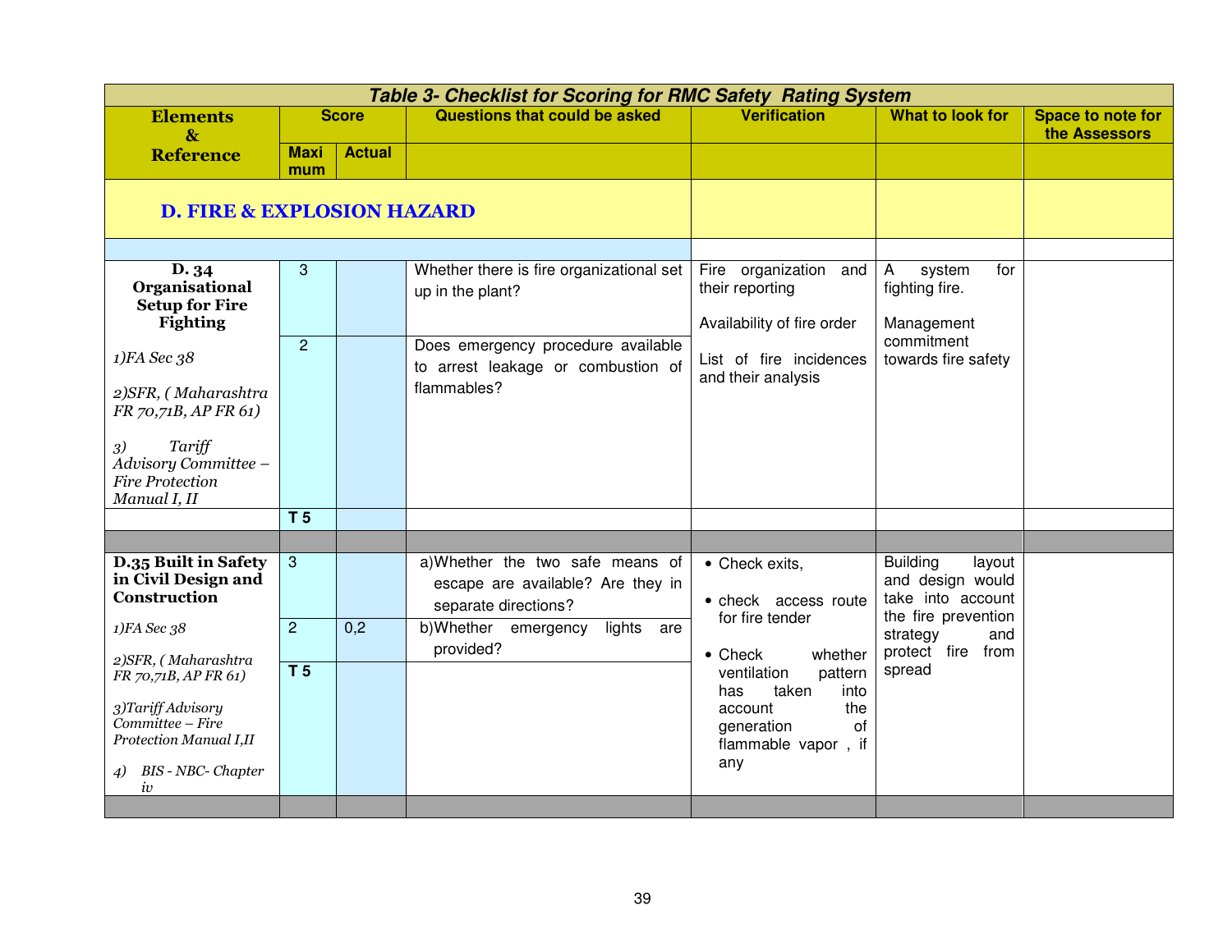| *Table 3- Checklist for Scoring for RMC Safety Rating System* | | | | | | |
|---|---|---|---|---|---|---|
| **Elements & Reference** | **Score** | | **Questions that could be asked** | **Verification** | **What to look for** | **Space to note for the Assessors** |
| | **Maximum** | **Actual** | | | | |
| **D. FIRE & EXPLOSION HAZARD** | | | | | | |
| **D. 34 Organisational Setup for Fire Fighting** *1)FA Sec 38* *2)SFR, ( Maharashtra FR 70,71B, AP FR 61)* *3) Tariff Advisory Committee – Fire Protection Manual I, II* | 3 | | Whether there is fire organizational set up in the plant? | Fire organization and their reporting<br><br>Availability of fire order<br><br>List of fire incidences and their analysis | A system for fighting fire.<br><br>Management commitment towards fire safety | |
| | 2 | | Does emergency procedure available to arrest leakage or combustion of flammables? | | | |
| | **T 5** | | | | | |
| **D.35 Built in Safety in Civil Design and Construction** *1)FA Sec 38* *2)SFR, ( Maharashtra FR 70,71B, AP FR 61)* *3)Tariff Advisory Committee – Fire Protection Manual I,II* *4) BIS - NBC- Chapter iv* | 3 | | a)Whether the two safe means of escape are available? Are they in separate directions? | • Check exits,<br>• check access route for fire tender<br>• Check whether ventilation pattern has taken into account the generation of flammable vapor , if any | Building layout and design would take into account the fire prevention strategy and protect fire from spread | |
| | 2 | 0,2 | b)Whether emergency lights are provided? | | | |
| | **T 5** | | | | | |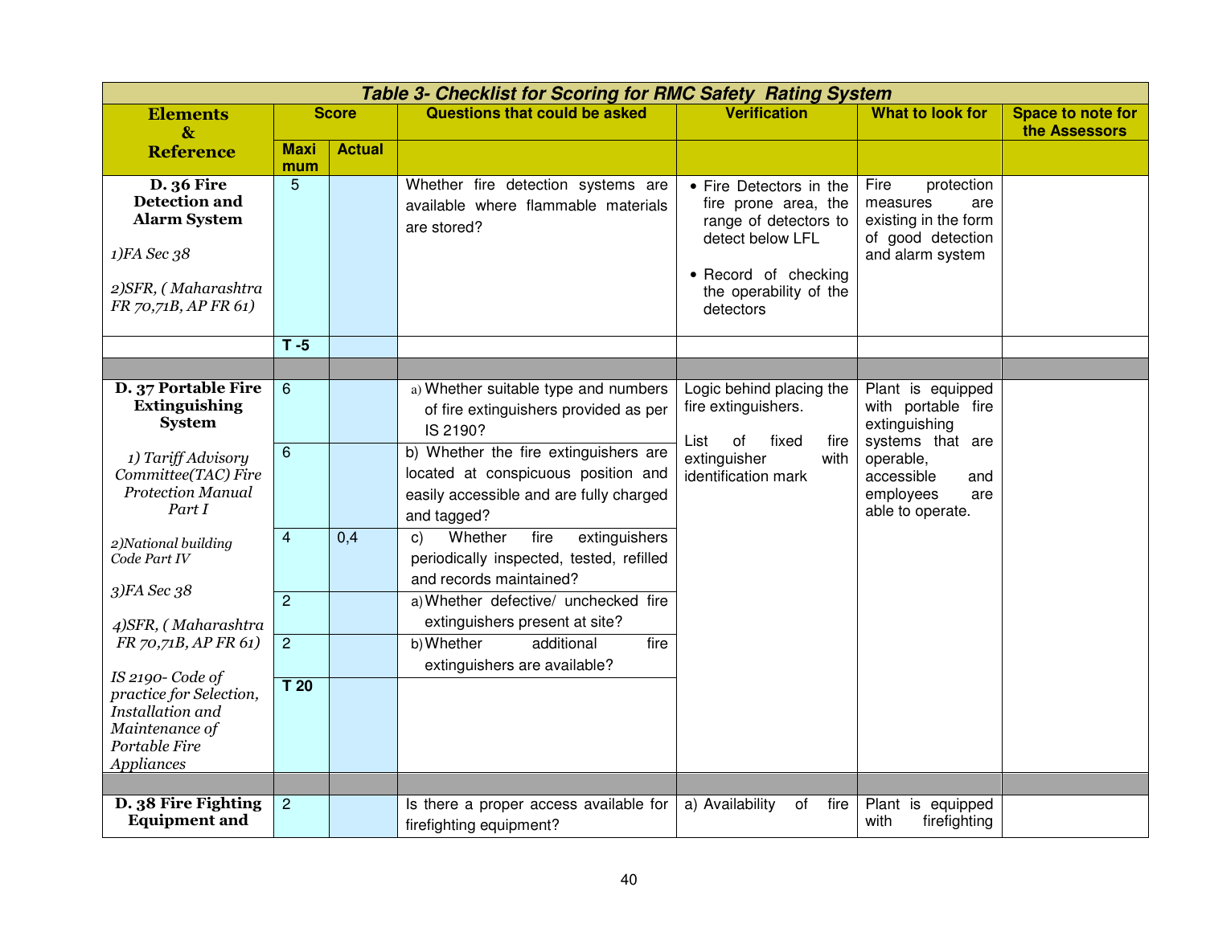| *Table 3- Checklist for Scoring for RMC Safety Rating System* | | | | | | |
|---|---|---|---|---|---|---|
| **Elements & Reference** | **Score** | | **Questions that could be asked** | **Verification** | **What to look for** | **Space to note for the Assessors** |
| | **Maximum** | **Actual** | | | | |
| **D. 36 Fire Detection and Alarm System**<br><br>*1)FA Sec 38*<br><br>*2)SFR, ( Maharashtra FR 70,71B, AP FR 61)* | 5 | | Whether fire detection systems are available where flammable materials are stored? | • Fire Detectors in the fire prone area, the range of detectors to detect below LFL<br><br>• Record of checking the operability of the detectors | Fire protection measures are existing in the form of good detection and alarm system | |
| | **T -5** | | | | | |
| | | | | | | |
| **D. 37 Portable Fire Extinguishing System**<br><br>*1) Tariff Advisory Committee(TAC) Fire Protection Manual Part I*<br><br>*2)National building Code Part IV*<br><br>*3)FA Sec 38*<br><br>*4)SFR, ( Maharashtra FR 70,71B, AP FR 61)*<br><br>*IS 2190- Code of practice for Selection, Installation and Maintenance of Portable Fire Appliances* | 6 | | a) Whether suitable type and numbers of fire extinguishers provided as per IS 2190? | Logic behind placing the fire extinguishers.<br><br>List of fixed fire extinguisher with identification mark | Plant is equipped with portable fire extinguishing systems that are operable, accessible and employees are able to operate. | |
| | 6 | | b) Whether the fire extinguishers are located at conspicuous position and easily accessible and are fully charged and tagged? | | | |
| | 4 | 0,4 | c) Whether fire extinguishers periodically inspected, tested, refilled and records maintained? | | | |
| | 2 | | a) Whether defective/ unchecked fire extinguishers present at site? | | | |
| | 2 | | b) Whether additional fire extinguishers are available? | | | |
| | **T 20** | | | | | |
| | | | | | | |
| **D. 38 Fire Fighting Equipment and** | 2 | | Is there a proper access available for firefighting equipment? | a) Availability of fire | Plant is equipped with firefighting | |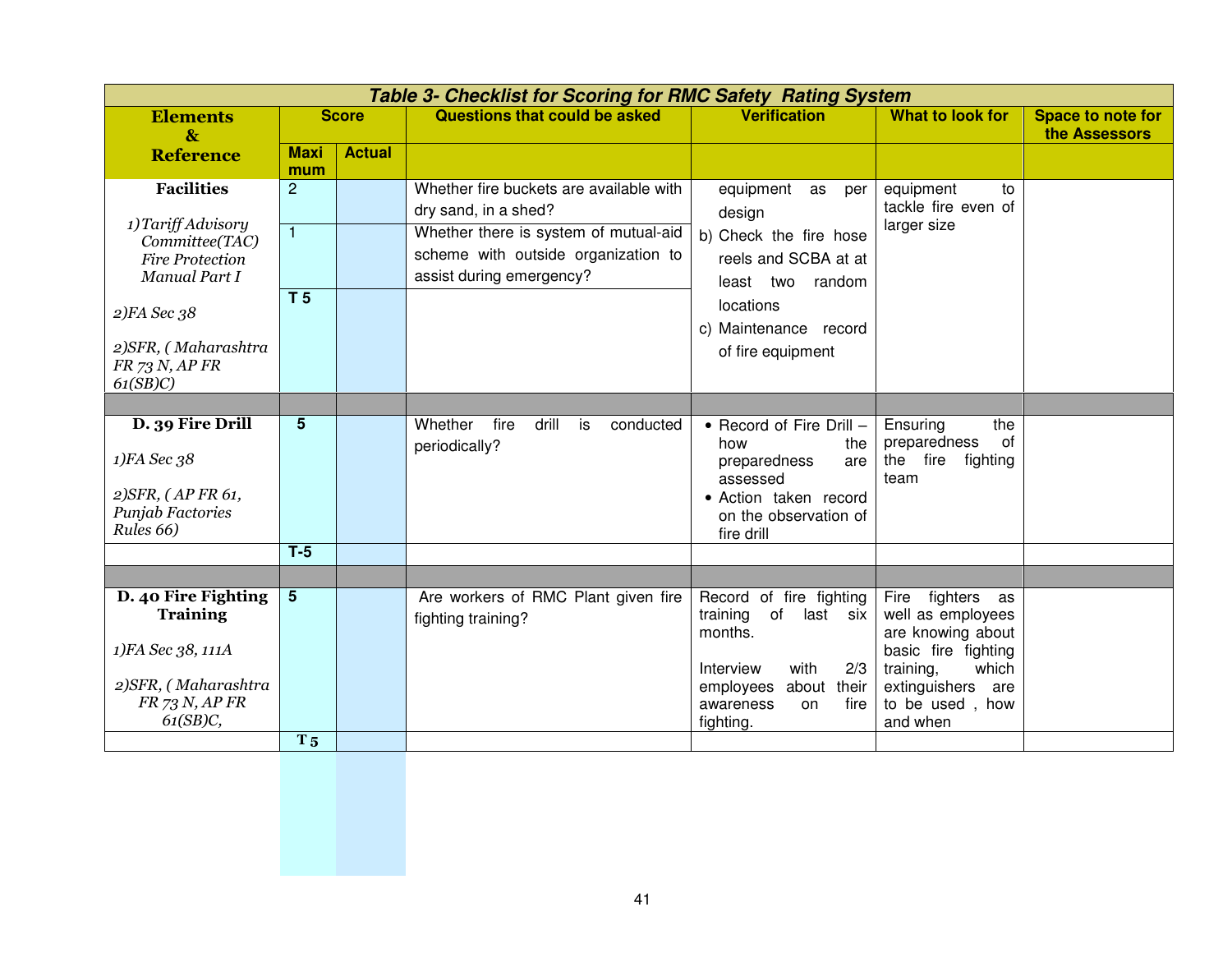| Table 3- Checklist for Scoring for RMC Safety Rating System | | | | | | |
|---|---|---|---|---|---|---|
| **Elements & Reference** | **Score** | | **Questions that could be asked** | **Verification** | **What to look for** | **Space to note for the Assessors** |
| | **Maximum** | **Actual** | | | | |
| **Facilities**<br>1) *Tariff Advisory Committee(TAC) Fire Protection Manual Part I*<br>2) *FA Sec 38*<br>2) *SFR, ( Maharashtra FR 73 N, AP FR 61(SB)C)* | 2 | | Whether fire buckets are available with dry sand, in a shed? | equipment as per design<br>b) Check the fire hose reels and SCBA at at least two random locations<br>c) Maintenance record of fire equipment | equipment to tackle fire even of larger size | |
| | 1 | | Whether there is system of mutual-aid scheme with outside organization to assist during emergency? | | | |
| | **T 5** | | | | | |
| | | | | | | |
| **D. 39 Fire Drill**<br>1) *FA Sec 38*<br>2) *SFR, ( AP FR 61, Punjab Factories Rules 66)* | **5** | | Whether fire drill is conducted periodically? | • Record of Fire Drill – how the preparedness are assessed<br>• Action taken record on the observation of fire drill | Ensuring the preparedness of the fire fighting team | |
| | **T-5** | | | | | |
| | | | | | | |
| **D. 40 Fire Fighting Training**<br>1) *FA Sec 38, 111A*<br>2) *SFR, ( Maharashtra FR 73 N, AP FR 61(SB)C,* | **5** | | Are workers of RMC Plant given fire fighting training? | Record of fire fighting training of last six months.<br><br>Interview with 2/3 employees about their awareness on fire fighting. | Fire fighters as well as employees are knowing about basic fire fighting training, which extinguishers are to be used , how and when | |
| | **T 5** | | | | | |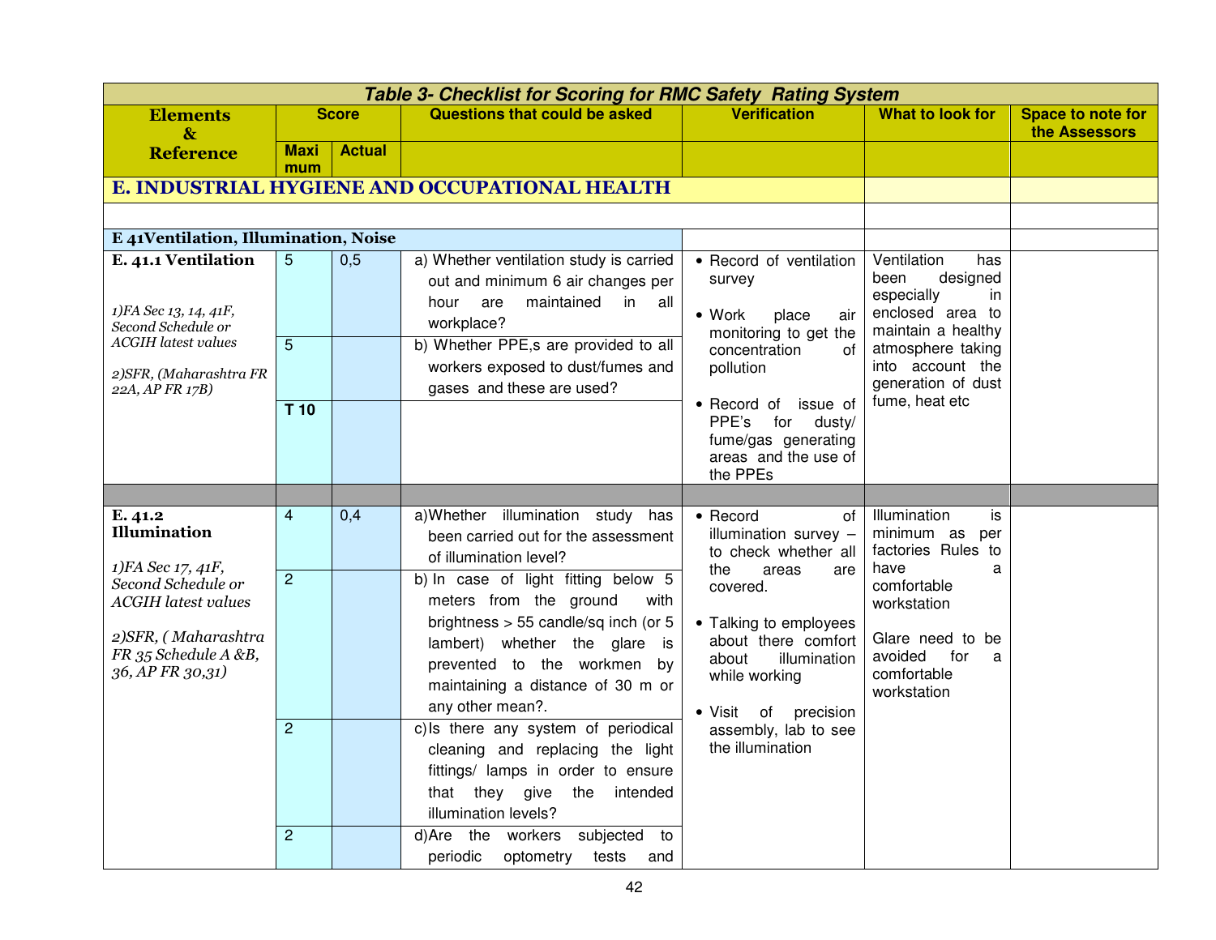| Table 3- Checklist for Scoring for RMC Safety Rating System | | | | | | |
|---|---|---|---|---|---|---|
| **Elements & Reference** | **Score** | | **Questions that could be asked** | **Verification** | **What to look for** | **Space to note for the Assessors** |
| | **Maximum** | **Actual** | | | | |
| **E. INDUSTRIAL HYGIENE AND OCCUPATIONAL HEALTH** | | | | | | |
| | | | | | | |
| **E 41Ventilation, Illumination, Noise** | | | | | | |
| **E. 41.1 Ventilation**<br><br>*1)FA Sec 13, 14, 41F, Second Schedule or ACGIH latest values*<br><br>*2)SFR, (Maharashtra FR 22A, AP FR 17B)* | 5 | 0,5 | a) Whether ventilation study is carried out and minimum 6 air changes per hour are maintained in all workplace? | • Record of ventilation survey<br><br>• Work place air monitoring to get the concentration of pollution<br><br>• Record of issue of PPE's for dusty/ fume/gas generating areas and the use of the PPEs | Ventilation has been designed especially in enclosed area to maintain a healthy atmosphere taking into account the generation of dust fume, heat etc | |
| | 5 | | b) Whether PPE,s are provided to all workers exposed to dust/fumes and gases and these are used? | | | |
| | **T 10** | | | | | |
| | | | | | | |
| **E. 41.2 Illumination**<br><br>*1)FA Sec 17, 41F, Second Schedule or ACGIH latest values*<br><br>*2)SFR, ( Maharashtra FR 35 Schedule A &B, 36, AP FR 30,31)* | 4 | 0,4 | a)Whether illumination study has been carried out for the assessment of illumination level? | • Record of illumination survey – to check whether all the areas are covered.<br><br>• Talking to employees about there comfort about illumination while working<br><br>• Visit of precision assembly, lab to see the illumination | Illumination is minimum as per factories Rules to have a comfortable workstation<br><br>Glare need to be avoided for a comfortable workstation | |
| | 2 | | b) In case of light fitting below 5 meters from the ground with brightness > 55 candle/sq inch (or 5 lambert) whether the glare is prevented to the workmen by maintaining a distance of 30 m or any other mean?. | | | |
| | 2 | | c)Is there any system of periodical cleaning and replacing the light fittings/ lamps in order to ensure that they give the intended illumination levels? | | | |
| | 2 | | d)Are the workers subjected to periodic optometry tests and | | | |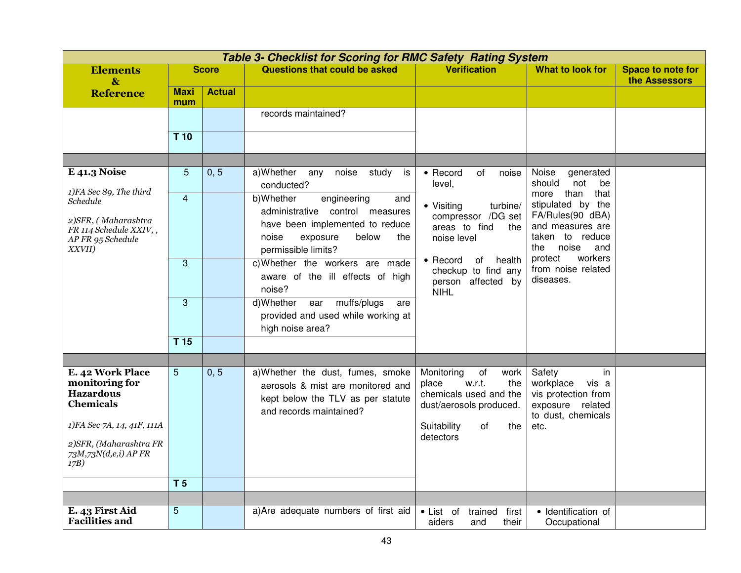**Table 3- Checklist for Scoring for RMC Safety Rating System**

| Elements & Reference | Score | | Questions that could be asked | Verification | What to look for | Space to note for the Assessors |
|---|---|---|---|---|---|---|
| | Maximum | Actual | | | | |
| | | | records maintained? | | | |
| | T 10 | | | | | |
| | | | | | | |
| **E 41.3 Noise**<br>*1)FA Sec 89, The third Schedule*<br>*2)SFR, ( Maharashtra FR 114 Schedule XXIV, , AP FR 95 Schedule XXVII)* | 5 | 0, 5 | a)Whether any noise study is conducted? | • Record of noise level,<br>• Visiting turbine/ compressor /DG set areas to find the noise level<br>• Record of health checkup to find any person affected by NIHL | Noise generated should not be more than that stipulated by the FA/Rules(90 dBA) and measures are taken to reduce the noise and protect workers from noise related diseases. | |
| | 4 | | b)Whether engineering and administrative control measures have been implemented to reduce noise exposure below the permissible limits? | | | |
| | 3 | | c)Whether the workers are made aware of the ill effects of high noise? | | | |
| | 3 | | d)Whether ear muffs/plugs are provided and used while working at high noise area? | | | |
| | T 15 | | | | | |
| | | | | | | |
| **E. 42 Work Place monitoring for Hazardous Chemicals**<br>*1)FA Sec 7A, 14, 41F, 111A*<br>*2)SFR, (Maharashtra FR 73M,73N(d,e,i) AP FR 17B)* | 5 | 0, 5 | a)Whether the dust, fumes, smoke aerosols & mist are monitored and kept below the TLV as per statute and records maintained? | Monitoring of work place w.r.t. the chemicals used and the dust/aerosols produced.<br>Suitability of the detectors | Safety in workplace vis a vis protection from exposure related to dust, chemicals etc. | |
| | T 5 | | | | | |
| | | | | | | |
| **E. 43 First Aid Facilities and** | 5 | | a)Are adequate numbers of first aid | • List of trained first aiders and their | • Identification of Occupational | |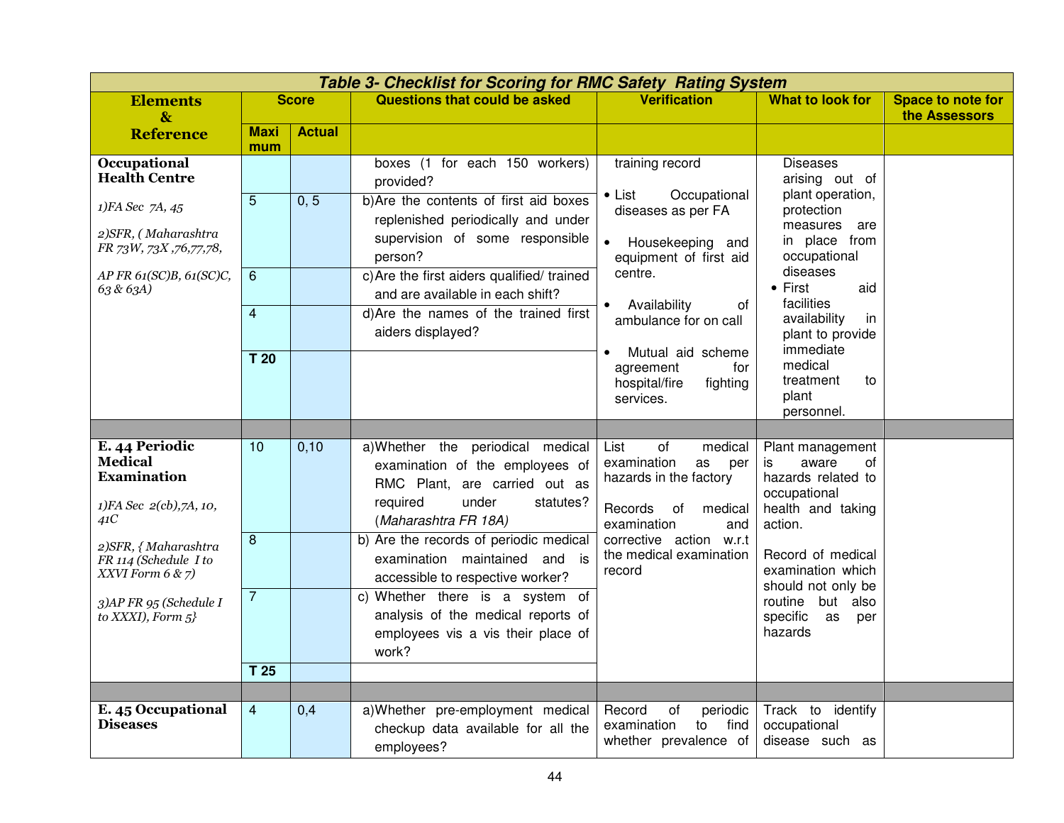| *Table 3- Checklist for Scoring for RMC Safety Rating System* | | | | | | |
|---|---|---|---|---|---|---|
| **Elements & Reference** | **Score** | | **Questions that could be asked** | **Verification** | **What to look for** | **Space to note for the Assessors** |
| | **Maximum** | **Actual** | | | | |
| **Occupational Health Centre**<br>*1)FA Sec 7A, 45*<br>*2)SFR, ( Maharashtra FR 73W, 73X ,76,77,78,*<br>*AP FR 61(SC)B, 61(SC)C, 63 & 63A)* | | | boxes (1 for each 150 workers) provided? | training record<br>• List Occupational diseases as per FA<br>• Housekeeping and equipment of first aid centre.<br>• Availability of ambulance for on call<br>• Mutual aid scheme agreement for hospital/fire fighting services. | Diseases arising out of plant operation, protection measures are in place from occupational diseases<br>• First aid facilities availability in plant to provide immediate medical treatment to plant personnel. | |
| | 5 | 0, 5 | b)Are the contents of first aid boxes replenished periodically and under supervision of some responsible person? | | | |
| | 6 | | c)Are the first aiders qualified/ trained and are available in each shift? | | | |
| | 4 | | d)Are the names of the trained first aiders displayed? | | | |
| | **T 20** | | | | | |
| | | | | | | |
| **E. 44 Periodic Medical Examination**<br>*1)FA Sec 2(cb),7A, 10, 41C*<br>*2)SFR, { Maharashtra FR 114 (Schedule I to XXVI Form 6 & 7)*<br>*3)AP FR 95 (Schedule I to XXXI), Form 5}* | 10 | 0,10 | a)Whether the periodical medical examination of the employees of RMC Plant, are carried out as required under statutes? (*Maharashtra FR 18A)* | List of medical examination as per hazards in the factory<br>Records of medical examination and corrective action w.r.t the medical examination record | Plant management is aware of hazards related to occupational health and taking action.<br>Record of medical examination which should not only be routine but also specific as per hazards | |
| | 8 | | b) Are the records of periodic medical examination maintained and is accessible to respective worker? | | | |
| | 7 | | c) Whether there is a system of analysis of the medical reports of employees vis a vis their place of work? | | | |
| | **T 25** | | | | | |
| | | | | | | |
| **E. 45 Occupational Diseases** | 4 | 0,4 | a)Whether pre-employment medical checkup data available for all the employees? | Record of periodic examination to find whether prevalence of | Track to identify occupational disease such as | |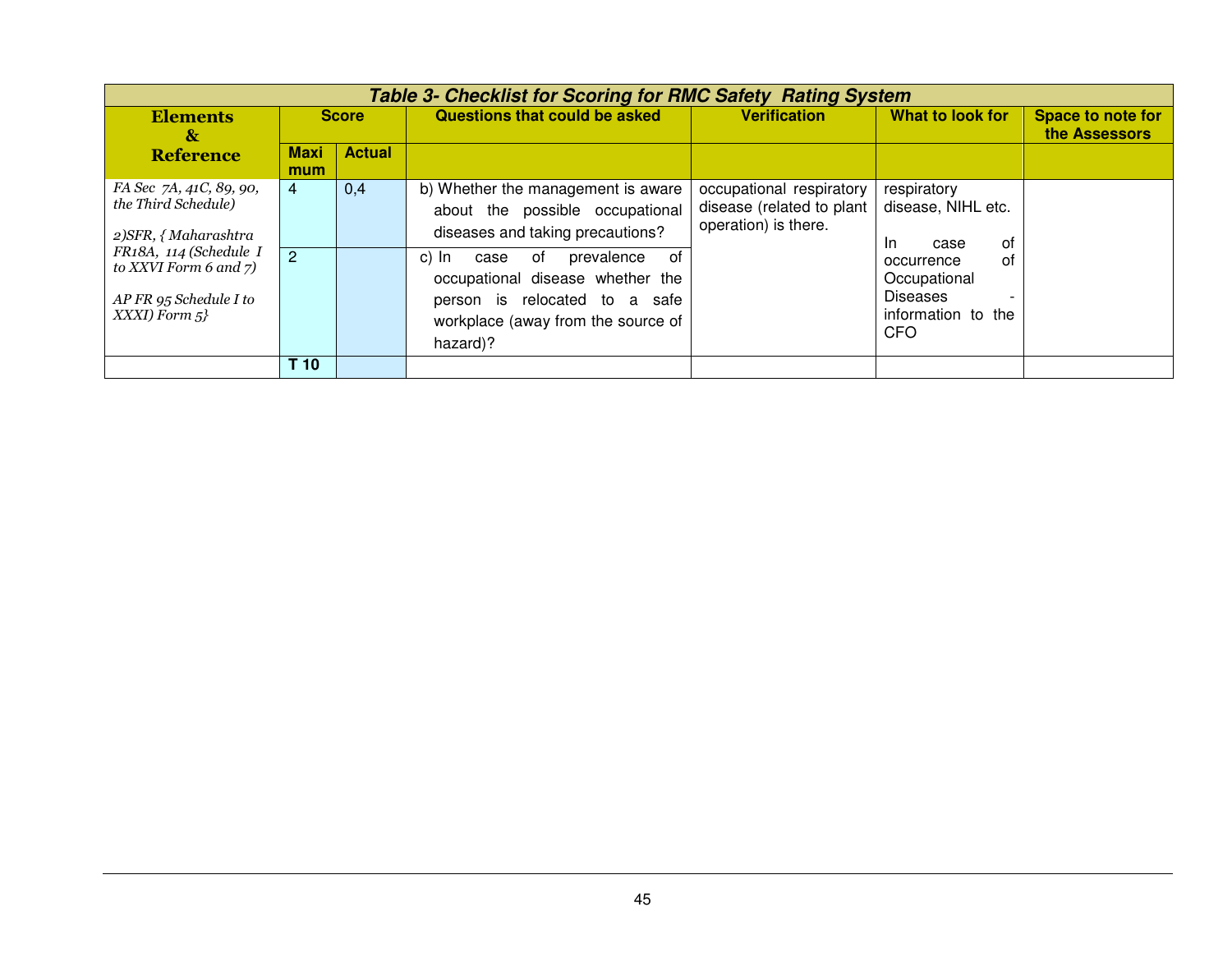| *Table 3- Checklist for Scoring for RMC Safety Rating System* | | | | | | |
|---|---|---|---|---|---|---|
| **Elements & Reference** | **Score** | | **Questions that could be asked** | **Verification** | **What to look for** | **Space to note for the Assessors** |
| | **Maximum** | **Actual** | | | | |
| *FA Sec 7A, 41C, 89, 90, the Third Schedule)* *2)SFR, { Maharashtra FR18A, 114 (Schedule I to XXVI Form 6 and 7)* *AP FR 95 Schedule I to XXXI) Form 5}* | 4 | 0,4 | b) Whether the management is aware about the possible occupational diseases and taking precautions? | occupational respiratory disease (related to plant operation) is there. | respiratory disease, NIHL etc. In case of occurrence of Occupational Diseases - information to the CFO | |
| | 2 | | c) In case of prevalence of occupational disease whether the person is relocated to a safe workplace (away from the source of hazard)? | | | |
| | **T 10** | | | | | |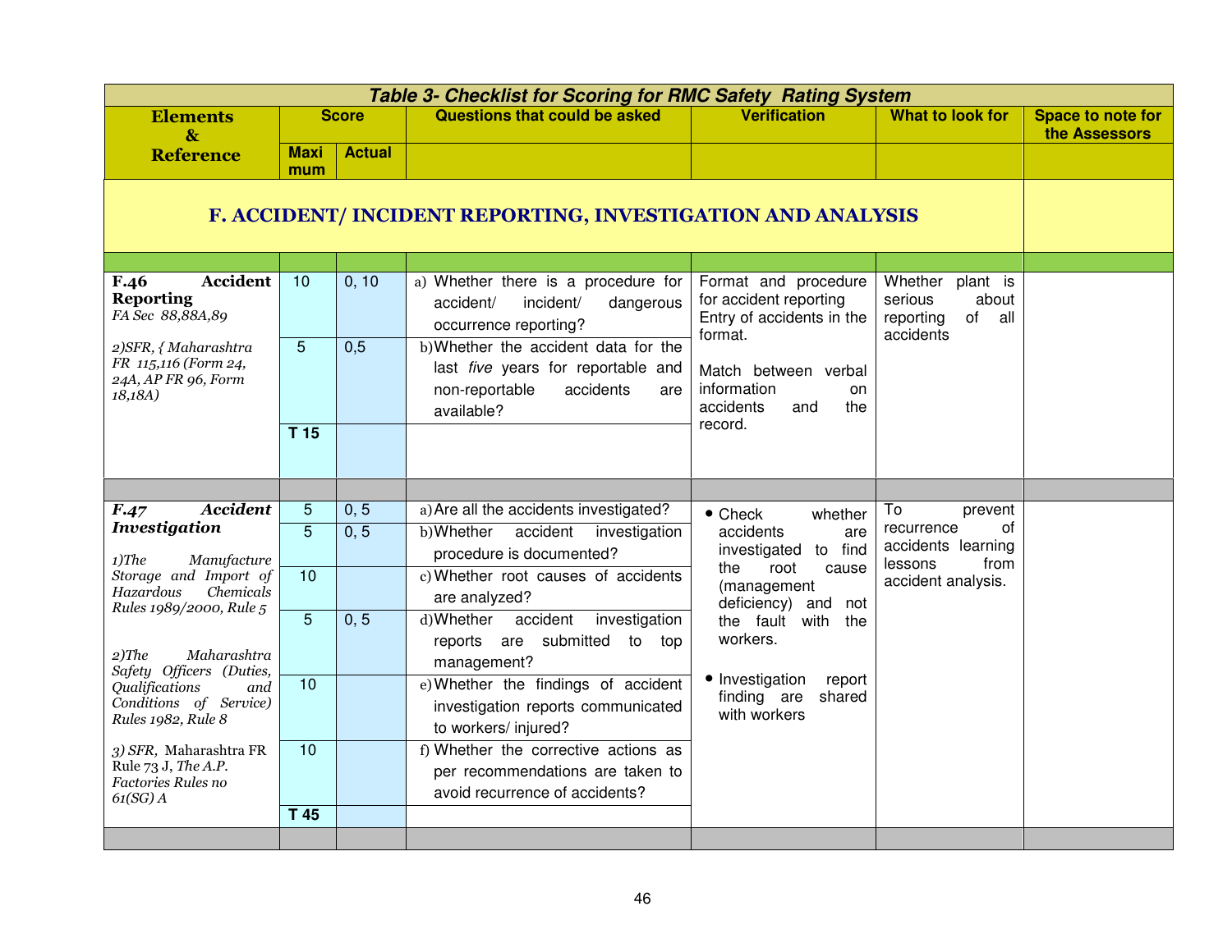| Table 3- Checklist for Scoring for RMC Safety Rating System | | | | | | |
|---|---|---|---|---|---|---|
| **Elements & Reference** | **Score** | | **Questions that could be asked** | **Verification** | **What to look for** | **Space to note for the Assessors** |
| | **Maximum** | **Actual** | | | | |
| **F. ACCIDENT/ INCIDENT REPORTING, INVESTIGATION AND ANALYSIS** | | | | | | |
| **F.46 Accident Reporting** *FA Sec 88,88A,89* *2)SFR, { Maharashtra FR 115,116 (Form 24, 24A, AP FR 96, Form 18,18A)* | 10 | 0, 10 | a) Whether there is a procedure for accident/ incident/ dangerous occurrence reporting? | Format and procedure for accident reporting Entry of accidents in the format. Match between verbal information on accidents and the record. | Whether plant is serious about reporting of all accidents | |
| | 5 | 0,5 | b) Whether the accident data for the last *five* years for reportable and non-reportable accidents are available? | | | |
| | **T 15** | | | | | |
| **F.47 Accident Investigation** *1)The Manufacture Storage and Import of Hazardous Chemicals Rules 1989/2000, Rule 5* *2)The Maharashtra Safety Officers (Duties, Qualifications and Conditions of Service) Rules 1982, Rule 8* *3) SFR,* Maharashtra FR Rule 73 J, *The A.P. Factories Rules no 61(SG) A* | 5 | 0, 5 | a) Are all the accidents investigated? | • Check whether accidents are investigated to find the root cause (management deficiency) and not the fault with the workers. • Investigation report finding are shared with workers | To prevent recurrence of accidents learning lessons from accident analysis. | |
| | 5 | 0, 5 | b) Whether accident investigation procedure is documented? | | | |
| | 10 | | c) Whether root causes of accidents are analyzed? | | | |
| | 5 | 0, 5 | d) Whether accident investigation reports are submitted to top management? | | | |
| | 10 | | e) Whether the findings of accident investigation reports communicated to workers/ injured? | | | |
| | 10 | | f) Whether the corrective actions as per recommendations are taken to avoid recurrence of accidents? | | | |
| | **T 45** | | | | | |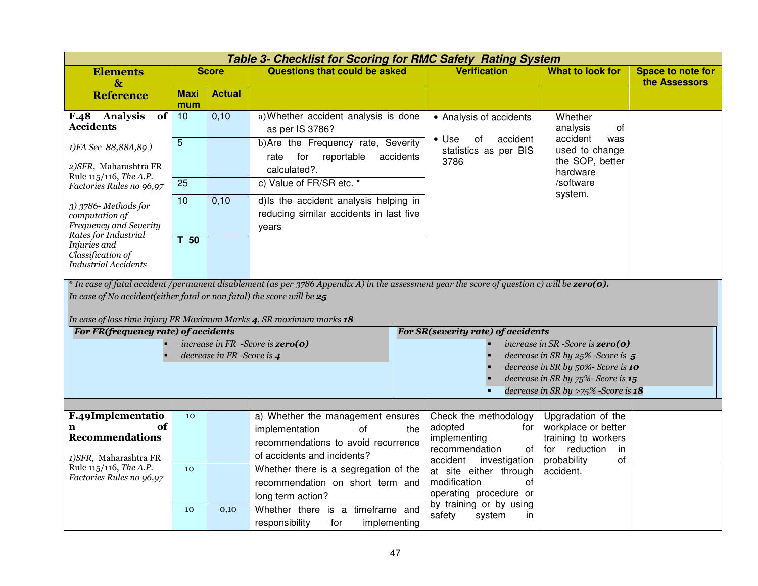| *Table 3- Checklist for Scoring for RMC Safety Rating System* | | | | | | |
|---|---|---|---|---|---|---|
| **Elements & Reference** | **Score** | | **Questions that could be asked** | **Verification** | **What to look for** | **Space to note for the Assessors** |
| | **Maximum** | **Actual** | | | | |
| **F.48 Analysis of Accidents**<br>*1)FA Sec 88,88A,89 )*<br>*2)SFR,* Maharashtra FR Rule 115/116, *The A.P. Factories Rules no 96,97*<br>*3) 3786- Methods for computation of Frequency and Severity Rates for Industrial Injuries and Classification of Industrial Accidents* | 10 | 0,10 | a) Whether accident analysis is done as per IS 3786? | • Analysis of accidents<br>• Use of accident statistics as per BIS 3786 | Whether analysis of accident was used to change the SOP, better hardware /software system. | |
| | 5 | | b) Are the Frequency rate, Severity rate for reportable accidents calculated?. | | | |
| | 25 | | c) Value of FR/SR etc. * | | | |
| | 10 | 0,10 | d) Is the accident analysis helping in reducing similar accidents in last five years | | | |
| | **T 50** | | | | | |

*\* In case of fatal accident /permanent disablement (as per 3786 Appendix A) in the assessment year the score of question c) will be **zero(0).***
*In case of No accident(either fatal or non fatal) the score will be **25***

*In case of loss time injury FR Maximum Marks **4**, SR maximum marks **18***

| ***For FR(frequency rate) of accidents*** | ***For SR(severity rate) of accidents*** |
|---|---|
| ▪ *increase in FR -Score is **zero(0)***<br>▪ *decrease in FR -Score is **4*** | ▪ *increase in SR -Score is **zero(0)***<br>▪ *decrease in SR by 25% -Score is **5***<br>▪ *decrease in SR by 50%- Score is **10***<br>▪ *decrease in SR by 75%- Score is **15***<br>▪ *decrease in SR by >75% -Score is **18*** |

| Elements & Reference | Maximum | Actual | Questions that could be asked | Verification | What to look for | Space to note for the Assessors |
|---|---|---|---|---|---|---|
| **F.49Implementation of Recommendations**<br>*1)SFR,* Maharashtra FR Rule 115/116, *The A.P. Factories Rules no 96,97* | 10 | | a) Whether the management ensures implementation of the recommendations to avoid recurrence of accidents and incidents? | Check the methodology adopted for implementing recommendation of accident investigation at site either through modification of operating procedure or by training or by using safety system in | Upgradation of the workplace or better training to workers for reduction in probability of accident. | |
| | 10 | | Whether there is a segregation of the recommendation on short term and long term action? | | | |
| | 10 | 0,10 | Whether there is a timeframe and responsibility for implementing | | | |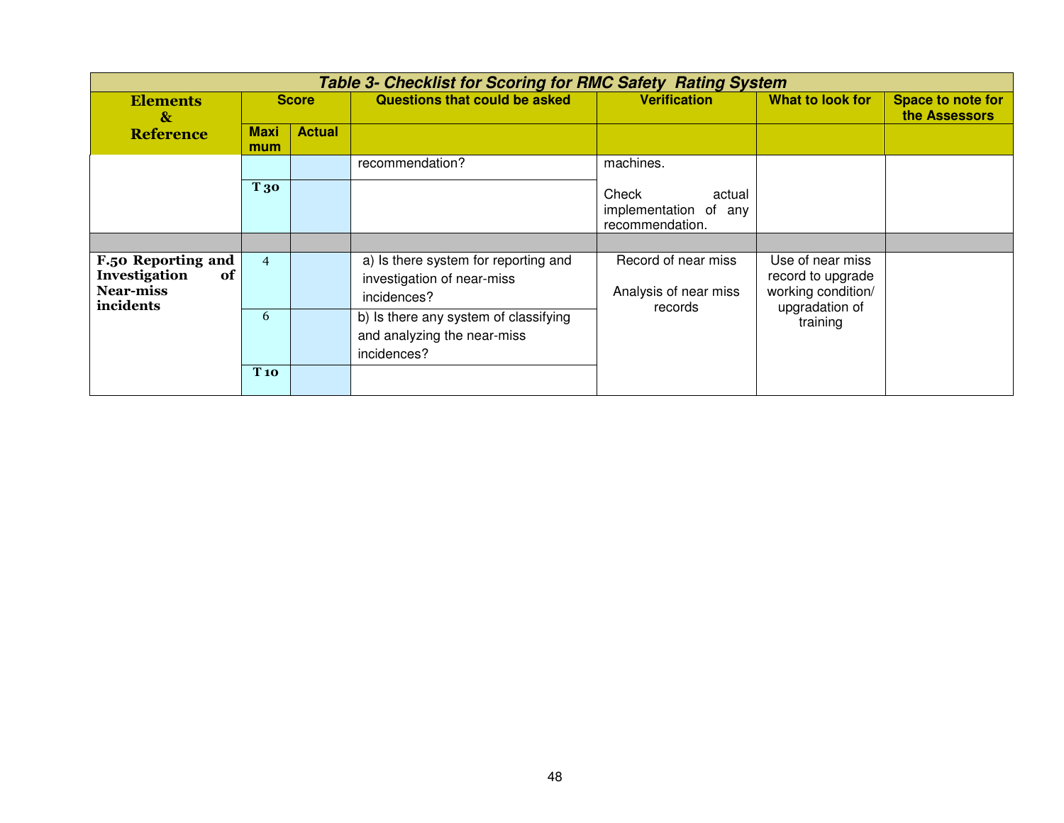| Table 3- Checklist for Scoring for RMC Safety Rating System | | | | | | |
|---|---|---|---|---|---|---|
| **Elements & Reference** | **Score** | | **Questions that could be asked** | **Verification** | **What to look for** | **Space to note for the Assessors** |
| | **Maximum** | **Actual** | | | | |
| | | | recommendation? | machines. | | |
| | **T 30** | | | Check actual implementation of any recommendation. | | |
| | | | | | | |
| **F.50 Reporting and Investigation of Near-miss incidents** | 4 | | a) Is there system for reporting and investigation of near-miss incidences? | Record of near miss<br><br>Analysis of near miss records | Use of near miss record to upgrade working condition/ upgradation of training | |
| | 6 | | b) Is there any system of classifying and analyzing the near-miss incidences? | | | |
| | **T 10** | | | | | |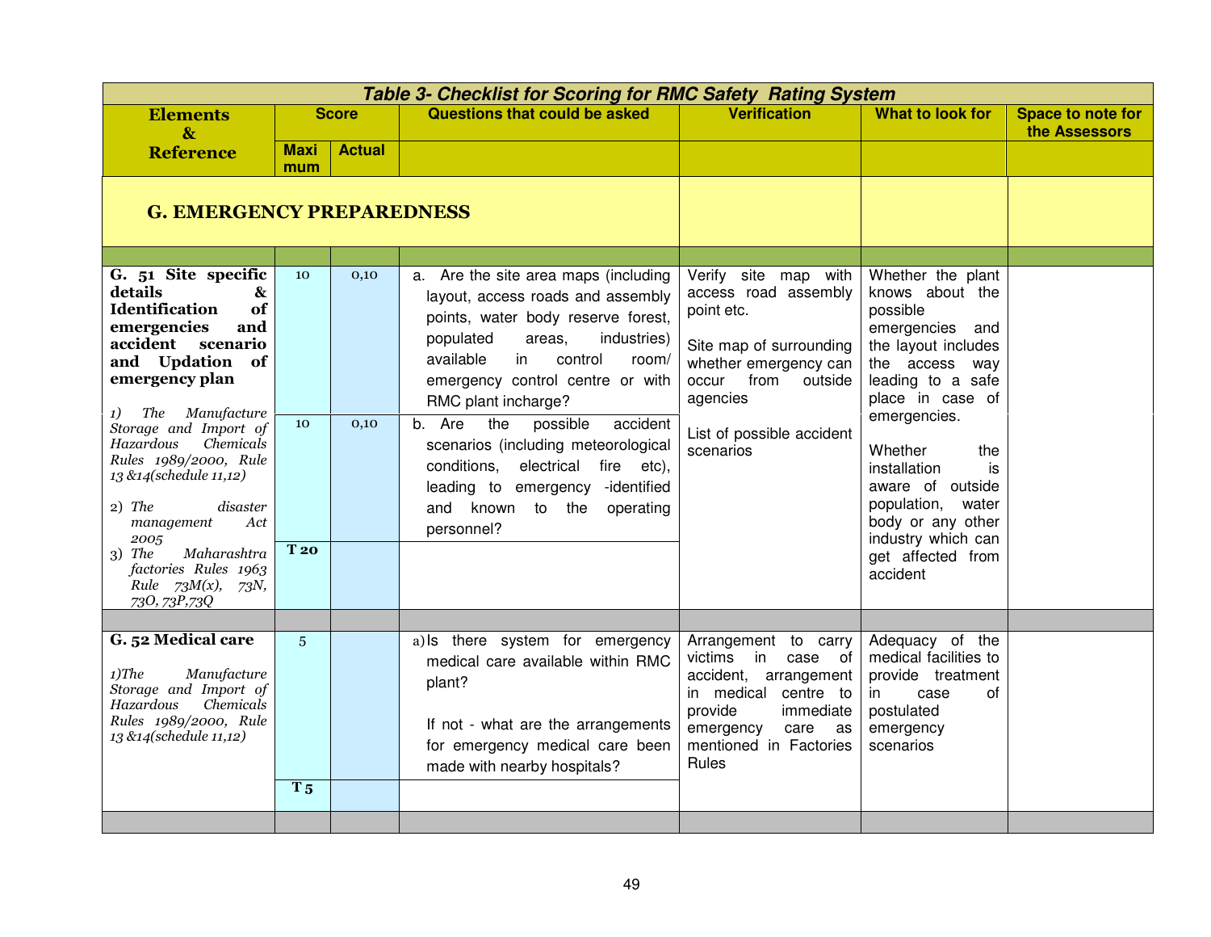| Table 3- Checklist for Scoring for RMC Safety Rating System | | | | | | |
|---|---|---|---|---|---|---|
| **Elements & Reference** | **Score** | | **Questions that could be asked** | **Verification** | **What to look for** | **Space to note for the Assessors** |
| | **Maximum** | **Actual** | | | | |
| **G. EMERGENCY PREPAREDNESS** | | | | | | |
| | | | | | | |
| **G. 51 Site specific details & Identification of emergencies and accident scenario and Updation of emergency plan**<br><br>*1) The Manufacture Storage and Import of Hazardous Chemicals Rules 1989/2000, Rule 13 &14(schedule 11,12)*<br>*2) The disaster management Act 2005*<br>*3) The Maharashtra factories Rules 1963 Rule 73M(x), 73N, 73O, 73P,73Q* | 10 | 0,10 | a. Are the site area maps (including layout, access roads and assembly points, water body reserve forest, populated areas, industries) available in control room/ emergency control centre or with RMC plant incharge? | Verify site map with access road assembly point etc.<br><br>Site map of surrounding whether emergency can occur from outside agencies<br><br>List of possible accident scenarios | Whether the plant knows about the possible emergencies and the layout includes the access way leading to a safe place in case of emergencies.<br><br>Whether the installation is aware of outside population, water body or any other industry which can get affected from accident | |
| | 10 | 0,10 | b. Are the possible accident scenarios (including meteorological conditions, electrical fire etc), leading to emergency -identified and known to the operating personnel? | | | |
| | **T 20** | | | | | |
| | | | | | | |
| **G. 52 Medical care**<br><br>*1)The Manufacture Storage and Import of Hazardous Chemicals Rules 1989/2000, Rule 13 &14(schedule 11,12)* | 5 | | a) Is there system for emergency medical care available within RMC plant?<br><br>If not - what are the arrangements for emergency medical care been made with nearby hospitals? | Arrangement to carry victims in case of accident, arrangement in medical centre to provide immediate emergency care as mentioned in Factories Rules | Adequacy of the medical facilities to provide treatment in case of postulated emergency scenarios | |
| | **T 5** | | | | | |
| | | | | | | |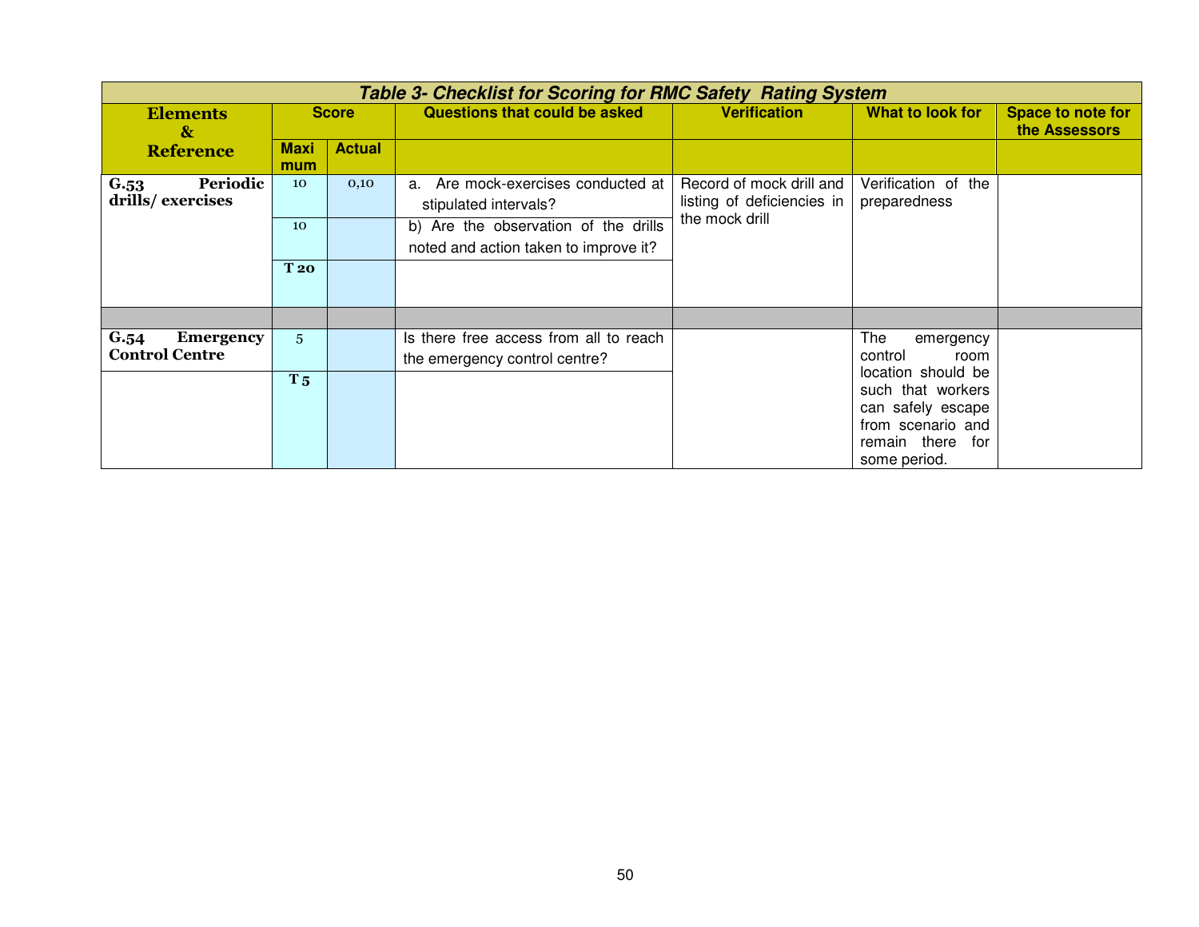| *Table 3- Checklist for Scoring for RMC Safety Rating System* | | | | | | |
|---|---|---|---|---|---|---|
| **Elements & Reference** | **Score** | | **Questions that could be asked** | **Verification** | **What to look for** | **Space to note for the Assessors** |
| | **Maximum** | **Actual** | | | | |
| **G.53 Periodic drills/ exercises** | 10 | 0,10 | a. Are mock-exercises conducted at stipulated intervals? | Record of mock drill and listing of deficiencies in the mock drill | Verification of the preparedness | |
| | 10 | | b) Are the observation of the drills noted and action taken to improve it? | | | |
| | **T 20** | | | | | |
| | | | | | | |
| **G.54 Emergency Control Centre** | 5 | | Is there free access from all to reach the emergency control centre? | | The emergency control room location should be such that workers can safely escape from scenario and remain there for some period. | |
| | **T 5** | | | | | |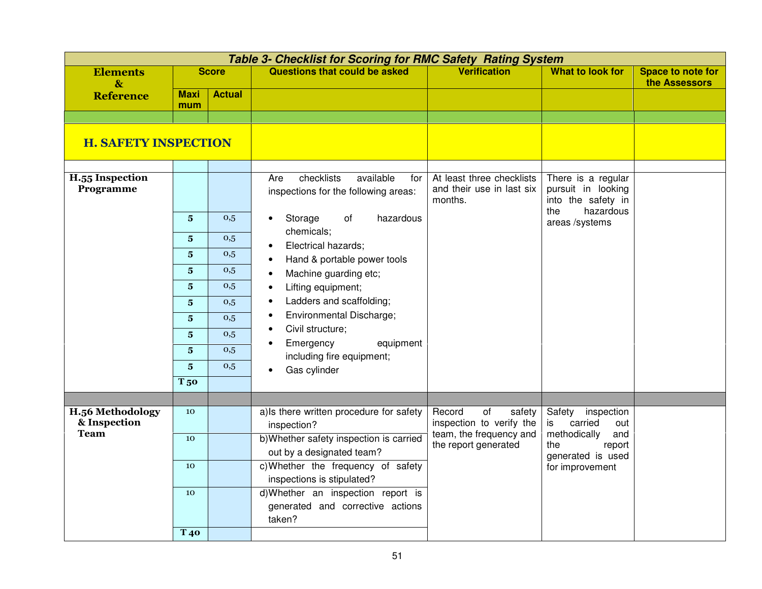| Table 3- Checklist for Scoring for RMC Safety Rating System | | | | | | |
|---|---|---|---|---|---|---|
| **Elements & Reference** | **Score** | | **Questions that could be asked** | **Verification** | **What to look for** | **Space to note for the Assessors** |
| | **Maximum** | **Actual** | | | | |
| **H. SAFETY INSPECTION** | | | | | | |
| **H.55 Inspection Programme** | | | Are checklists available for inspections for the following areas: | At least three checklists and their use in last six months. | There is a regular pursuit in looking into the safety in the hazardous areas /systems | |
| | **5** | 0,5 | • Storage of hazardous chemicals; | | | |
| | **5** | 0,5 | • Electrical hazards; | | | |
| | **5** | 0,5 | • Hand & portable power tools | | | |
| | **5** | 0,5 | • Machine guarding etc; | | | |
| | **5** | 0,5 | • Lifting equipment; | | | |
| | **5** | 0,5 | • Ladders and scaffolding; | | | |
| | **5** | 0,5 | • Environmental Discharge; | | | |
| | **5** | 0,5 | • Civil structure; | | | |
| | **5** | 0,5 | • Emergency equipment including fire equipment; | | | |
| | **5** | 0,5 | • Gas cylinder | | | |
| | **T 50** | | | | | |
| **H.56 Methodology & Inspection Team** | 10 | | a) Is there written procedure for safety inspection? | Record of safety inspection to verify the team, the frequency and the report generated | Safety inspection is carried out methodically and the report generated is used for improvement | |
| | 10 | | b) Whether safety inspection is carried out by a designated team? | | | |
| | 10 | | c) Whether the frequency of safety inspections is stipulated? | | | |
| | 10 | | d) Whether an inspection report is generated and corrective actions taken? | | | |
| | **T 40** | | | | | |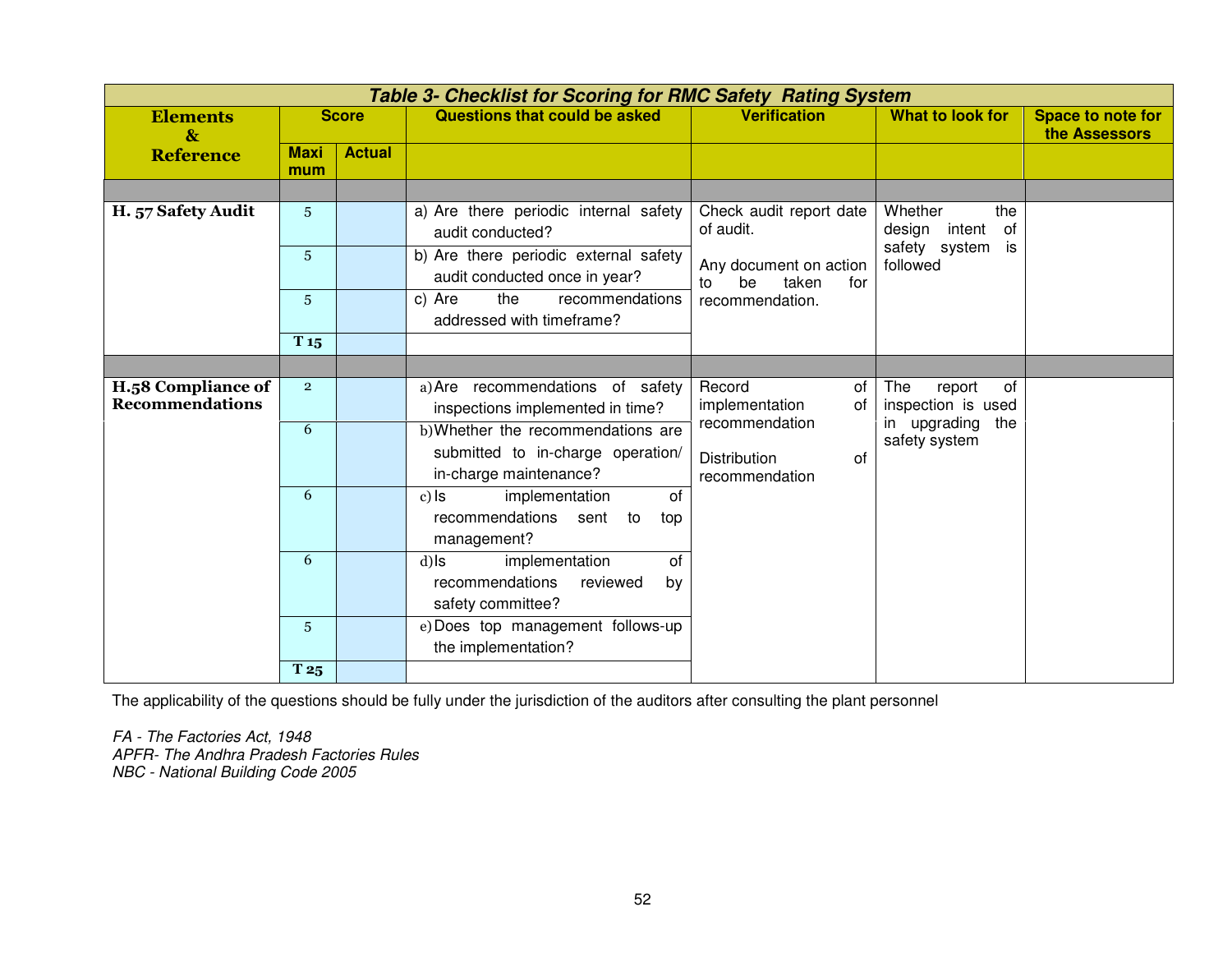| Table 3- Checklist for Scoring for RMC Safety Rating System | | | | | | |
|---|---|---|---|---|---|---|
| **Elements & Reference** | **Score** | | **Questions that could be asked** | **Verification** | **What to look for** | **Space to note for the Assessors** |
| | **Maximum** | **Actual** | | | | |
| | | | | | | |
| **H. 57 Safety Audit** | 5 | | a) Are there periodic internal safety audit conducted? | Check audit report date of audit. Any document on action to be taken for recommendation. | Whether the design intent of safety system is followed | |
| | 5 | | b) Are there periodic external safety audit conducted once in year? | | | |
| | 5 | | c) Are the recommendations addressed with timeframe? | | | |
| | T 15 | | | | | |
| | | | | | | |
| **H.58 Compliance of Recommendations** | 2 | | a) Are recommendations of safety inspections implemented in time? | Record of implementation of recommendation. Distribution of recommendation | The report of inspection is used in upgrading the safety system | |
| | 6 | | b) Whether the recommendations are submitted to in-charge operation/ in-charge maintenance? | | | |
| | 6 | | c) Is implementation of recommendations sent to top management? | | | |
| | 6 | | d) Is implementation of recommendations reviewed by safety committee? | | | |
| | 5 | | e) Does top management follows-up the implementation? | | | |
| | T 25 | | | | | |

The applicability of the questions should be fully under the jurisdiction of the auditors after consulting the plant personnel

*FA - The Factories Act, 1948*
*APFR- The Andhra Pradesh Factories Rules*
*NBC - National Building Code 2005*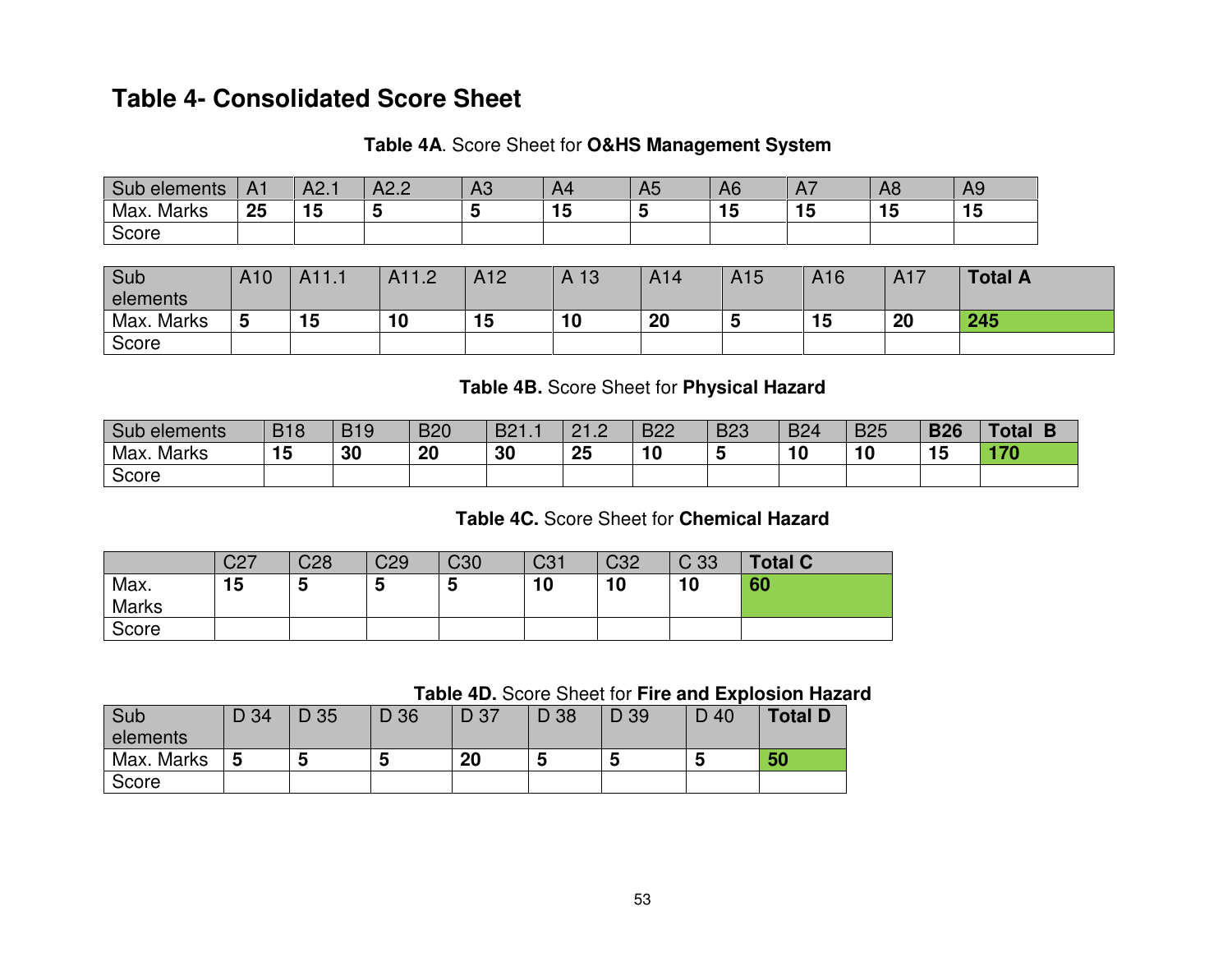## Table 4- Consolidated Score Sheet

**Table 4A**. Score Sheet for **O&HS Management System**

| Sub elements | A1 | A2.1 | A2.2 | A3 | A4 | A5 | A6 | A7 | A8 | A9 |
|---|---|---|---|---|---|---|---|---|---|---|
| Max. Marks | **25** | **15** | **5** | **5** | **15** | **5** | **15** | **15** | **15** | **15** |
| Score | | | | | | | | | | |

| Sub elements | A10 | A11.1 | A11.2 | A12 | A 13 | A14 | A15 | A16 | A17 | **Total A** |
|---|---|---|---|---|---|---|---|---|---|---|
| Max. Marks | **5** | **15** | **10** | **15** | **10** | **20** | **5** | **15** | **20** | **245** |
| Score | | | | | | | | | | |

**Table 4B.** Score Sheet for **Physical Hazard**

| Sub elements | B18 | B19 | B20 | B21.1 | 21.2 | B22 | B23 | B24 | B25 | **B26** | **Total B** |
|---|---|---|---|---|---|---|---|---|---|---|---|
| Max. Marks | **15** | **30** | **20** | **30** | **25** | **10** | **5** | **10** | **10** | **15** | **170** |
| Score | | | | | | | | | | | |

**Table 4C.** Score Sheet for **Chemical Hazard**

| | C27 | C28 | C29 | C30 | C31 | C32 | C 33 | **Total C** |
|---|---|---|---|---|---|---|---|---|
| Max. Marks | **15** | **5** | **5** | **5** | **10** | **10** | **10** | **60** |
| Score | | | | | | | | |

**Table 4D.** Score Sheet for **Fire and Explosion Hazard**

| Sub elements | D 34 | D 35 | D 36 | D 37 | D 38 | D 39 | D 40 | **Total D** |
|---|---|---|---|---|---|---|---|---|
| Max. Marks | **5** | **5** | **5** | **20** | **5** | **5** | **5** | **50** |
| Score | | | | | | | | |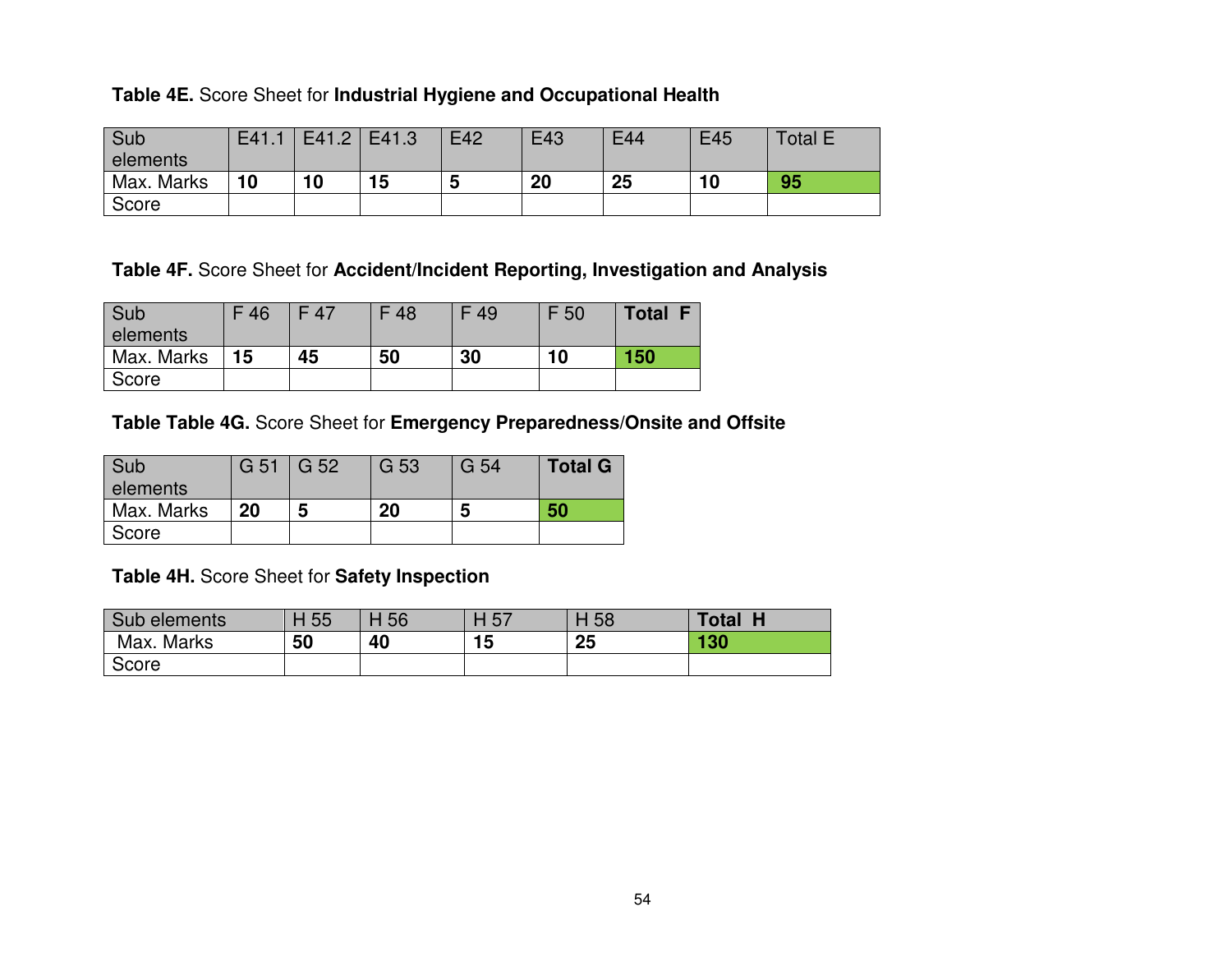**Table 4E.** Score Sheet for **Industrial Hygiene and Occupational Health**

| Sub elements | E41.1 | E41.2 | E41.3 | E42 | E43 | E44 | E45 | Total E |
|---|---|---|---|---|---|---|---|---|
| Max. Marks | **10** | **10** | **15** | **5** | **20** | **25** | **10** | **95** |
| Score | | | | | | | | |

**Table 4F.** Score Sheet for **Accident/Incident Reporting, Investigation and Analysis**

| Sub elements | F 46 | F 47 | F 48 | F 49 | F 50 | **Total F** |
|---|---|---|---|---|---|---|
| Max. Marks | **15** | **45** | **50** | **30** | **10** | **150** |
| Score | | | | | | |

**Table Table 4G.** Score Sheet for **Emergency Preparedness/Onsite and Offsite**

| Sub elements | G 51 | G 52 | G 53 | G 54 | **Total G** |
|---|---|---|---|---|---|
| Max. Marks | **20** | **5** | **20** | **5** | **50** |
| Score | | | | | |

**Table 4H.** Score Sheet for **Safety Inspection**

| Sub elements | H 55 | H 56 | H 57 | H 58 | **Total H** |
|---|---|---|---|---|---|
| Max. Marks | **50** | **40** | **15** | **25** | **130** |
| Score | | | | | |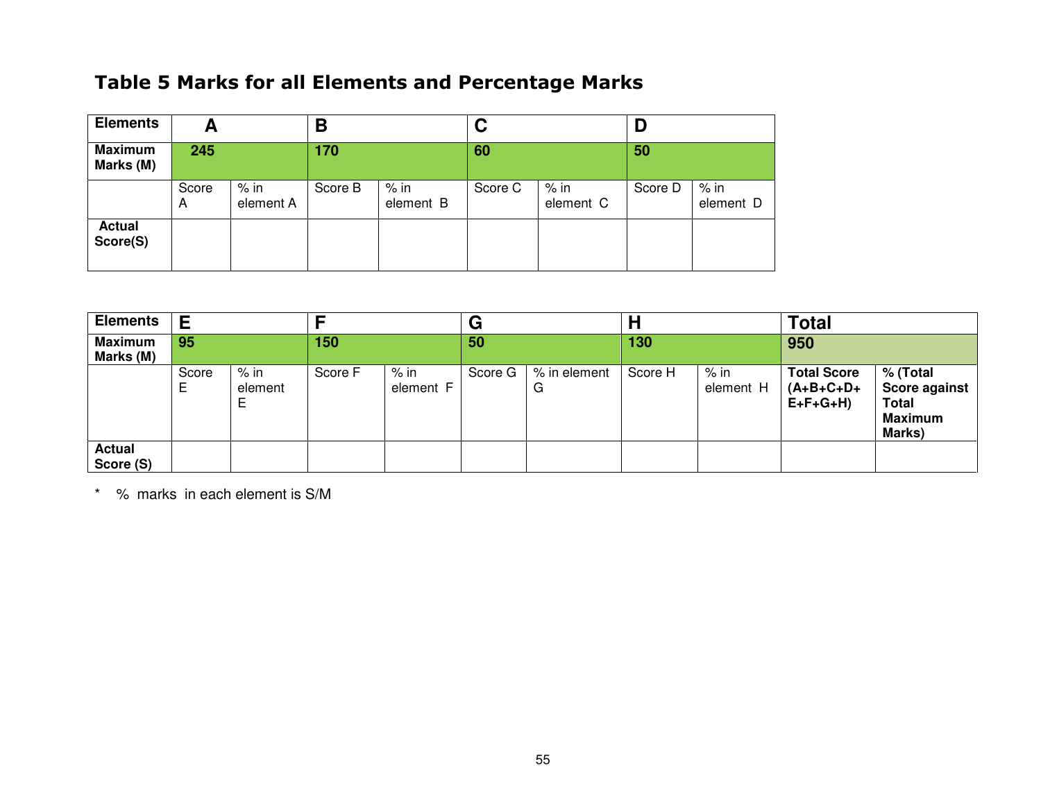# Table 5 Marks for all Elements and Percentage Marks

| Elements | A | | B | | C | | D | |
|---|---|---|---|---|---|---|---|---|
| **Maximum Marks (M)** | **245** | | **170** | | **60** | | **50** | |
| | Score A | % in element A | Score B | % in element B | Score C | % in element C | Score D | % in element D |
| **Actual Score(S)** | | | | | | | | |

| Elements | E | | F | | G | | H | | Total | |
|---|---|---|---|---|---|---|---|---|---|---|
| **Maximum Marks (M)** | **95** | | **150** | | **50** | | **130** | | **950** | |
| | Score E | % in element E | Score F | % in element F | Score G | % in element G | Score H | % in element H | **Total Score (A+B+C+D+ E+F+G+H)** | **% (Total Score against Total Maximum Marks)** |
| **Actual Score (S)** | | | | | | | | | | |

\* % marks in each element is S/M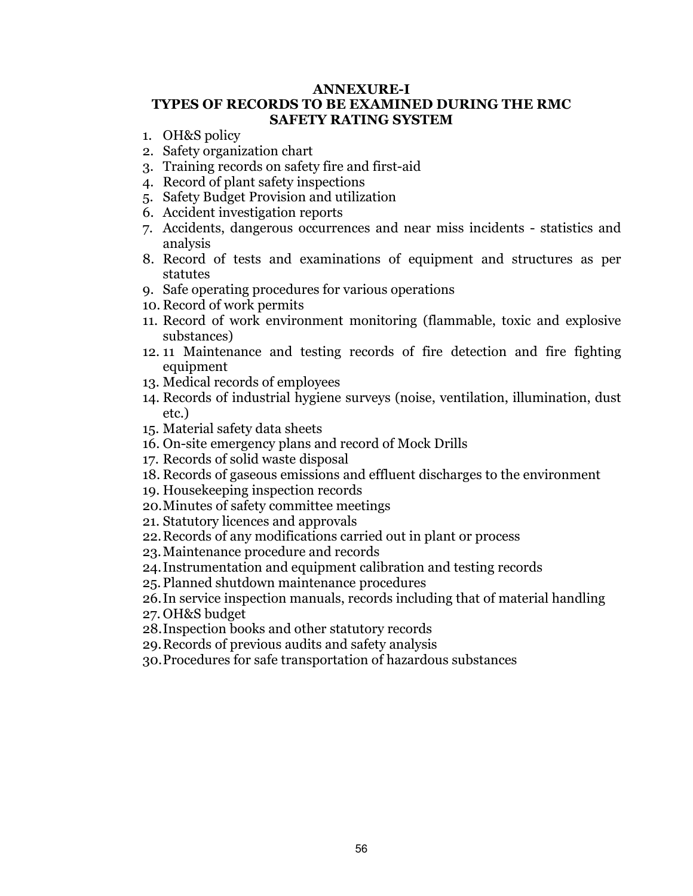**ANNEXURE-I**
**TYPES OF RECORDS TO BE EXAMINED DURING THE RMC SAFETY RATING SYSTEM**

1. OH&S policy
2. Safety organization chart
3. Training records on safety fire and first-aid
4. Record of plant safety inspections
5. Safety Budget Provision and utilization
6. Accident investigation reports
7. Accidents, dangerous occurrences and near miss incidents - statistics and analysis
8. Record of tests and examinations of equipment and structures as per statutes
9. Safe operating procedures for various operations
10. Record of work permits
11. Record of work environment monitoring (flammable, toxic and explosive substances)
12. 11 Maintenance and testing records of fire detection and fire fighting equipment
13. Medical records of employees
14. Records of industrial hygiene surveys (noise, ventilation, illumination, dust etc.)
15. Material safety data sheets
16. On-site emergency plans and record of Mock Drills
17. Records of solid waste disposal
18. Records of gaseous emissions and effluent discharges to the environment
19. Housekeeping inspection records
20. Minutes of safety committee meetings
21. Statutory licences and approvals
22. Records of any modifications carried out in plant or process
23. Maintenance procedure and records
24. Instrumentation and equipment calibration and testing records
25. Planned shutdown maintenance procedures
26. In service inspection manuals, records including that of material handling
27. OH&S budget
28. Inspection books and other statutory records
29. Records of previous audits and safety analysis
30. Procedures for safe transportation of hazardous substances